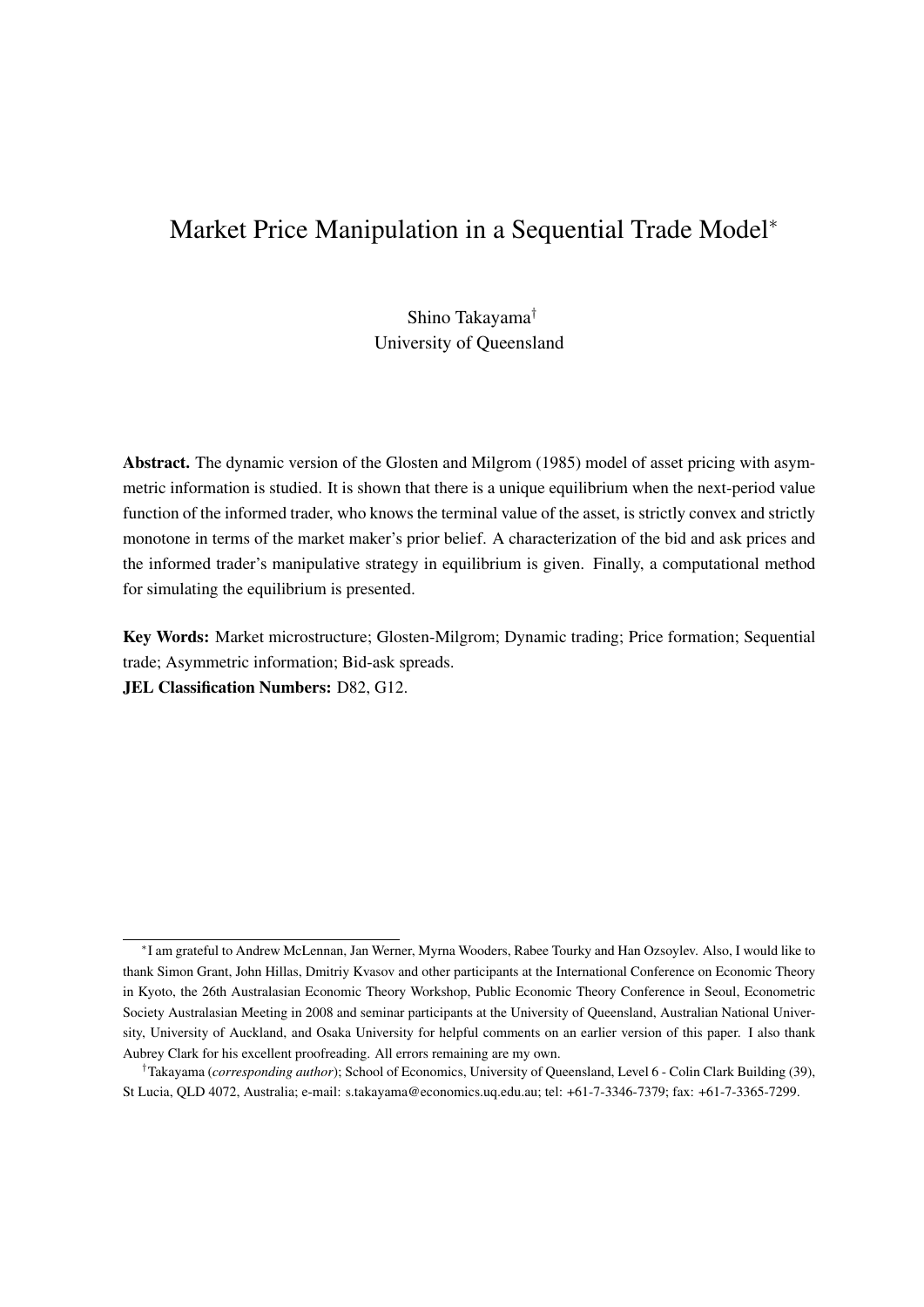# Market Price Manipulation in a Sequential Trade Model*

Shino Takayama†
University of Queensland

**Abstract.** The dynamic version of the Glosten and Milgrom (1985) model of asset pricing with asymmetric information is studied. It is shown that there is a unique equilibrium when the next-period value function of the informed trader, who knows the terminal value of the asset, is strictly convex and strictly monotone in terms of the market maker's prior belief. A characterization of the bid and ask prices and the informed trader's manipulative strategy in equilibrium is given. Finally, a computational method for simulating the equilibrium is presented.

**Key Words:** Market microstructure; Glosten-Milgrom; Dynamic trading; Price formation; Sequential trade; Asymmetric information; Bid-ask spreads.
**JEL Classification Numbers:** D82, G12.

---

*I am grateful to Andrew McLennan, Jan Werner, Myrna Wooders, Rabee Tourky and Han Ozsoylev. Also, I would like to thank Simon Grant, John Hillas, Dmitriy Kvasov and other participants at the International Conference on Economic Theory in Kyoto, the 26th Australasian Economic Theory Workshop, Public Economic Theory Conference in Seoul, Econometric Society Australasian Meeting in 2008 and seminar participants at the University of Queensland, Australian National University, University of Auckland, and Osaka University for helpful comments on an earlier version of this paper. I also thank Aubrey Clark for his excellent proofreading. All errors remaining are my own.

†Takayama (*corresponding author*); School of Economics, University of Queensland, Level 6 - Colin Clark Building (39), St Lucia, QLD 4072, Australia; e-mail: s.takayama@economics.uq.edu.au; tel: +61-7-3346-7379; fax: +61-7-3365-7299.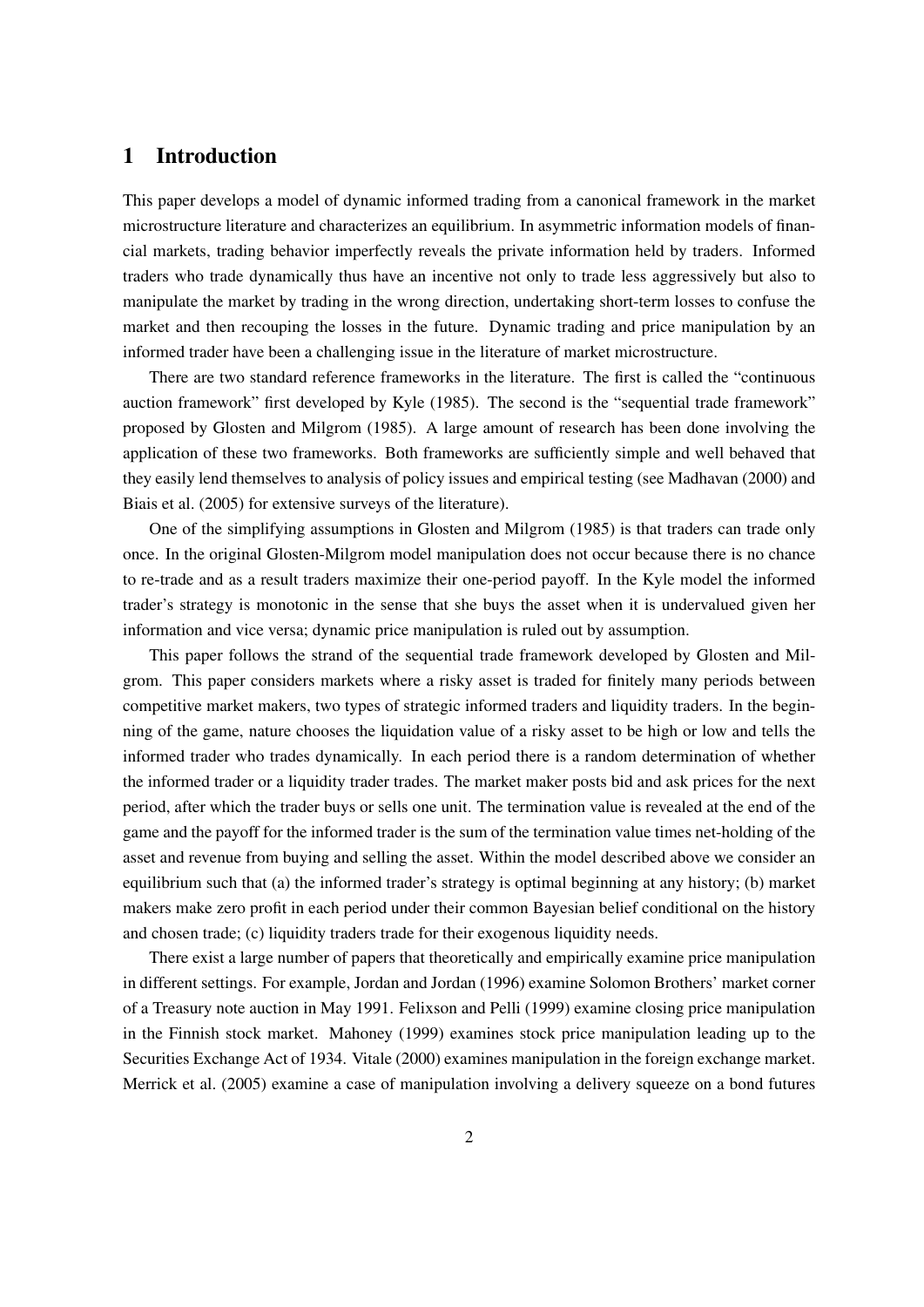# 1 Introduction

This paper develops a model of dynamic informed trading from a canonical framework in the market microstructure literature and characterizes an equilibrium. In asymmetric information models of financial markets, trading behavior imperfectly reveals the private information held by traders. Informed traders who trade dynamically thus have an incentive not only to trade less aggressively but also to manipulate the market by trading in the wrong direction, undertaking short-term losses to confuse the market and then recouping the losses in the future. Dynamic trading and price manipulation by an informed trader have been a challenging issue in the literature of market microstructure.

There are two standard reference frameworks in the literature. The first is called the "continuous auction framework" first developed by Kyle (1985). The second is the "sequential trade framework" proposed by Glosten and Milgrom (1985). A large amount of research has been done involving the application of these two frameworks. Both frameworks are sufficiently simple and well behaved that they easily lend themselves to analysis of policy issues and empirical testing (see Madhavan (2000) and Biais et al. (2005) for extensive surveys of the literature).

One of the simplifying assumptions in Glosten and Milgrom (1985) is that traders can trade only once. In the original Glosten-Milgrom model manipulation does not occur because there is no chance to re-trade and as a result traders maximize their one-period payoff. In the Kyle model the informed trader's strategy is monotonic in the sense that she buys the asset when it is undervalued given her information and vice versa; dynamic price manipulation is ruled out by assumption.

This paper follows the strand of the sequential trade framework developed by Glosten and Milgrom. This paper considers markets where a risky asset is traded for finitely many periods between competitive market makers, two types of strategic informed traders and liquidity traders. In the beginning of the game, nature chooses the liquidation value of a risky asset to be high or low and tells the informed trader who trades dynamically. In each period there is a random determination of whether the informed trader or a liquidity trader trades. The market maker posts bid and ask prices for the next period, after which the trader buys or sells one unit. The termination value is revealed at the end of the game and the payoff for the informed trader is the sum of the termination value times net-holding of the asset and revenue from buying and selling the asset. Within the model described above we consider an equilibrium such that (a) the informed trader's strategy is optimal beginning at any history; (b) market makers make zero profit in each period under their common Bayesian belief conditional on the history and chosen trade; (c) liquidity traders trade for their exogenous liquidity needs.

There exist a large number of papers that theoretically and empirically examine price manipulation in different settings. For example, Jordan and Jordan (1996) examine Solomon Brothers' market corner of a Treasury note auction in May 1991. Felixson and Pelli (1999) examine closing price manipulation in the Finnish stock market. Mahoney (1999) examines stock price manipulation leading up to the Securities Exchange Act of 1934. Vitale (2000) examines manipulation in the foreign exchange market. Merrick et al. (2005) examine a case of manipulation involving a delivery squeeze on a bond futures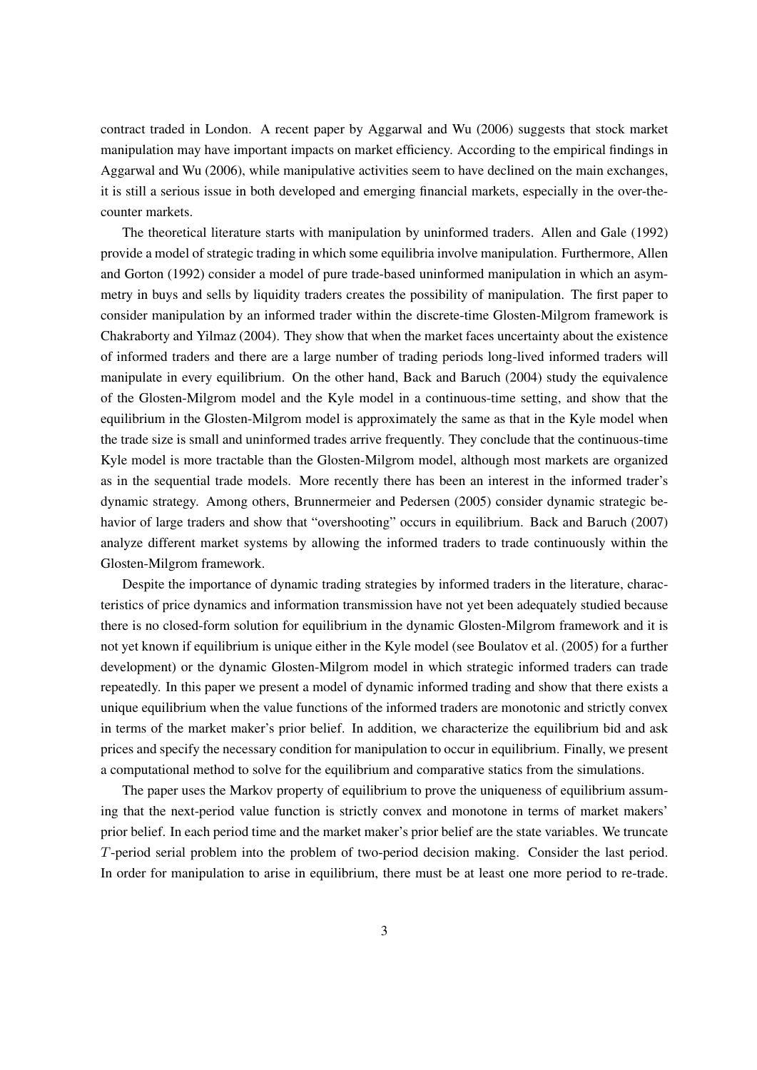contract traded in London. A recent paper by Aggarwal and Wu (2006) suggests that stock market manipulation may have important impacts on market efficiency. According to the empirical findings in Aggarwal and Wu (2006), while manipulative activities seem to have declined on the main exchanges, it is still a serious issue in both developed and emerging financial markets, especially in the over-the-counter markets.

The theoretical literature starts with manipulation by uninformed traders. Allen and Gale (1992) provide a model of strategic trading in which some equilibria involve manipulation. Furthermore, Allen and Gorton (1992) consider a model of pure trade-based uninformed manipulation in which an asymmetry in buys and sells by liquidity traders creates the possibility of manipulation. The first paper to consider manipulation by an informed trader within the discrete-time Glosten-Milgrom framework is Chakraborty and Yilmaz (2004). They show that when the market faces uncertainty about the existence of informed traders and there are a large number of trading periods long-lived informed traders will manipulate in every equilibrium. On the other hand, Back and Baruch (2004) study the equivalence of the Glosten-Milgrom model and the Kyle model in a continuous-time setting, and show that the equilibrium in the Glosten-Milgrom model is approximately the same as that in the Kyle model when the trade size is small and uninformed trades arrive frequently. They conclude that the continuous-time Kyle model is more tractable than the Glosten-Milgrom model, although most markets are organized as in the sequential trade models. More recently there has been an interest in the informed trader's dynamic strategy. Among others, Brunnermeier and Pedersen (2005) consider dynamic strategic behavior of large traders and show that "overshooting" occurs in equilibrium. Back and Baruch (2007) analyze different market systems by allowing the informed traders to trade continuously within the Glosten-Milgrom framework.

Despite the importance of dynamic trading strategies by informed traders in the literature, characteristics of price dynamics and information transmission have not yet been adequately studied because there is no closed-form solution for equilibrium in the dynamic Glosten-Milgrom framework and it is not yet known if equilibrium is unique either in the Kyle model (see Boulatov et al. (2005) for a further development) or the dynamic Glosten-Milgrom model in which strategic informed traders can trade repeatedly. In this paper we present a model of dynamic informed trading and show that there exists a unique equilibrium when the value functions of the informed traders are monotonic and strictly convex in terms of the market maker's prior belief. In addition, we characterize the equilibrium bid and ask prices and specify the necessary condition for manipulation to occur in equilibrium. Finally, we present a computational method to solve for the equilibrium and comparative statics from the simulations.

The paper uses the Markov property of equilibrium to prove the uniqueness of equilibrium assuming that the next-period value function is strictly convex and monotone in terms of market makers' prior belief. In each period time and the market maker's prior belief are the state variables. We truncate $T$-period serial problem into the problem of two-period decision making. Consider the last period. In order for manipulation to arise in equilibrium, there must be at least one more period to re-trade.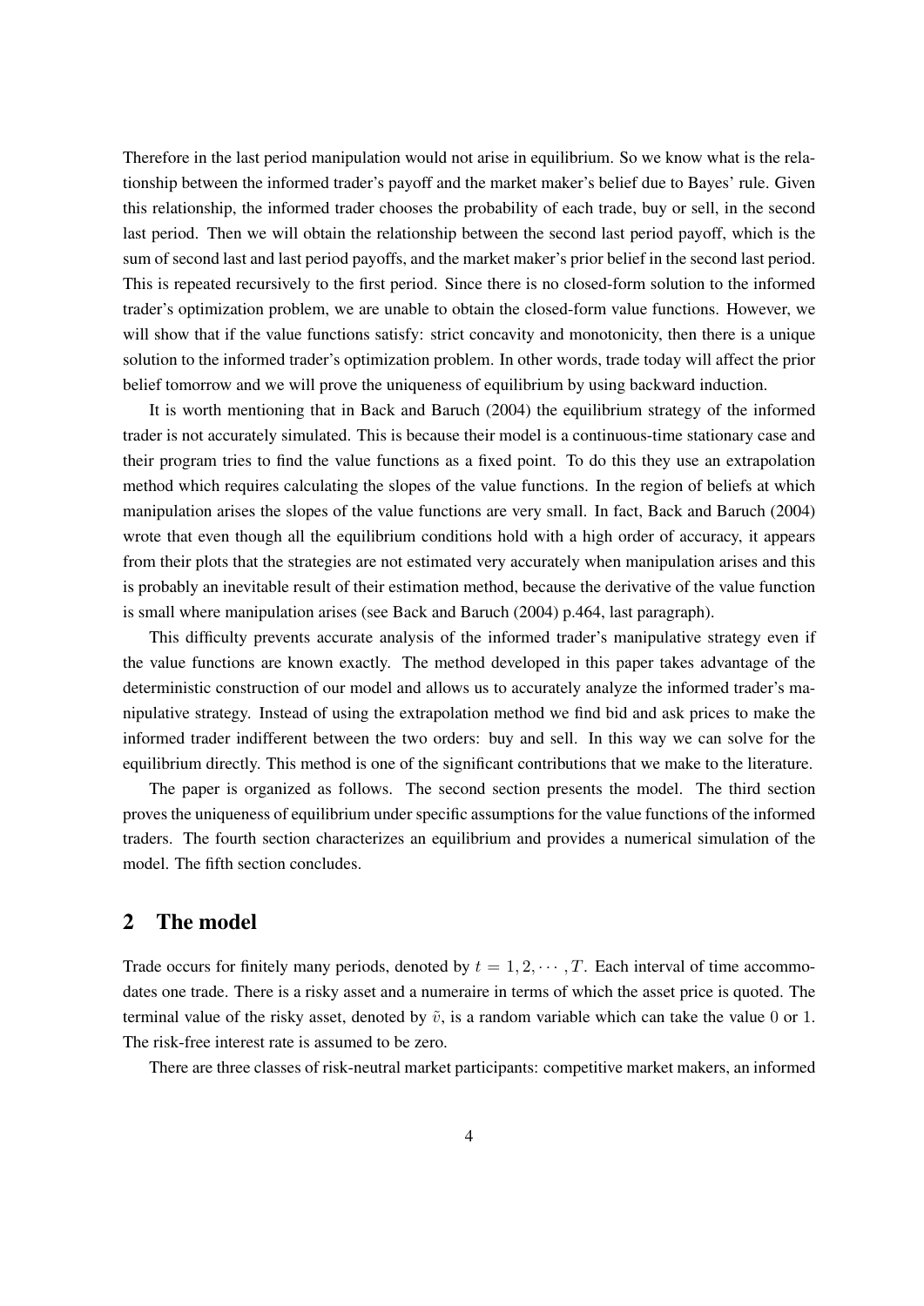Therefore in the last period manipulation would not arise in equilibrium. So we know what is the relationship between the informed trader's payoff and the market maker's belief due to Bayes' rule. Given this relationship, the informed trader chooses the probability of each trade, buy or sell, in the second last period. Then we will obtain the relationship between the second last period payoff, which is the sum of second last and last period payoffs, and the market maker's prior belief in the second last period. This is repeated recursively to the first period. Since there is no closed-form solution to the informed trader's optimization problem, we are unable to obtain the closed-form value functions. However, we will show that if the value functions satisfy: strict concavity and monotonicity, then there is a unique solution to the informed trader's optimization problem. In other words, trade today will affect the prior belief tomorrow and we will prove the uniqueness of equilibrium by using backward induction.

It is worth mentioning that in Back and Baruch (2004) the equilibrium strategy of the informed trader is not accurately simulated. This is because their model is a continuous-time stationary case and their program tries to find the value functions as a fixed point. To do this they use an extrapolation method which requires calculating the slopes of the value functions. In the region of beliefs at which manipulation arises the slopes of the value functions are very small. In fact, Back and Baruch (2004) wrote that even though all the equilibrium conditions hold with a high order of accuracy, it appears from their plots that the strategies are not estimated very accurately when manipulation arises and this is probably an inevitable result of their estimation method, because the derivative of the value function is small where manipulation arises (see Back and Baruch (2004) p.464, last paragraph).

This difficulty prevents accurate analysis of the informed trader's manipulative strategy even if the value functions are known exactly. The method developed in this paper takes advantage of the deterministic construction of our model and allows us to accurately analyze the informed trader's manipulative strategy. Instead of using the extrapolation method we find bid and ask prices to make the informed trader indifferent between the two orders: buy and sell. In this way we can solve for the equilibrium directly. This method is one of the significant contributions that we make to the literature.

The paper is organized as follows. The second section presents the model. The third section proves the uniqueness of equilibrium under specific assumptions for the value functions of the informed traders. The fourth section characterizes an equilibrium and provides a numerical simulation of the model. The fifth section concludes.

## 2 The model

Trade occurs for finitely many periods, denoted by $t = 1, 2, \cdots, T$. Each interval of time accommodates one trade. There is a risky asset and a numeraire in terms of which the asset price is quoted. The terminal value of the risky asset, denoted by $\tilde{v}$, is a random variable which can take the value 0 or 1. The risk-free interest rate is assumed to be zero.

There are three classes of risk-neutral market participants: competitive market makers, an informed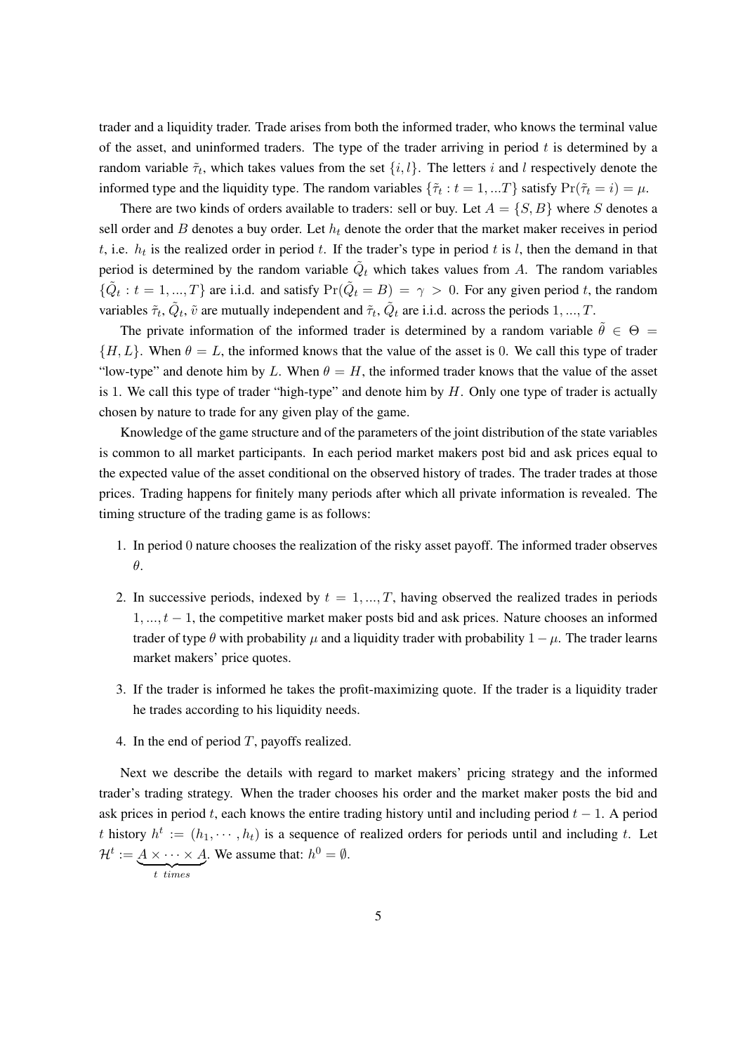trader and a liquidity trader. Trade arises from both the informed trader, who knows the terminal value of the asset, and uninformed traders. The type of the trader arriving in period $t$ is determined by a random variable $\tilde{\tau}_t$, which takes values from the set $\{i, l\}$. The letters $i$ and $l$ respectively denote the informed type and the liquidity type. The random variables $\{\tilde{\tau}_t : t = 1, ...T\}$ satisfy $\Pr(\tilde{\tau}_t = i) = \mu$.

There are two kinds of orders available to traders: sell or buy. Let $A = \{S, B\}$ where $S$ denotes a sell order and $B$ denotes a buy order. Let $h_t$ denote the order that the market maker receives in period $t$, i.e. $h_t$ is the realized order in period $t$. If the trader's type in period $t$ is $l$, then the demand in that period is determined by the random variable $\tilde{Q}_t$ which takes values from $A$. The random variables $\{\tilde{Q}_t : t = 1, ..., T\}$ are i.i.d. and satisfy $\Pr(\tilde{Q}_t = B) = \gamma > 0$. For any given period $t$, the random variables $\tilde{\tau}_t$, $\tilde{Q}_t$, $\tilde{v}$ are mutually independent and $\tilde{\tau}_t$, $\tilde{Q}_t$ are i.i.d. across the periods $1, ..., T$.

The private information of the informed trader is determined by a random variable $\tilde{\theta} \in \Theta = \{H, L\}$. When $\theta = L$, the informed knows that the value of the asset is $0$. We call this type of trader "low-type" and denote him by $L$. When $\theta = H$, the informed trader knows that the value of the asset is $1$. We call this type of trader "high-type" and denote him by $H$. Only one type of trader is actually chosen by nature to trade for any given play of the game.

Knowledge of the game structure and of the parameters of the joint distribution of the state variables is common to all market participants. In each period market makers post bid and ask prices equal to the expected value of the asset conditional on the observed history of trades. The trader trades at those prices. Trading happens for finitely many periods after which all private information is revealed. The timing structure of the trading game is as follows:

1. In period $0$ nature chooses the realization of the risky asset payoff. The informed trader observes $\theta$.
2. In successive periods, indexed by $t = 1, ..., T$, having observed the realized trades in periods $1, ..., t-1$, the competitive market maker posts bid and ask prices. Nature chooses an informed trader of type $\theta$ with probability $\mu$ and a liquidity trader with probability $1 - \mu$. The trader learns market makers' price quotes.
3. If the trader is informed he takes the profit-maximizing quote. If the trader is a liquidity trader he trades according to his liquidity needs.
4. In the end of period $T$, payoffs realized.

Next we describe the details with regard to market makers' pricing strategy and the informed trader's trading strategy. When the trader chooses his order and the market maker posts the bid and ask prices in period $t$, each knows the entire trading history until and including period $t-1$. A period $t$ history $h^t := (h_1, \cdots, h_t)$ is a sequence of realized orders for periods until and including $t$. Let $\mathcal{H}^t := \underbrace{A \times \cdots \times A}_{t \ times}$. We assume that: $h^0 = \emptyset$.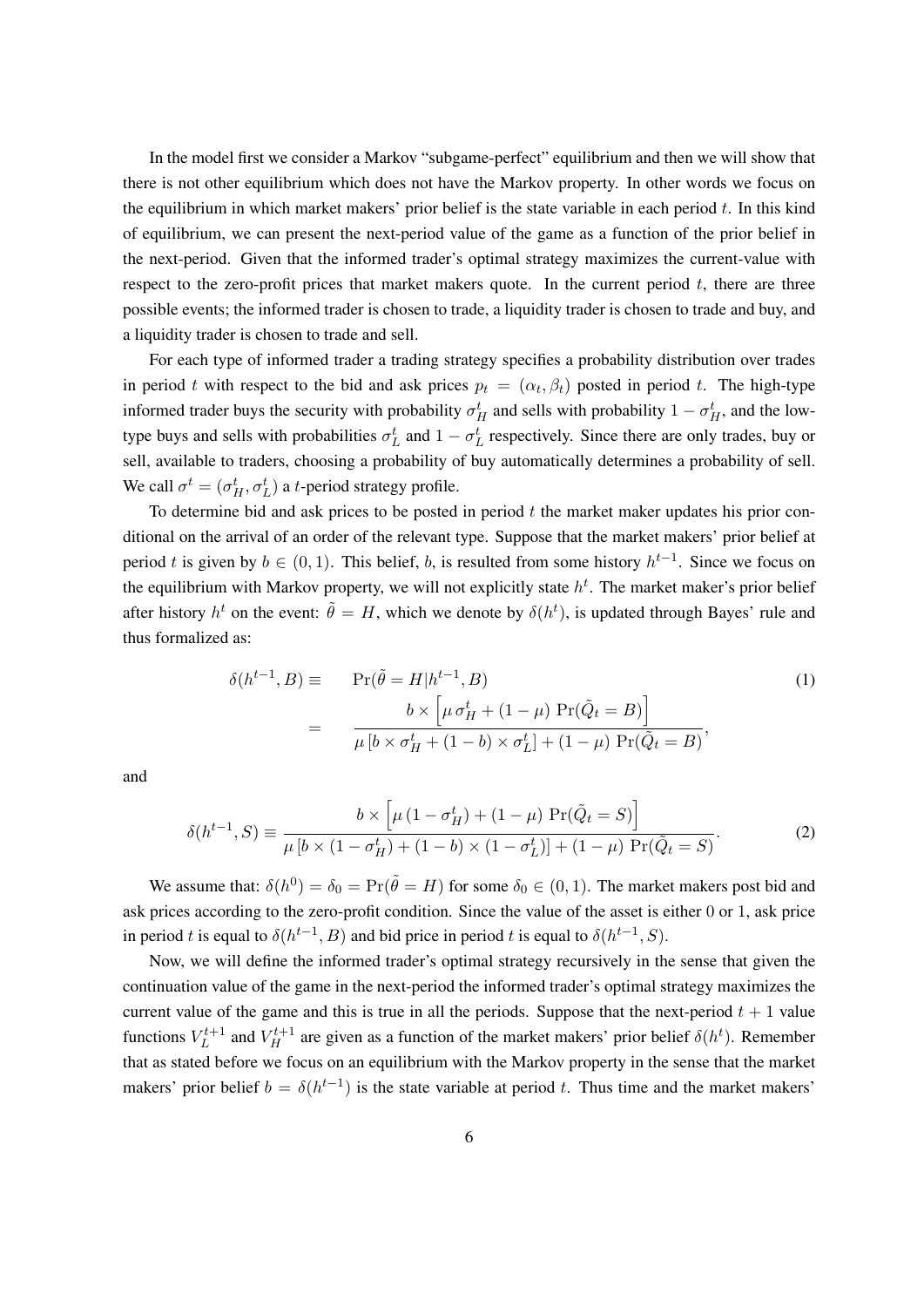In the model first we consider a Markov "subgame-perfect" equilibrium and then we will show that there is not other equilibrium which does not have the Markov property. In other words we focus on the equilibrium in which market makers' prior belief is the state variable in each period $t$. In this kind of equilibrium, we can present the next-period value of the game as a function of the prior belief in the next-period. Given that the informed trader's optimal strategy maximizes the current-value with respect to the zero-profit prices that market makers quote. In the current period $t$, there are three possible events; the informed trader is chosen to trade, a liquidity trader is chosen to trade and buy, and a liquidity trader is chosen to trade and sell.

For each type of informed trader a trading strategy specifies a probability distribution over trades in period $t$ with respect to the bid and ask prices $p_t = (\alpha_t, \beta_t)$ posted in period $t$. The high-type informed trader buys the security with probability $\sigma_H^t$ and sells with probability $1 - \sigma_H^t$, and the low-type buys and sells with probabilities $\sigma_L^t$ and $1 - \sigma_L^t$ respectively. Since there are only trades, buy or sell, available to traders, choosing a probability of buy automatically determines a probability of sell. We call $\sigma^t = (\sigma_H^t, \sigma_L^t)$ a $t$-period strategy profile.

To determine bid and ask prices to be posted in period $t$ the market maker updates his prior conditional on the arrival of an order of the relevant type. Suppose that the market makers' prior belief at period $t$ is given by $b \in (0, 1)$. This belief, $b$, is resulted from some history $h^{t-1}$. Since we focus on the equilibrium with Markov property, we will not explicitly state $h^t$. The market maker's prior belief after history $h^t$ on the event: $\tilde{\theta} = H$, which we denote by $\delta(h^t)$, is updated through Bayes' rule and thus formalized as:

$$
\begin{aligned}
\delta(h^{t-1}, B) \equiv \quad & \Pr(\tilde{\theta} = H | h^{t-1}, B) \\
= \quad & \frac{b \times \left[\mu \, \sigma_H^t + (1 - \mu) \, \Pr(\tilde{Q}_t = B)\right]}{\mu \left[b \times \sigma_H^t + (1 - b) \times \sigma_L^t\right] + (1 - \mu) \, \Pr(\tilde{Q}_t = B)},
\end{aligned}
\tag{1}
$$

and

$$
\delta(h^{t-1}, S) \equiv \frac{b \times \left[\mu \, (1 - \sigma_H^t) + (1 - \mu) \, \Pr(\tilde{Q}_t = S)\right]}{\mu \left[b \times (1 - \sigma_H^t) + (1 - b) \times (1 - \sigma_L^t)\right] + (1 - \mu) \, \Pr(\tilde{Q}_t = S)}.
\tag{2}
$$

We assume that: $\delta(h^0) = \delta_0 = \Pr(\tilde{\theta} = H)$ for some $\delta_0 \in (0, 1)$. The market makers post bid and ask prices according to the zero-profit condition. Since the value of the asset is either 0 or 1, ask price in period $t$ is equal to $\delta(h^{t-1}, B)$ and bid price in period $t$ is equal to $\delta(h^{t-1}, S)$.

Now, we will define the informed trader's optimal strategy recursively in the sense that given the continuation value of the game in the next-period the informed trader's optimal strategy maximizes the current value of the game and this is true in all the periods. Suppose that the next-period $t + 1$ value functions $V_L^{t+1}$ and $V_H^{t+1}$ are given as a function of the market makers' prior belief $\delta(h^t)$. Remember that as stated before we focus on an equilibrium with the Markov property in the sense that the market makers' prior belief $b = \delta(h^{t-1})$ is the state variable at period $t$. Thus time and the market makers'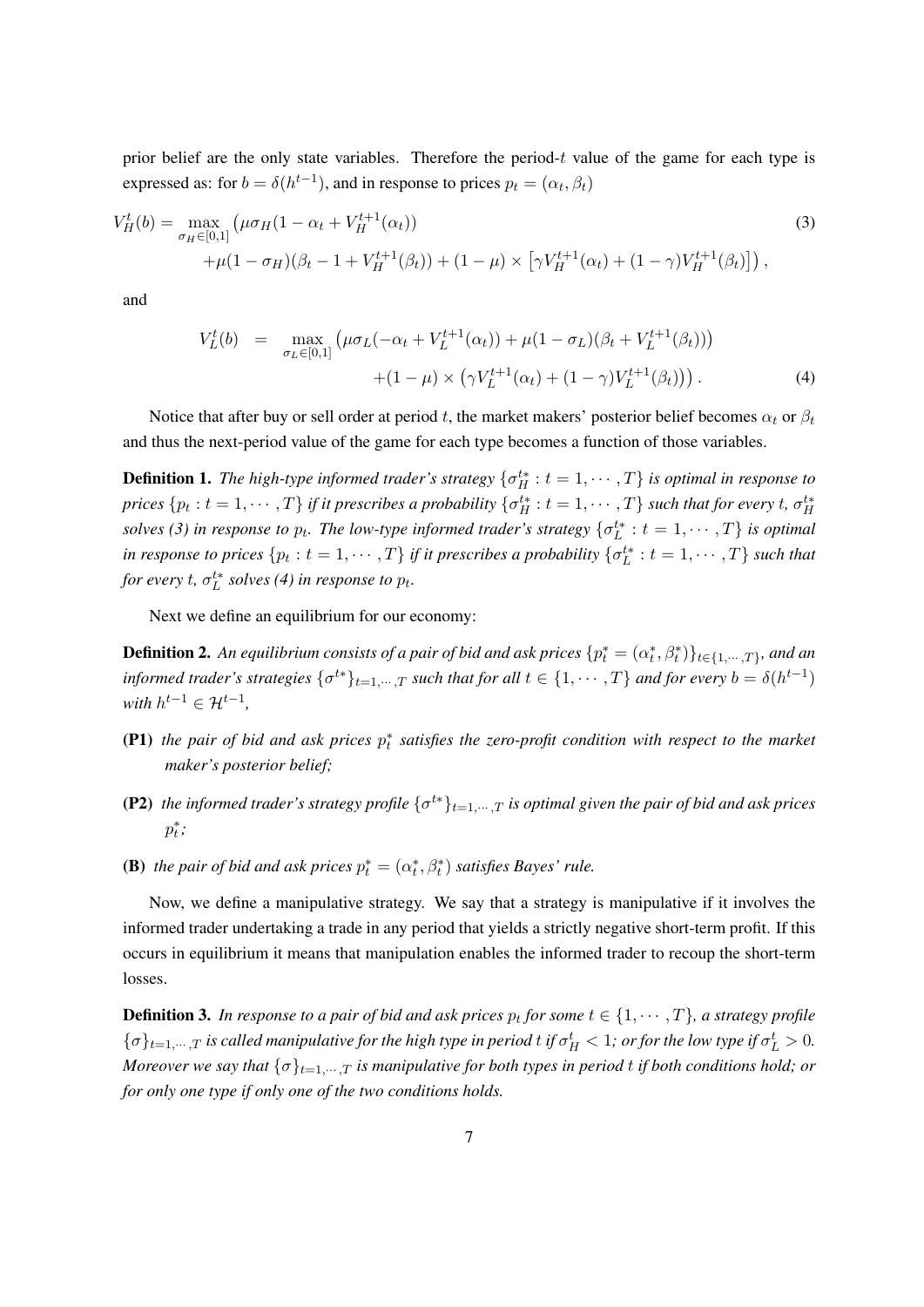prior belief are the only state variables. Therefore the period-$t$ value of the game for each type is expressed as: for $b = \delta(h^{t-1})$, and in response to prices $p_t = (\alpha_t, \beta_t)$

$$
\begin{aligned}
V_H^t(b) = \max_{\sigma_H \in [0,1]} & \big(\mu\sigma_H(1 - \alpha_t + V_H^{t+1}(\alpha_t)) \\
& + \mu(1-\sigma_H)(\beta_t - 1 + V_H^{t+1}(\beta_t)) + (1-\mu) \times \left[\gamma V_H^{t+1}(\alpha_t) + (1-\gamma)V_H^{t+1}(\beta_t)\right]\big),
\end{aligned} \tag{3}
$$

and

$$
\begin{aligned}
V_L^t(b) \;\; = \;\; \max_{\sigma_L \in [0,1]} & \big(\mu\sigma_L(-\alpha_t + V_L^{t+1}(\alpha_t)) + \mu(1-\sigma_L)(\beta_t + V_L^{t+1}(\beta_t))\big) \\
& + (1-\mu) \times \left(\gamma V_L^{t+1}(\alpha_t) + (1-\gamma)V_L^{t+1}(\beta_t)\right)\big).
\end{aligned} \tag{4}
$$

Notice that after buy or sell order at period $t$, the market makers' posterior belief becomes $\alpha_t$ or $\beta_t$ and thus the next-period value of the game for each type becomes a function of those variables.

**Definition 1.** *The high-type informed trader's strategy $\{\sigma_H^{t*} : t = 1, \cdots, T\}$ is optimal in response to prices $\{p_t : t = 1, \cdots, T\}$ if it prescribes a probability $\{\sigma_H^{t*} : t = 1, \cdots, T\}$ such that for every t, $\sigma_H^{t*}$ solves (3) in response to $p_t$. The low-type informed trader's strategy $\{\sigma_L^{t*} : t = 1, \cdots, T\}$ is optimal in response to prices $\{p_t : t = 1, \cdots, T\}$ if it prescribes a probability $\{\sigma_L^{t*} : t = 1, \cdots, T\}$ such that for every t, $\sigma_L^{t*}$ solves (4) in response to $p_t$.*

Next we define an equilibrium for our economy:

**Definition 2.** *An equilibrium consists of a pair of bid and ask prices $\{p_t^* = (\alpha_t^*, \beta_t^*)\}_{t \in \{1,\cdots,T\}}$, and an informed trader's strategies $\{\sigma^{t*}\}_{t=1,\cdots,T}$ such that for all $t \in \{1, \cdots, T\}$ and for every $b = \delta(h^{t-1})$ with $h^{t-1} \in \mathcal{H}^{t-1}$,*

**(P1)** *the pair of bid and ask prices $p_t^*$ satisfies the zero-profit condition with respect to the market maker's posterior belief;*

**(P2)** *the informed trader's strategy profile $\{\sigma^{t*}\}_{t=1,\cdots,T}$ is optimal given the pair of bid and ask prices $p_t^*$;*

**(B)** *the pair of bid and ask prices $p_t^* = (\alpha_t^*, \beta_t^*)$ satisfies Bayes' rule.*

Now, we define a manipulative strategy. We say that a strategy is manipulative if it involves the informed trader undertaking a trade in any period that yields a strictly negative short-term profit. If this occurs in equilibrium it means that manipulation enables the informed trader to recoup the short-term losses.

**Definition 3.** *In response to a pair of bid and ask prices $p_t$ for some $t \in \{1, \cdots, T\}$, a strategy profile $\{\sigma\}_{t=1,\cdots,T}$ is called manipulative for the high type in period t if $\sigma_H^t < 1$; or for the low type if $\sigma_L^t > 0$. Moreover we say that $\{\sigma\}_{t=1,\cdots,T}$ is manipulative for both types in period $t$ if both conditions hold; or for only one type if only one of the two conditions holds.*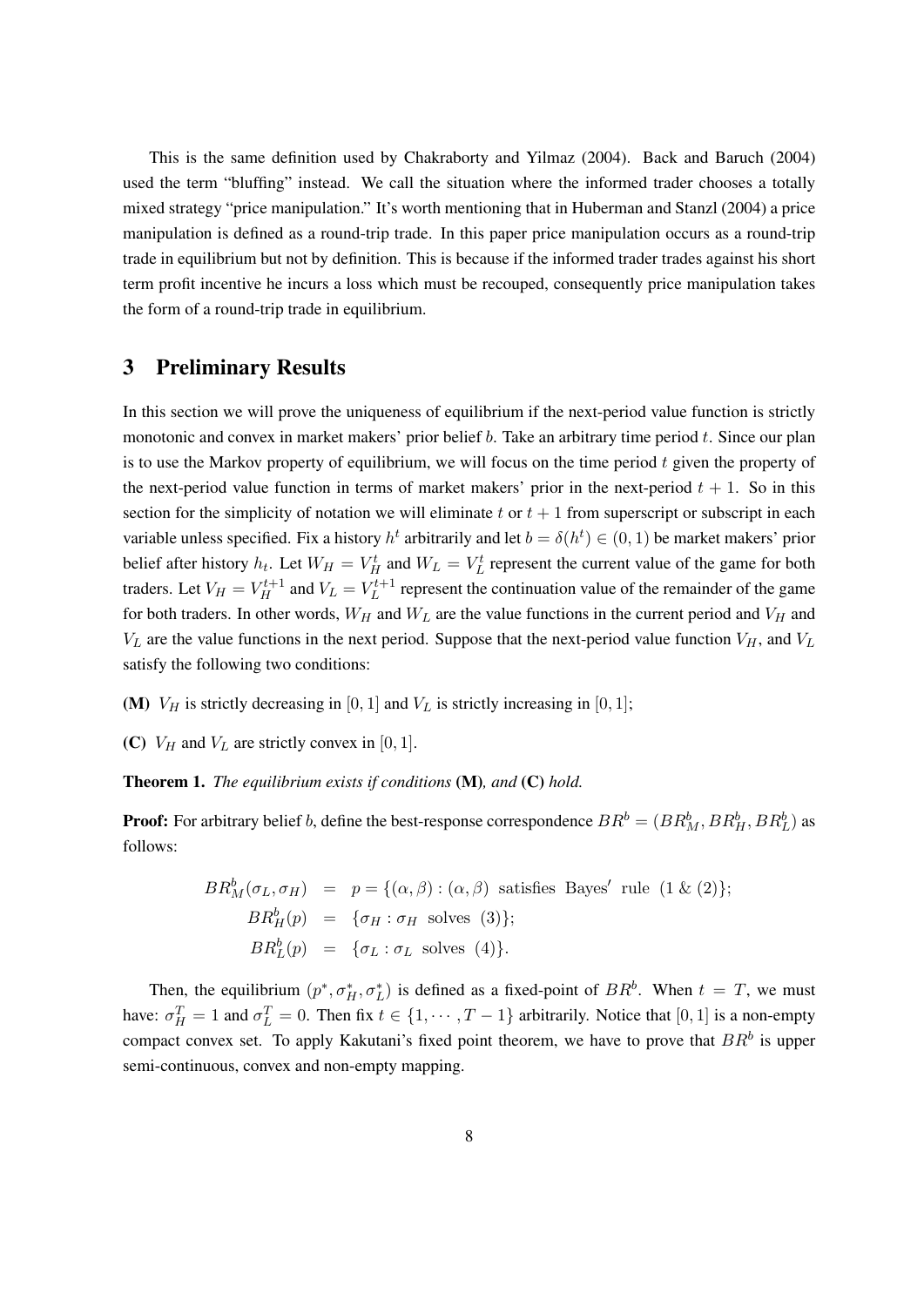This is the same definition used by Chakraborty and Yilmaz (2004). Back and Baruch (2004) used the term "bluffing" instead. We call the situation where the informed trader chooses a totally mixed strategy "price manipulation." It's worth mentioning that in Huberman and Stanzl (2004) a price manipulation is defined as a round-trip trade. In this paper price manipulation occurs as a round-trip trade in equilibrium but not by definition. This is because if the informed trader trades against his short term profit incentive he incurs a loss which must be recouped, consequently price manipulation takes the form of a round-trip trade in equilibrium.

## 3 Preliminary Results

In this section we will prove the uniqueness of equilibrium if the next-period value function is strictly monotonic and convex in market makers' prior belief $b$. Take an arbitrary time period $t$. Since our plan is to use the Markov property of equilibrium, we will focus on the time period $t$ given the property of the next-period value function in terms of market makers' prior in the next-period $t+1$. So in this section for the simplicity of notation we will eliminate $t$ or $t+1$ from superscript or subscript in each variable unless specified. Fix a history $h^t$ arbitrarily and let $b = \delta(h^t) \in (0, 1)$ be market makers' prior belief after history $h_t$. Let $W_H = V_H^t$ and $W_L = V_L^t$ represent the current value of the game for both traders. Let $V_H = V_H^{t+1}$ and $V_L = V_L^{t+1}$ represent the continuation value of the remainder of the game for both traders. In other words, $W_H$ and $W_L$ are the value functions in the current period and $V_H$ and $V_L$ are the value functions in the next period. Suppose that the next-period value function $V_H$, and $V_L$ satisfy the following two conditions:

**(M)** $V_H$ is strictly decreasing in $[0, 1]$ and $V_L$ is strictly increasing in $[0, 1]$;

**(C)** $V_H$ and $V_L$ are strictly convex in $[0, 1]$.

**Theorem 1.** *The equilibrium exists if conditions* **(M)***, and* **(C)** *hold.*

**Proof:** For arbitrary belief $b$, define the best-response correspondence $BR^b = (BR_M^b, BR_H^b, BR_L^b)$ as follows:

$$
\begin{aligned}
BR_M^b(\sigma_L, \sigma_H) &= p = \{(\alpha, \beta) : (\alpha, \beta) \text{ satisfies Bayes' rule } (1 \ \& \ (2)\}; \\
BR_H^b(p) &= \{\sigma_H : \sigma_H \text{ solves } (3)\}; \\
BR_L^b(p) &= \{\sigma_L : \sigma_L \text{ solves } (4)\}.
\end{aligned}
$$

Then, the equilibrium $(p^*, \sigma_H^*, \sigma_L^*)$ is defined as a fixed-point of $BR^b$. When $t = T$, we must have: $\sigma_H^T = 1$ and $\sigma_L^T = 0$. Then fix $t \in \{1, \cdots, T-1\}$ arbitrarily. Notice that $[0, 1]$ is a non-empty compact convex set. To apply Kakutani's fixed point theorem, we have to prove that $BR^b$ is upper semi-continuous, convex and non-empty mapping.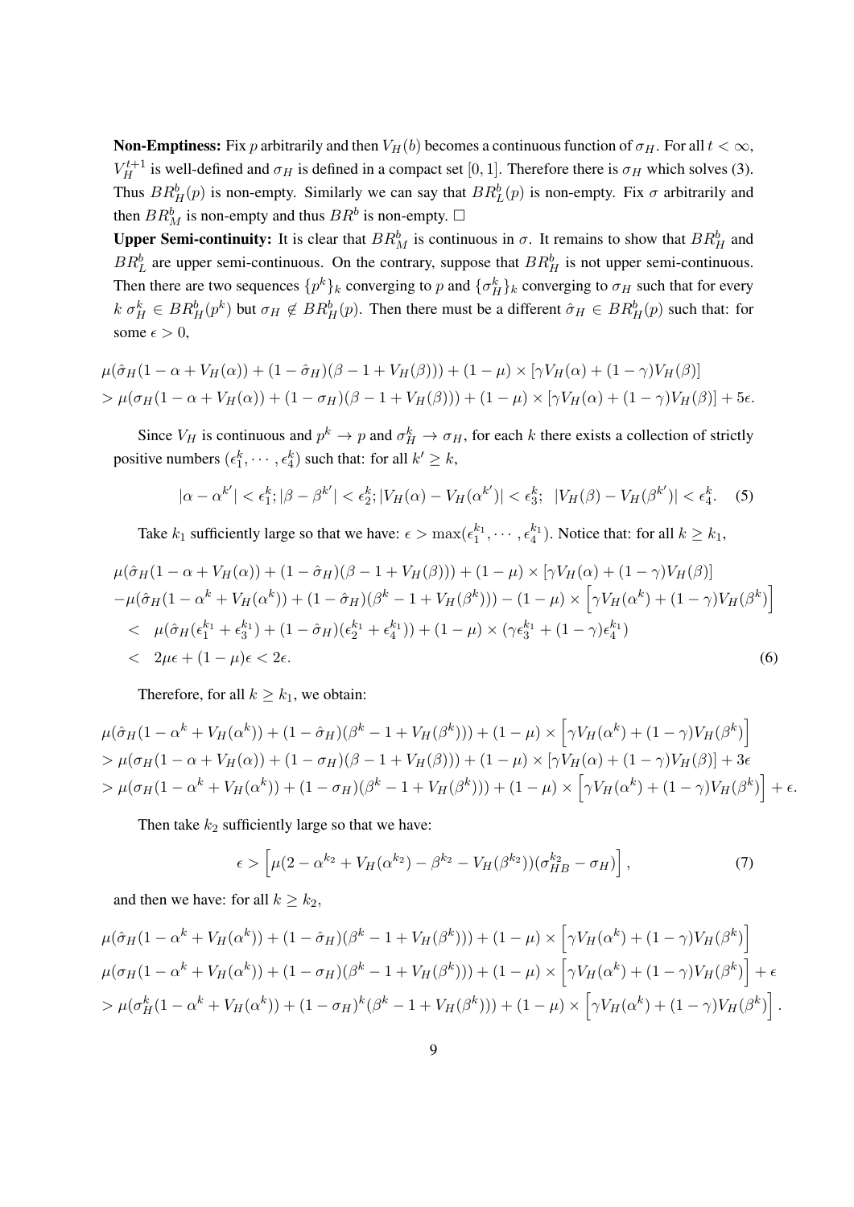**Non-Emptiness:** Fix $p$ arbitrarily and then $V_H(b)$ becomes a continuous function of $\sigma_H$. For all $t < \infty$, $V_H^{t+1}$ is well-defined and $\sigma_H$ is defined in a compact set $[0, 1]$. Therefore there is $\sigma_H$ which solves (3). Thus $BR_H^b(p)$ is non-empty. Similarly we can say that $BR_L^b(p)$ is non-empty. Fix $\sigma$ arbitrarily and then $BR_M^b$ is non-empty and thus $BR^b$ is non-empty. $\square$

**Upper Semi-continuity:** It is clear that $BR_M^b$ is continuous in $\sigma$. It remains to show that $BR_H^b$ and $BR_L^b$ are upper semi-continuous. On the contrary, suppose that $BR_H^b$ is not upper semi-continuous. Then there are two sequences $\{p^k\}_k$ converging to $p$ and $\{\sigma_H^k\}_k$ converging to $\sigma_H$ such that for every $k$ $\sigma_H^k \in BR_H^b(p^k)$ but $\sigma_H \notin BR_H^b(p)$. Then there must be a different $\hat{\sigma}_H \in BR_H^b(p)$ such that: for some $\epsilon > 0$,

$$
\begin{aligned}
&\mu(\hat{\sigma}_H(1-\alpha+V_H(\alpha)) + (1-\hat{\sigma}_H)(\beta-1+V_H(\beta))) + (1-\mu)\times[\gamma V_H(\alpha) + (1-\gamma)V_H(\beta)] \\
&> \mu(\sigma_H(1-\alpha+V_H(\alpha)) + (1-\sigma_H)(\beta-1+V_H(\beta))) + (1-\mu)\times[\gamma V_H(\alpha) + (1-\gamma)V_H(\beta)] + 5\epsilon.
\end{aligned}
$$

Since $V_H$ is continuous and $p^k \to p$ and $\sigma_H^k \to \sigma_H$, for each $k$ there exists a collection of strictly positive numbers $(\epsilon_1^k, \cdots, \epsilon_4^k)$ such that: for all $k' \geq k$,

$$
|\alpha - \alpha^{k'}| < \epsilon_1^k; |\beta - \beta^{k'}| < \epsilon_2^k; |V_H(\alpha) - V_H(\alpha^{k'})| < \epsilon_3^k; \quad |V_H(\beta) - V_H(\beta^{k'})| < \epsilon_4^k. \quad (5)
$$

Take $k_1$ sufficiently large so that we have: $\epsilon > \max(\epsilon_1^{k_1}, \cdots, \epsilon_4^{k_1})$. Notice that: for all $k \geq k_1$,

$$
\begin{aligned}
&\mu(\hat{\sigma}_H(1-\alpha+V_H(\alpha)) + (1-\hat{\sigma}_H)(\beta-1+V_H(\beta))) + (1-\mu)\times[\gamma V_H(\alpha) + (1-\gamma)V_H(\beta)] \\
&-\mu(\hat{\sigma}_H(1-\alpha^k+V_H(\alpha^k)) + (1-\hat{\sigma}_H)(\beta^k-1+V_H(\beta^k))) - (1-\mu)\times\left[\gamma V_H(\alpha^k) + (1-\gamma)V_H(\beta^k)\right] \\
&< \quad \mu(\hat{\sigma}_H(\epsilon_1^{k_1} + \epsilon_3^{k_1}) + (1-\hat{\sigma}_H)(\epsilon_2^{k_1} + \epsilon_4^{k_1})) + (1-\mu)\times(\gamma\epsilon_3^{k_1} + (1-\gamma)\epsilon_4^{k_1}) \\
&< \quad 2\mu\epsilon + (1-\mu)\epsilon < 2\epsilon. \qquad (6)
\end{aligned}
$$

Therefore, for all $k \geq k_1$, we obtain:

$$
\begin{aligned}
&\mu(\hat{\sigma}_H(1-\alpha^k+V_H(\alpha^k)) + (1-\hat{\sigma}_H)(\beta^k-1+V_H(\beta^k))) + (1-\mu)\times\left[\gamma V_H(\alpha^k) + (1-\gamma)V_H(\beta^k)\right] \\
&> \mu(\sigma_H(1-\alpha+V_H(\alpha)) + (1-\sigma_H)(\beta-1+V_H(\beta))) + (1-\mu)\times[\gamma V_H(\alpha) + (1-\gamma)V_H(\beta)] + 3\epsilon \\
&> \mu(\sigma_H(1-\alpha^k+V_H(\alpha^k)) + (1-\sigma_H)(\beta^k-1+V_H(\beta^k))) + (1-\mu)\times\left[\gamma V_H(\alpha^k) + (1-\gamma)V_H(\beta^k)\right] + \epsilon.
\end{aligned}
$$

Then take $k_2$ sufficiently large so that we have:

$$
\epsilon > \left[\mu(2-\alpha^{k_2}+V_H(\alpha^{k_2}) - \beta^{k_2} - V_H(\beta^{k_2}))(\sigma_{HB}^{k_2} - \sigma_H)\right], \qquad (7)
$$

and then we have: for all $k \geq k_2$,

$$
\begin{aligned}
&\mu(\hat{\sigma}_H(1-\alpha^k+V_H(\alpha^k)) + (1-\hat{\sigma}_H)(\beta^k-1+V_H(\beta^k))) + (1-\mu)\times\left[\gamma V_H(\alpha^k) + (1-\gamma)V_H(\beta^k)\right] \\
&\mu(\sigma_H(1-\alpha^k+V_H(\alpha^k)) + (1-\sigma_H)(\beta^k-1+V_H(\beta^k))) + (1-\mu)\times\left[\gamma V_H(\alpha^k) + (1-\gamma)V_H(\beta^k)\right] + \epsilon \\
&> \mu(\sigma_H^k(1-\alpha^k+V_H(\alpha^k)) + (1-\sigma_H)^k(\beta^k-1+V_H(\beta^k))) + (1-\mu)\times\left[\gamma V_H(\alpha^k) + (1-\gamma)V_H(\beta^k)\right].
\end{aligned}
$$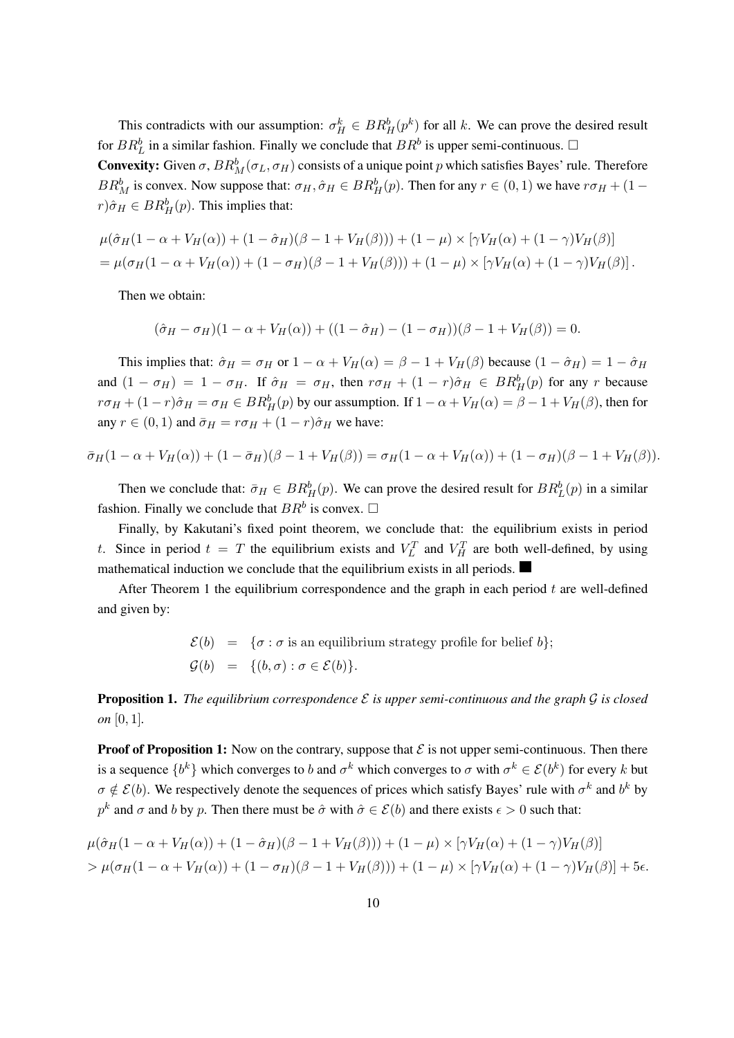This contradicts with our assumption: $\sigma_H^k \in BR_H^b(p^k)$ for all $k$. We can prove the desired result for $BR_L^b$ in a similar fashion. Finally we conclude that $BR^b$ is upper semi-continuous. $\square$

**Convexity:** Given $\sigma$, $BR_M^b(\sigma_L, \sigma_H)$ consists of a unique point $p$ which satisfies Bayes' rule. Therefore $BR_M^b$ is convex. Now suppose that: $\sigma_H, \hat{\sigma}_H \in BR_H^b(p)$. Then for any $r \in (0,1)$ we have $r\sigma_H + (1-r)\hat{\sigma}_H \in BR_H^b(p)$. This implies that:

$$
\begin{aligned}
&\mu(\hat{\sigma}_H(1-\alpha+V_H(\alpha)) + (1-\hat{\sigma}_H)(\beta-1+V_H(\beta))) + (1-\mu)\times[\gamma V_H(\alpha) + (1-\gamma)V_H(\beta)] \\
&= \mu(\sigma_H(1-\alpha+V_H(\alpha)) + (1-\sigma_H)(\beta-1+V_H(\beta))) + (1-\mu)\times[\gamma V_H(\alpha) + (1-\gamma)V_H(\beta)].
\end{aligned}
$$

Then we obtain:

$$
(\hat{\sigma}_H - \sigma_H)(1-\alpha+V_H(\alpha)) + ((1-\hat{\sigma}_H) - (1-\sigma_H))(\beta-1+V_H(\beta)) = 0.
$$

This implies that: $\hat{\sigma}_H = \sigma_H$ or $1-\alpha+V_H(\alpha) = \beta-1+V_H(\beta)$ because $(1-\hat{\sigma}_H) = 1-\hat{\sigma}_H$ and $(1-\sigma_H) = 1-\sigma_H$. If $\hat{\sigma}_H = \sigma_H$, then $r\sigma_H + (1-r)\hat{\sigma}_H \in BR_H^b(p)$ for any $r$ because $r\sigma_H + (1-r)\hat{\sigma}_H = \sigma_H \in BR_H^b(p)$ by our assumption. If $1-\alpha+V_H(\alpha) = \beta-1+V_H(\beta)$, then for any $r \in (0,1)$ and $\bar{\sigma}_H = r\sigma_H + (1-r)\hat{\sigma}_H$ we have:

$$
\bar{\sigma}_H(1-\alpha+V_H(\alpha)) + (1-\bar{\sigma}_H)(\beta-1+V_H(\beta)) = \sigma_H(1-\alpha+V_H(\alpha)) + (1-\sigma_H)(\beta-1+V_H(\beta)).
$$

Then we conclude that: $\bar{\sigma}_H \in BR_H^b(p)$. We can prove the desired result for $BR_L^b(p)$ in a similar fashion. Finally we conclude that $BR^b$ is convex. $\square$

Finally, by Kakutani's fixed point theorem, we conclude that: the equilibrium exists in period $t$. Since in period $t = T$ the equilibrium exists and $V_L^T$ and $V_H^T$ are both well-defined, by using mathematical induction we conclude that the equilibrium exists in all periods. ■

After Theorem 1 the equilibrium correspondence and the graph in each period $t$ are well-defined and given by:

$$
\begin{aligned}
\mathcal{E}(b) &= \{\sigma : \sigma \text{ is an equilibrium strategy profile for belief } b\}; \\
\mathcal{G}(b) &= \{(b,\sigma) : \sigma \in \mathcal{E}(b)\}.
\end{aligned}
$$

**Proposition 1.** *The equilibrium correspondence $\mathcal{E}$ is upper semi-continuous and the graph $\mathcal{G}$ is closed on $[0,1]$.*

**Proof of Proposition 1:** Now on the contrary, suppose that $\mathcal{E}$ is not upper semi-continuous. Then there is a sequence $\{b^k\}$ which converges to $b$ and $\sigma^k$ which converges to $\sigma$ with $\sigma^k \in \mathcal{E}(b^k)$ for every $k$ but $\sigma \notin \mathcal{E}(b)$. We respectively denote the sequences of prices which satisfy Bayes' rule with $\sigma^k$ and $b^k$ by $p^k$ and $\sigma$ and $b$ by $p$. Then there must be $\hat{\sigma}$ with $\hat{\sigma} \in \mathcal{E}(b)$ and there exists $\epsilon > 0$ such that:

$$
\begin{aligned}
&\mu(\hat{\sigma}_H(1-\alpha+V_H(\alpha)) + (1-\hat{\sigma}_H)(\beta-1+V_H(\beta))) + (1-\mu)\times[\gamma V_H(\alpha) + (1-\gamma)V_H(\beta)] \\
&> \mu(\sigma_H(1-\alpha+V_H(\alpha)) + (1-\sigma_H)(\beta-1+V_H(\beta))) + (1-\mu)\times[\gamma V_H(\alpha) + (1-\gamma)V_H(\beta)] + 5\epsilon.
\end{aligned}
$$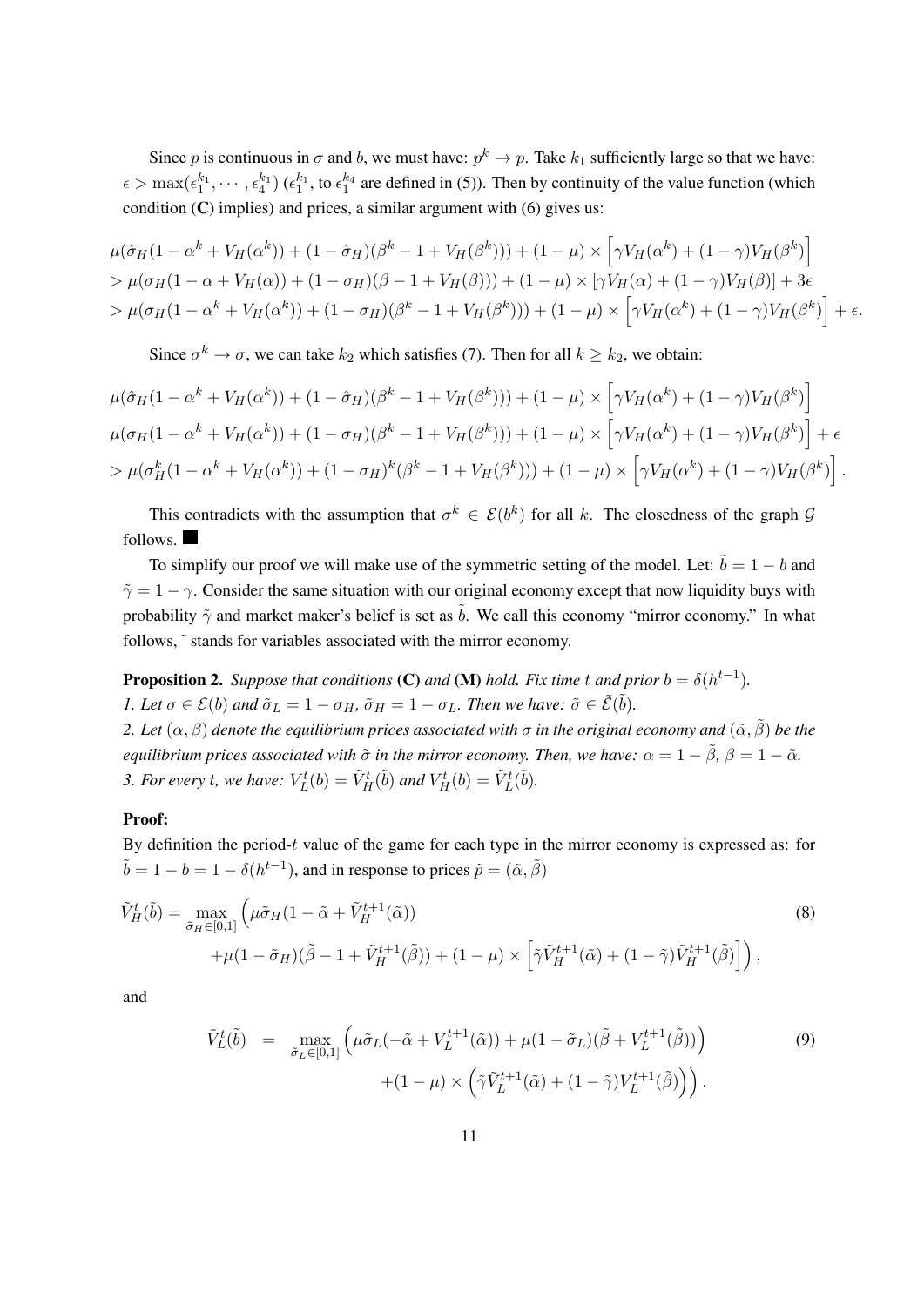Since $p$ is continuous in $\sigma$ and $b$, we must have: $p^k \to p$. Take $k_1$ sufficiently large so that we have: $\epsilon > \max(\epsilon_1^{k_1}, \cdots, \epsilon_4^{k_1})$ ($\epsilon_1^{k_1}$, to $\epsilon_1^{k_4}$ are defined in (5)). Then by continuity of the value function (which condition (**C**) implies) and prices, a similar argument with (6) gives us:

$$
\begin{aligned}
&\mu(\hat{\sigma}_H(1-\alpha^k+V_H(\alpha^k)) + (1-\hat{\sigma}_H)(\beta^k-1+V_H(\beta^k))) + (1-\mu)\times\left[\gamma V_H(\alpha^k)+(1-\gamma)V_H(\beta^k)\right] \\
&> \mu(\sigma_H(1-\alpha+V_H(\alpha)) + (1-\sigma_H)(\beta-1+V_H(\beta))) + (1-\mu)\times\left[\gamma V_H(\alpha)+(1-\gamma)V_H(\beta)\right] + 3\epsilon \\
&> \mu(\sigma_H(1-\alpha^k+V_H(\alpha^k)) + (1-\sigma_H)(\beta^k-1+V_H(\beta^k))) + (1-\mu)\times\left[\gamma V_H(\alpha^k)+(1-\gamma)V_H(\beta^k)\right] + \epsilon.
\end{aligned}
$$

Since $\sigma^k \to \sigma$, we can take $k_2$ which satisfies (7). Then for all $k \geq k_2$, we obtain:

$$
\begin{aligned}
&\mu(\hat{\sigma}_H(1-\alpha^k+V_H(\alpha^k)) + (1-\hat{\sigma}_H)(\beta^k-1+V_H(\beta^k))) + (1-\mu)\times\left[\gamma V_H(\alpha^k)+(1-\gamma)V_H(\beta^k)\right] \\
&\mu(\sigma_H(1-\alpha^k+V_H(\alpha^k)) + (1-\sigma_H)(\beta^k-1+V_H(\beta^k))) + (1-\mu)\times\left[\gamma V_H(\alpha^k)+(1-\gamma)V_H(\beta^k)\right] + \epsilon \\
&> \mu(\sigma_H^k(1-\alpha^k+V_H(\alpha^k)) + (1-\sigma_H)^k(\beta^k-1+V_H(\beta^k))) + (1-\mu)\times\left[\gamma V_H(\alpha^k)+(1-\gamma)V_H(\beta^k)\right].
\end{aligned}
$$

This contradicts with the assumption that $\sigma^k \in \mathcal{E}(b^k)$ for all $k$. The closedness of the graph $\mathcal{G}$ follows. ■

To simplify our proof we will make use of the symmetric setting of the model. Let: $\tilde{b} = 1-b$ and $\tilde{\gamma} = 1-\gamma$. Consider the same situation with our original economy except that now liquidity buys with probability $\tilde{\gamma}$ and market maker's belief is set as $\tilde{b}$. We call this economy "mirror economy." In what follows, $\tilde{}$ stands for variables associated with the mirror economy.

**Proposition 2.** *Suppose that conditions* (**C**) *and* (**M**) *hold. Fix time $t$ and prior $b = \delta(h^{t-1})$.*
*1. Let $\sigma \in \mathcal{E}(b)$ and $\tilde{\sigma}_L = 1-\sigma_H$, $\tilde{\sigma}_H = 1-\sigma_L$. Then we have: $\tilde{\sigma} \in \tilde{\mathcal{E}}(\tilde{b})$.*
*2. Let $(\alpha, \beta)$ denote the equilibrium prices associated with $\sigma$ in the original economy and $(\tilde{\alpha}, \tilde{\beta})$ be the equilibrium prices associated with $\tilde{\sigma}$ in the mirror economy. Then, we have: $\alpha = 1-\tilde{\beta}$, $\beta = 1-\tilde{\alpha}$.*
*3. For every $t$, we have: $V_L^t(b) = \tilde{V}_H^t(\tilde{b})$ and $V_H^t(b) = \tilde{V}_L^t(\tilde{b})$.*

**Proof:**
By definition the period-$t$ value of the game for each type in the mirror economy is expressed as: for $\tilde{b} = 1-b = 1-\delta(h^{t-1})$, and in response to prices $\tilde{p} = (\tilde{\alpha}, \tilde{\beta})$

$$
\begin{aligned}
\tilde{V}_H^t(\tilde{b}) = \max_{\tilde{\sigma}_H\in[0,1]} &\Big(\mu\tilde{\sigma}_H(1-\tilde{\alpha}+\tilde{V}_H^{t+1}(\tilde{\alpha})) \\
&+\mu(1-\tilde{\sigma}_H)(\tilde{\beta}-1+\tilde{V}_H^{t+1}(\tilde{\beta})) + (1-\mu)\times\left[\tilde{\gamma}\tilde{V}_H^{t+1}(\tilde{\alpha})+(1-\tilde{\gamma})\tilde{V}_H^{t+1}(\tilde{\beta})\right]\Big),
\end{aligned} \tag{8}
$$

and

$$
\begin{aligned}
\tilde{V}_L^t(\tilde{b}) &= \max_{\tilde{\sigma}_L\in[0,1]} \Big(\mu\tilde{\sigma}_L(-\tilde{\alpha}+V_L^{t+1}(\tilde{\alpha})) + \mu(1-\tilde{\sigma}_L)(\tilde{\beta}+V_L^{t+1}(\tilde{\beta}))\Big) \\
&\qquad +(1-\mu)\times\Big(\tilde{\gamma}\tilde{V}_L^{t+1}(\tilde{\alpha})+(1-\tilde{\gamma})V_L^{t+1}(\tilde{\beta})\Big)\Big).
\end{aligned} \tag{9}
$$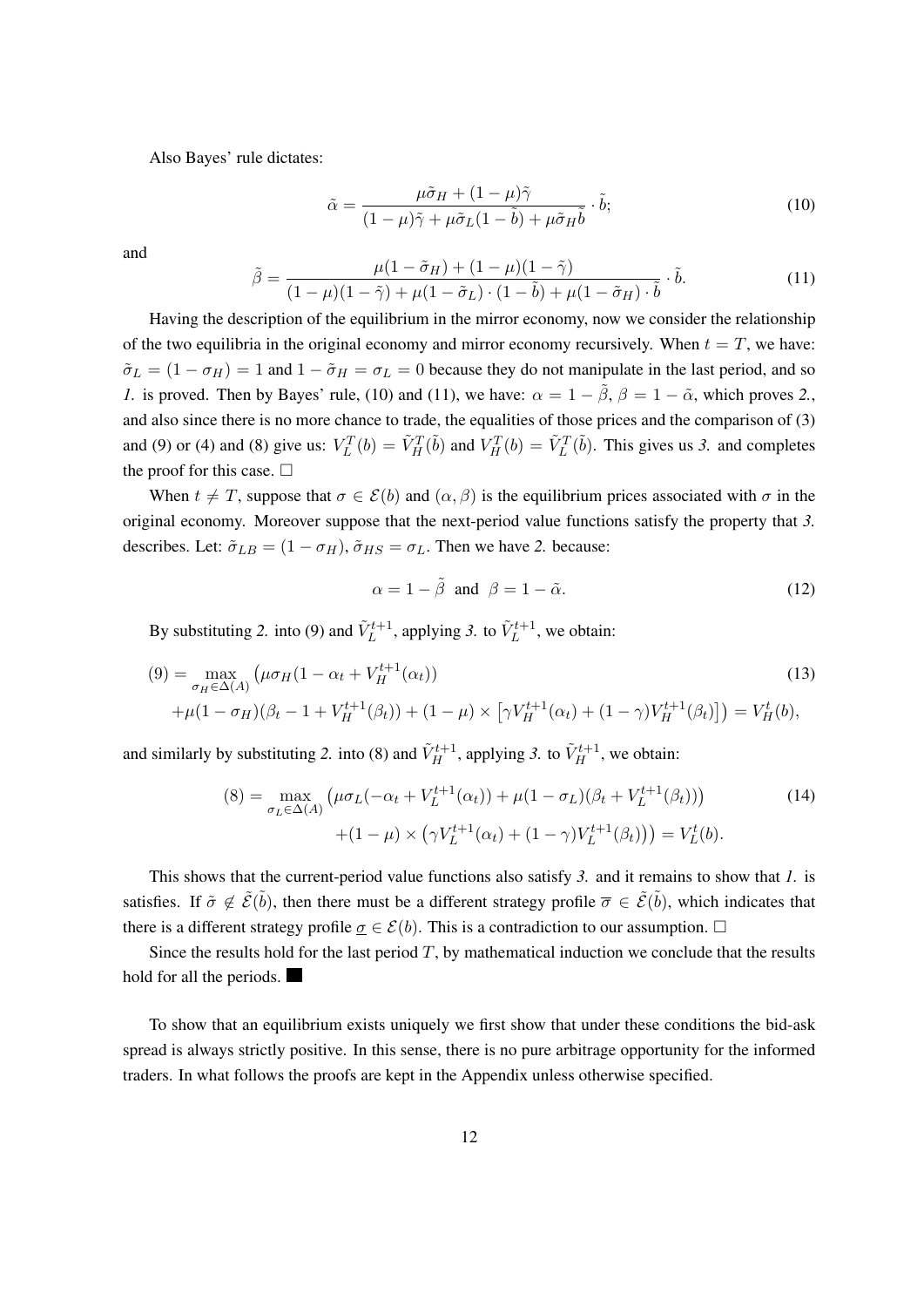Also Bayes' rule dictates:

$$\tilde{\alpha} = \frac{\mu\tilde{\sigma}_H + (1-\mu)\tilde{\gamma}}{(1-\mu)\tilde{\gamma} + \mu\tilde{\sigma}_L(1-\tilde{b}) + \mu\tilde{\sigma}_H\tilde{b}} \cdot \tilde{b}; \tag{10}$$

and

$$\tilde{\beta} = \frac{\mu(1-\tilde{\sigma}_H) + (1-\mu)(1-\tilde{\gamma})}{(1-\mu)(1-\tilde{\gamma}) + \mu(1-\tilde{\sigma}_L)\cdot(1-\tilde{b}) + \mu(1-\tilde{\sigma}_H)\cdot\tilde{b}} \cdot \tilde{b}. \tag{11}$$

Having the description of the equilibrium in the mirror economy, now we consider the relationship of the two equilibria in the original economy and mirror economy recursively. When $t = T$, we have: $\tilde{\sigma}_L = (1-\sigma_H) = 1$ and $1 - \tilde{\sigma}_H = \sigma_L = 0$ because they do not manipulate in the last period, and so *1.* is proved. Then by Bayes' rule, (10) and (11), we have: $\alpha = 1 - \tilde{\beta}$, $\beta = 1 - \tilde{\alpha}$, which proves *2.*, and also since there is no more chance to trade, the equalities of those prices and the comparison of (3) and (9) or (4) and (8) give us: $V_L^T(b) = \tilde{V}_H^T(\tilde{b})$ and $V_H^T(b) = \tilde{V}_L^T(\tilde{b})$. This gives us *3.* and completes the proof for this case. □

When $t \neq T$, suppose that $\sigma \in \mathcal{E}(b)$ and $(\alpha, \beta)$ is the equilibrium prices associated with $\sigma$ in the original economy. Moreover suppose that the next-period value functions satisfy the property that *3.* describes. Let: $\tilde{\sigma}_{LB} = (1-\sigma_H)$, $\tilde{\sigma}_{HS} = \sigma_L$. Then we have *2.* because:

$$\alpha = 1 - \tilde{\beta} \;\text{ and }\; \beta = 1 - \tilde{\alpha}. \tag{12}$$

By substituting *2.* into (9) and $\tilde{V}_L^{t+1}$, applying *3.* to $\tilde{V}_L^{t+1}$, we obtain:

$$\begin{aligned}(9) = &\max_{\sigma_H \in \Delta(A)} \big(\mu\sigma_H(1 - \alpha_t + V_H^{t+1}(\alpha_t)) \\ &+ \mu(1-\sigma_H)(\beta_t - 1 + V_H^{t+1}(\beta_t)) + (1-\mu) \times \left[\gamma V_H^{t+1}(\alpha_t) + (1-\gamma)V_H^{t+1}(\beta_t)\right]\big) = V_H^t(b),\end{aligned} \tag{13}$$

and similarly by substituting *2.* into (8) and $\tilde{V}_H^{t+1}$, applying *3.* to $\tilde{V}_H^{t+1}$, we obtain:

$$\begin{aligned}(8) = &\max_{\sigma_L \in \Delta(A)} \big(\mu\sigma_L(-\alpha_t + V_L^{t+1}(\alpha_t)) + \mu(1-\sigma_L)(\beta_t + V_L^{t+1}(\beta_t))\big) \\ &+ (1-\mu) \times \big(\gamma V_L^{t+1}(\alpha_t) + (1-\gamma)V_L^{t+1}(\beta_t)\big)\big) = V_L^t(b).\end{aligned} \tag{14}$$

This shows that the current-period value functions also satisfy *3.* and it remains to show that *1.* is satisfies. If $\tilde{\sigma} \notin \tilde{\mathcal{E}}(\tilde{b})$, then there must be a different strategy profile $\overline{\sigma} \in \tilde{\mathcal{E}}(\tilde{b})$, which indicates that there is a different strategy profile $\underline{\sigma} \in \mathcal{E}(b)$. This is a contradiction to our assumption. □

Since the results hold for the last period $T$, by mathematical induction we conclude that the results hold for all the periods. ■

To show that an equilibrium exists uniquely we first show that under these conditions the bid-ask spread is always strictly positive. In this sense, there is no pure arbitrage opportunity for the informed traders. In what follows the proofs are kept in the Appendix unless otherwise specified.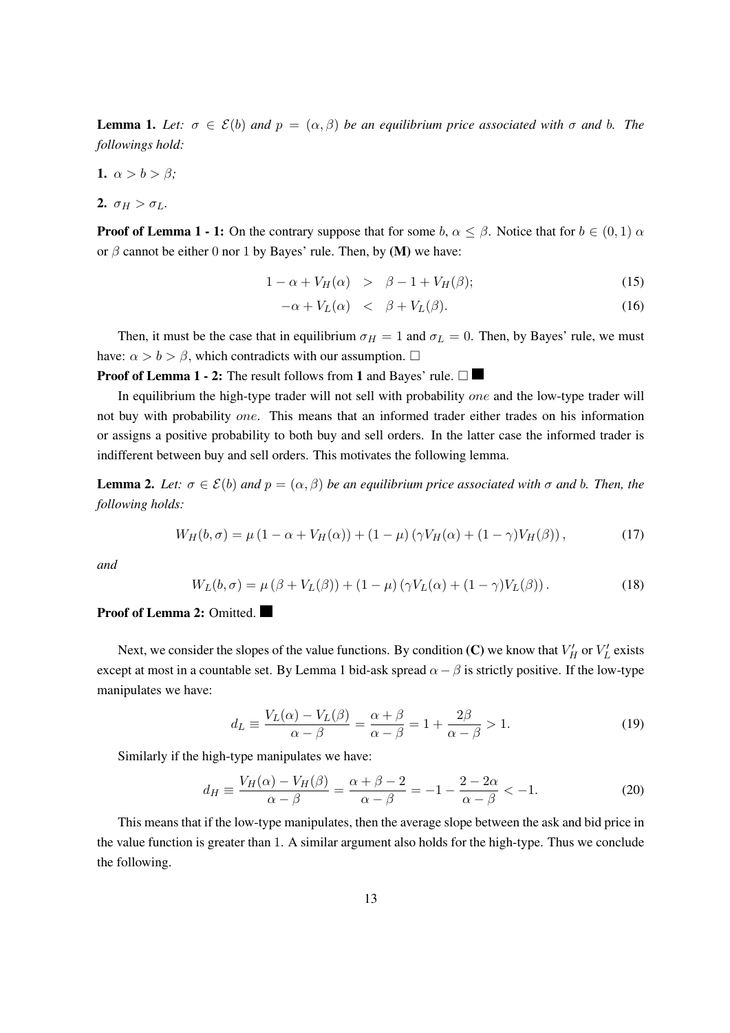**Lemma 1.** *Let: $\sigma \in \mathcal{E}(b)$ and $p = (\alpha, \beta)$ be an equilibrium price associated with $\sigma$ and $b$. The followings hold:*

**1.** $\alpha > b > \beta$*;*

**2.** $\sigma_H > \sigma_L$*.*

**Proof of Lemma 1 - 1:** On the contrary suppose that for some $b$, $\alpha \leq \beta$. Notice that for $b \in (0, 1)$ $\alpha$ or $\beta$ cannot be either $0$ nor $1$ by Bayes' rule. Then, by **(M)** we have:

$$1 - \alpha + V_H(\alpha) \quad > \quad \beta - 1 + V_H(\beta); \tag{15}$$

$$-\alpha + V_L(\alpha) \quad < \quad \beta + V_L(\beta). \tag{16}$$

Then, it must be the case that in equilibrium $\sigma_H = 1$ and $\sigma_L = 0$. Then, by Bayes' rule, we must have: $\alpha > b > \beta$, which contradicts with our assumption. $\square$

**Proof of Lemma 1 - 2:** The result follows from **1** and Bayes' rule. $\square$ ■

In equilibrium the high-type trader will not sell with probability *one* and the low-type trader will not buy with probability *one*. This means that an informed trader either trades on his information or assigns a positive probability to both buy and sell orders. In the latter case the informed trader is indifferent between buy and sell orders. This motivates the following lemma.

**Lemma 2.** *Let: $\sigma \in \mathcal{E}(b)$ and $p = (\alpha, \beta)$ be an equilibrium price associated with $\sigma$ and $b$. Then, the following holds:*

$$W_H(b, \sigma) = \mu\left(1 - \alpha + V_H(\alpha)\right) + (1 - \mu)\left(\gamma V_H(\alpha) + (1 - \gamma) V_H(\beta)\right), \tag{17}$$

*and*

$$W_L(b, \sigma) = \mu\left(\beta + V_L(\beta)\right) + (1 - \mu)\left(\gamma V_L(\alpha) + (1 - \gamma) V_L(\beta)\right). \tag{18}$$

**Proof of Lemma 2:** Omitted. ■

Next, we consider the slopes of the value functions. By condition **(C)** we know that $V_H'$ or $V_L'$ exists except at most in a countable set. By Lemma 1 bid-ask spread $\alpha - \beta$ is strictly positive. If the low-type manipulates we have:

$$d_L \equiv \frac{V_L(\alpha) - V_L(\beta)}{\alpha - \beta} = \frac{\alpha + \beta}{\alpha - \beta} = 1 + \frac{2\beta}{\alpha - \beta} > 1. \tag{19}$$

Similarly if the high-type manipulates we have:

$$d_H \equiv \frac{V_H(\alpha) - V_H(\beta)}{\alpha - \beta} = \frac{\alpha + \beta - 2}{\alpha - \beta} = -1 - \frac{2 - 2\alpha}{\alpha - \beta} < -1. \tag{20}$$

This means that if the low-type manipulates, then the average slope between the ask and bid price in the value function is greater than 1. A similar argument also holds for the high-type. Thus we conclude the following.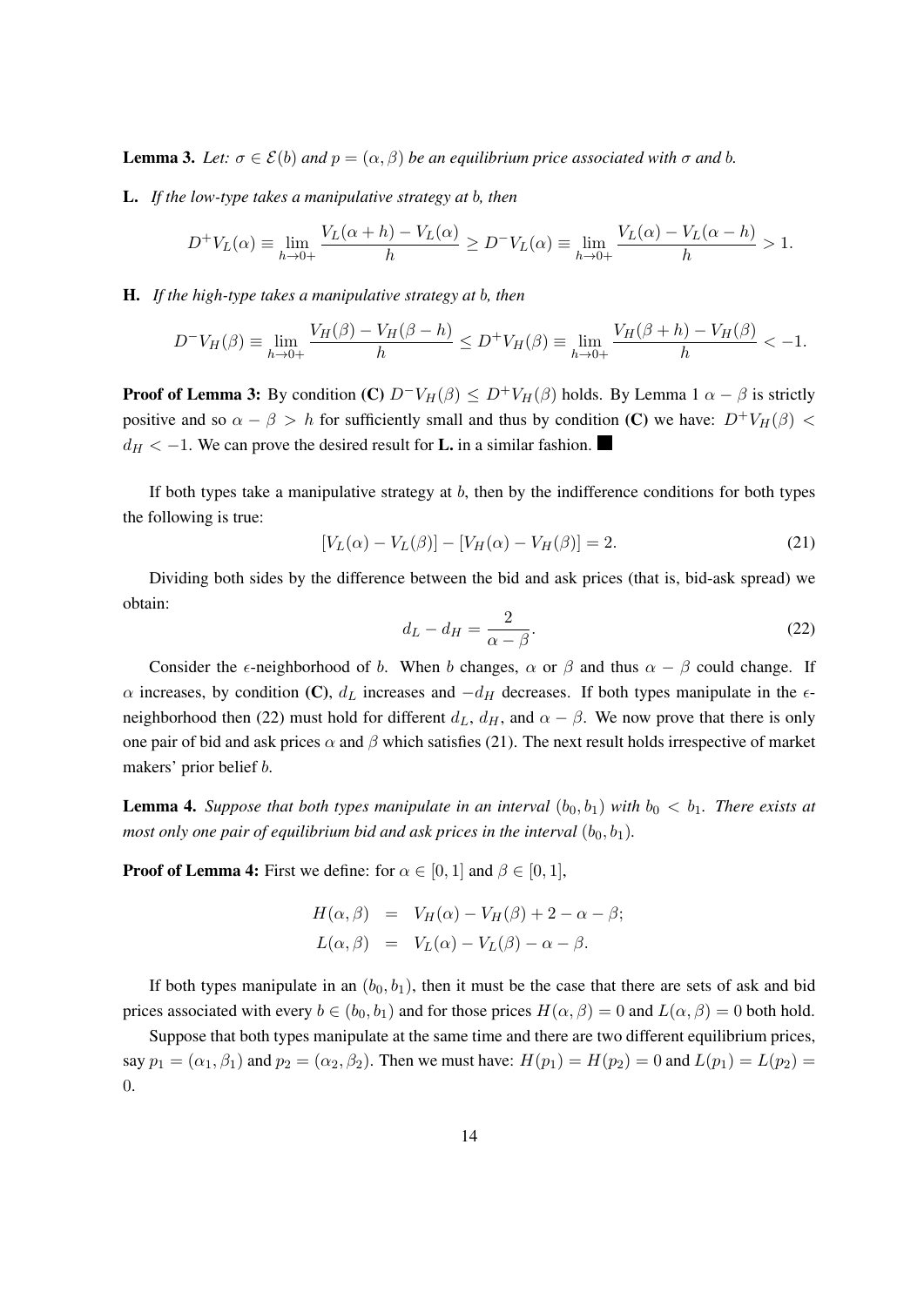**Lemma 3.** *Let: $\sigma \in \mathcal{E}(b)$ and $p = (\alpha, \beta)$ be an equilibrium price associated with $\sigma$ and $b$.*

**L.** *If the low-type takes a manipulative strategy at $b$, then*

$$D^+V_L(\alpha) \equiv \lim_{h \to 0+} \frac{V_L(\alpha + h) - V_L(\alpha)}{h} \geq D^-V_L(\alpha) \equiv \lim_{h \to 0+} \frac{V_L(\alpha) - V_L(\alpha - h)}{h} > 1.$$

**H.** *If the high-type takes a manipulative strategy at $b$, then*

$$D^-V_H(\beta) \equiv \lim_{h \to 0+} \frac{V_H(\beta) - V_H(\beta - h)}{h} \leq D^+V_H(\beta) \equiv \lim_{h \to 0+} \frac{V_H(\beta + h) - V_H(\beta)}{h} < -1.$$

**Proof of Lemma 3:** By condition **(C)** $D^-V_H(\beta) \leq D^+V_H(\beta)$ holds. By Lemma 1 $\alpha - \beta$ is strictly positive and so $\alpha - \beta > h$ for sufficiently small and thus by condition **(C)** we have: $D^+V_H(\beta) < d_H < -1$. We can prove the desired result for **L.** in a similar fashion. ■

If both types take a manipulative strategy at $b$, then by the indifference conditions for both types the following is true:

$$[V_L(\alpha) - V_L(\beta)] - [V_H(\alpha) - V_H(\beta)] = 2. \tag{21}$$

Dividing both sides by the difference between the bid and ask prices (that is, bid-ask spread) we obtain:

$$d_L - d_H = \frac{2}{\alpha - \beta}. \tag{22}$$

Consider the $\epsilon$-neighborhood of $b$. When $b$ changes, $\alpha$ or $\beta$ and thus $\alpha - \beta$ could change. If $\alpha$ increases, by condition **(C)**, $d_L$ increases and $-d_H$ decreases. If both types manipulate in the $\epsilon$-neighborhood then (22) must hold for different $d_L$, $d_H$, and $\alpha - \beta$. We now prove that there is only one pair of bid and ask prices $\alpha$ and $\beta$ which satisfies (21). The next result holds irrespective of market makers' prior belief $b$.

**Lemma 4.** *Suppose that both types manipulate in an interval $(b_0, b_1)$ with $b_0 < b_1$. There exists at most only one pair of equilibrium bid and ask prices in the interval $(b_0, b_1)$.*

**Proof of Lemma 4:** First we define: for $\alpha \in [0, 1]$ and $\beta \in [0, 1]$,

$$\begin{aligned} H(\alpha, \beta) &= V_H(\alpha) - V_H(\beta) + 2 - \alpha - \beta; \\ L(\alpha, \beta) &= V_L(\alpha) - V_L(\beta) - \alpha - \beta. \end{aligned}$$

If both types manipulate in an $(b_0, b_1)$, then it must be the case that there are sets of ask and bid prices associated with every $b \in (b_0, b_1)$ and for those prices $H(\alpha, \beta) = 0$ and $L(\alpha, \beta) = 0$ both hold.

Suppose that both types manipulate at the same time and there are two different equilibrium prices, say $p_1 = (\alpha_1, \beta_1)$ and $p_2 = (\alpha_2, \beta_2)$. Then we must have: $H(p_1) = H(p_2) = 0$ and $L(p_1) = L(p_2) = 0$.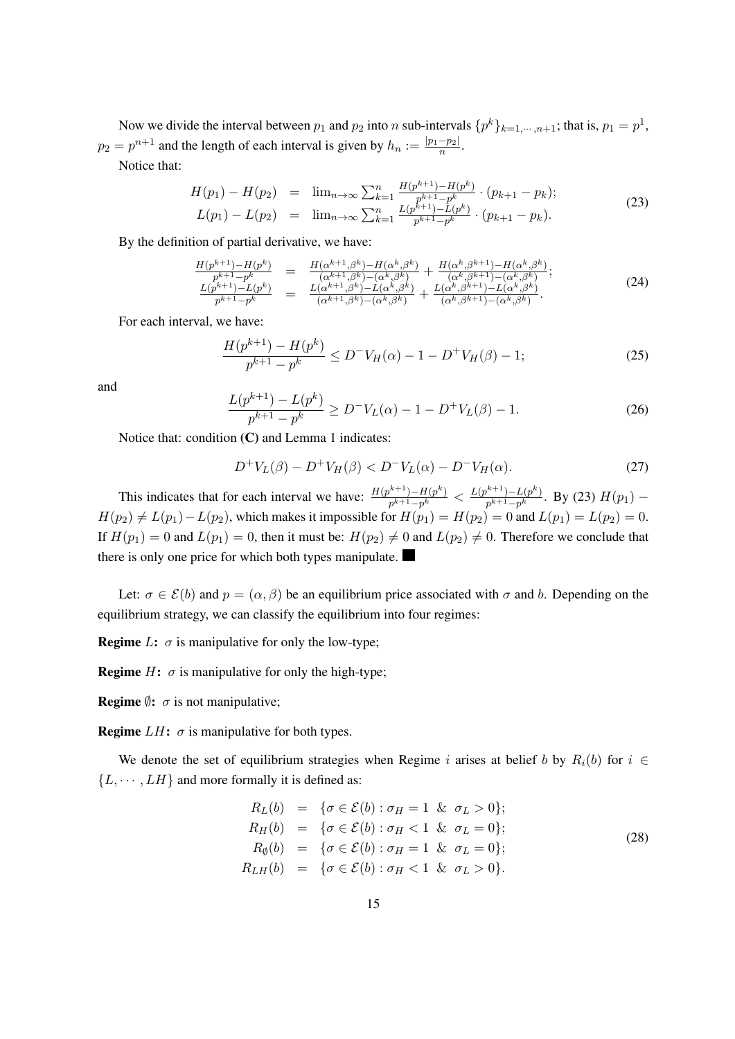Now we divide the interval between $p_1$ and $p_2$ into $n$ sub-intervals $\{p^k\}_{k=1,\cdots,n+1}$; that is, $p_1 = p^1$, $p_2 = p^{n+1}$ and the length of each interval is given by $h_n := \frac{|p_1 - p_2|}{n}$.

Notice that:

$$
\begin{aligned}
H(p_1) - H(p_2) &= \lim_{n\to\infty} \sum_{k=1}^{n} \frac{H(p^{k+1}) - H(p^k)}{p^{k+1} - p^k} \cdot (p_{k+1} - p_k); \\
L(p_1) - L(p_2) &= \lim_{n\to\infty} \sum_{k=1}^{n} \frac{L(p^{k+1}) - L(p^k)}{p^{k+1} - p^k} \cdot (p_{k+1} - p_k).
\end{aligned} \tag{23}
$$

By the definition of partial derivative, we have:

$$
\begin{aligned}
\frac{H(p^{k+1}) - H(p^k)}{p^{k+1} - p^k} &= \frac{H(\alpha^{k+1}, \beta^k) - H(\alpha^k, \beta^k)}{(\alpha^{k+1}, \beta^k) - (\alpha^k, \beta^k)} + \frac{H(\alpha^k, \beta^{k+1}) - H(\alpha^k, \beta^k)}{(\alpha^k, \beta^{k+1}) - (\alpha^k, \beta^k)}; \\
\frac{L(p^{k+1}) - L(p^k)}{p^{k+1} - p^k} &= \frac{L(\alpha^{k+1}, \beta^k) - L(\alpha^k, \beta^k)}{(\alpha^{k+1}, \beta^k) - (\alpha^k, \beta^k)} + \frac{L(\alpha^k, \beta^{k+1}) - L(\alpha^k, \beta^k)}{(\alpha^k, \beta^{k+1}) - (\alpha^k, \beta^k)}.
\end{aligned} \tag{24}
$$

For each interval, we have:

$$
\frac{H(p^{k+1}) - H(p^k)}{p^{k+1} - p^k} \leq D^- V_H(\alpha) - 1 - D^+ V_H(\beta) - 1; \tag{25}
$$

and

$$
\frac{L(p^{k+1}) - L(p^k)}{p^{k+1} - p^k} \geq D^- V_L(\alpha) - 1 - D^+ V_L(\beta) - 1. \tag{26}
$$

Notice that: condition **(C)** and Lemma 1 indicates:

$$
D^+ V_L(\beta) - D^+ V_H(\beta) < D^- V_L(\alpha) - D^- V_H(\alpha). \tag{27}
$$

This indicates that for each interval we have: $\frac{H(p^{k+1}) - H(p^k)}{p^{k+1} - p^k} < \frac{L(p^{k+1}) - L(p^k)}{p^{k+1} - p^k}$. By (23) $H(p_1) - H(p_2) \neq L(p_1) - L(p_2)$, which makes it impossible for $H(p_1) = H(p_2) = 0$ and $L(p_1) = L(p_2) = 0$. If $H(p_1) = 0$ and $L(p_1) = 0$, then it must be: $H(p_2) \neq 0$ and $L(p_2) \neq 0$. Therefore we conclude that there is only one price for which both types manipulate. ■

Let: $\sigma \in \mathcal{E}(b)$ and $p = (\alpha, \beta)$ be an equilibrium price associated with $\sigma$ and $b$. Depending on the equilibrium strategy, we can classify the equilibrium into four regimes:

**Regime** $L$**:** $\sigma$ is manipulative for only the low-type;

**Regime** $H$**:** $\sigma$ is manipulative for only the high-type;

**Regime** $\emptyset$**:** $\sigma$ is not manipulative;

**Regime** $LH$**:** $\sigma$ is manipulative for both types.

We denote the set of equilibrium strategies when Regime $i$ arises at belief $b$ by $R_i(b)$ for $i \in \{L, \cdots, LH\}$ and more formally it is defined as:

$$
\begin{aligned}
R_L(b) &= \{\sigma \in \mathcal{E}(b) : \sigma_H = 1 \ \& \ \sigma_L > 0\}; \\
R_H(b) &= \{\sigma \in \mathcal{E}(b) : \sigma_H < 1 \ \& \ \sigma_L = 0\}; \\
R_\emptyset(b) &= \{\sigma \in \mathcal{E}(b) : \sigma_H = 1 \ \& \ \sigma_L = 0\}; \\
R_{LH}(b) &= \{\sigma \in \mathcal{E}(b) : \sigma_H < 1 \ \& \ \sigma_L > 0\}.
\end{aligned} \tag{28}
$$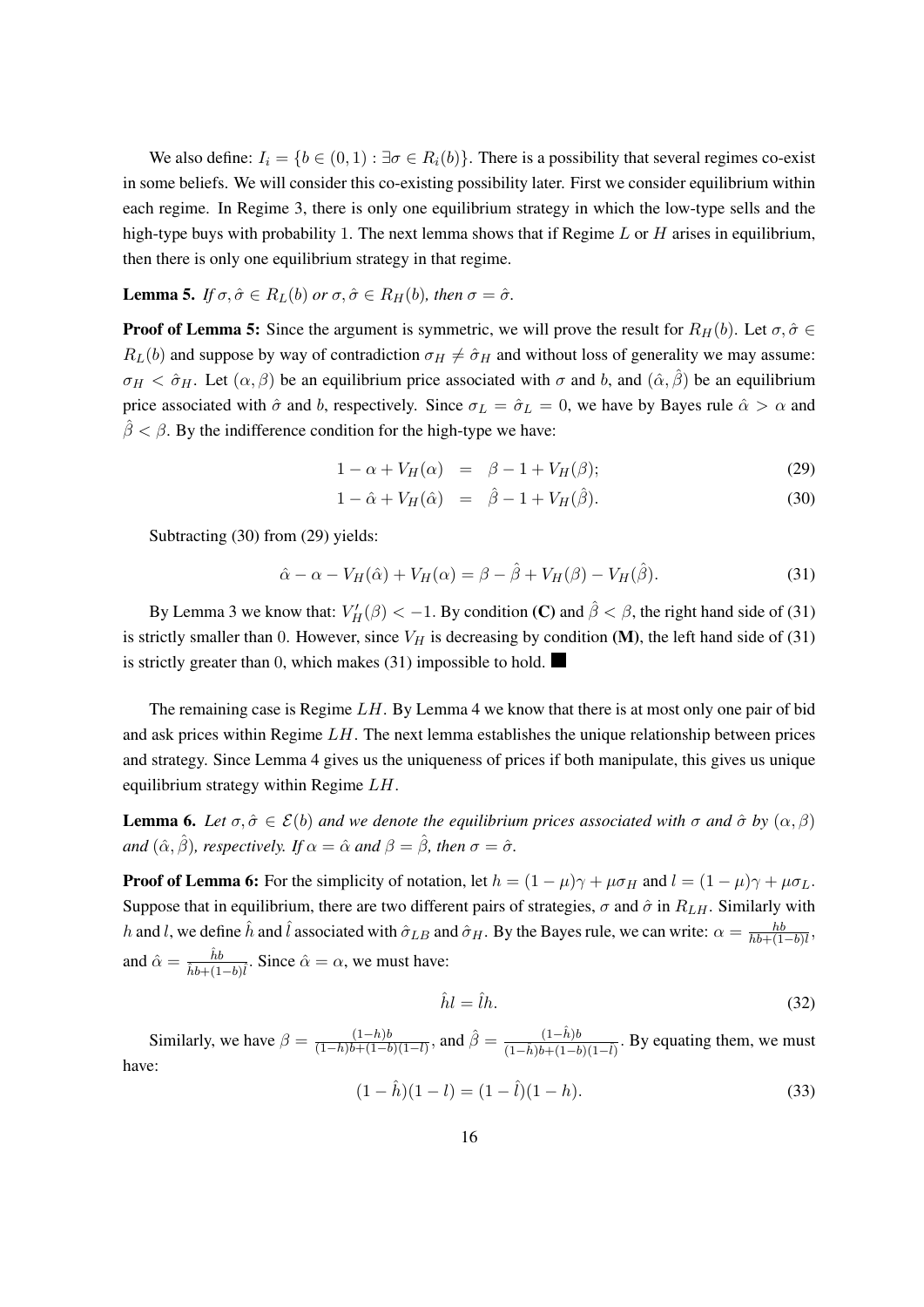We also define: $I_i = \{b \in (0,1) : \exists \sigma \in R_i(b)\}$. There is a possibility that several regimes co-exist in some beliefs. We will consider this co-existing possibility later. First we consider equilibrium within each regime. In Regime 3, there is only one equilibrium strategy in which the low-type sells and the high-type buys with probability 1. The next lemma shows that if Regime $L$ or $H$ arises in equilibrium, then there is only one equilibrium strategy in that regime.

**Lemma 5.** *If $\sigma, \hat{\sigma} \in R_L(b)$ or $\sigma, \hat{\sigma} \in R_H(b)$, then $\sigma = \hat{\sigma}$.*

**Proof of Lemma 5:** Since the argument is symmetric, we will prove the result for $R_H(b)$. Let $\sigma, \hat{\sigma} \in R_L(b)$ and suppose by way of contradiction $\sigma_H \neq \hat{\sigma}_H$ and without loss of generality we may assume: $\sigma_H < \hat{\sigma}_H$. Let $(\alpha, \beta)$ be an equilibrium price associated with $\sigma$ and $b$, and $(\hat{\alpha}, \hat{\beta})$ be an equilibrium price associated with $\hat{\sigma}$ and $b$, respectively. Since $\sigma_L = \hat{\sigma}_L = 0$, we have by Bayes rule $\hat{\alpha} > \alpha$ and $\hat{\beta} < \beta$. By the indifference condition for the high-type we have:

$$1 - \alpha + V_H(\alpha) = \beta - 1 + V_H(\beta); \tag{29}$$

$$1 - \hat{\alpha} + V_H(\hat{\alpha}) = \hat{\beta} - 1 + V_H(\hat{\beta}). \tag{30}$$

Subtracting (30) from (29) yields:

$$\hat{\alpha} - \alpha - V_H(\hat{\alpha}) + V_H(\alpha) = \beta - \hat{\beta} + V_H(\beta) - V_H(\hat{\beta}). \tag{31}$$

By Lemma 3 we know that: $V_H'(\beta) < -1$. By condition **(C)** and $\hat{\beta} < \beta$, the right hand side of (31) is strictly smaller than 0. However, since $V_H$ is decreasing by condition **(M)**, the left hand side of (31) is strictly greater than 0, which makes (31) impossible to hold. ■

The remaining case is Regime $LH$. By Lemma 4 we know that there is at most only one pair of bid and ask prices within Regime $LH$. The next lemma establishes the unique relationship between prices and strategy. Since Lemma 4 gives us the uniqueness of prices if both manipulate, this gives us unique equilibrium strategy within Regime $LH$.

**Lemma 6.** *Let $\sigma, \hat{\sigma} \in \mathcal{E}(b)$ and we denote the equilibrium prices associated with $\sigma$ and $\hat{\sigma}$ by $(\alpha, \beta)$ and $(\hat{\alpha}, \hat{\beta})$, respectively. If $\alpha = \hat{\alpha}$ and $\beta = \hat{\beta}$, then $\sigma = \hat{\sigma}$.*

**Proof of Lemma 6:** For the simplicity of notation, let $h = (1-\mu)\gamma + \mu\sigma_H$ and $l = (1-\mu)\gamma + \mu\sigma_L$. Suppose that in equilibrium, there are two different pairs of strategies, $\sigma$ and $\hat{\sigma}$ in $R_{LH}$. Similarly with $h$ and $l$, we define $\hat{h}$ and $\hat{l}$ associated with $\hat{\sigma}_{LB}$ and $\hat{\sigma}_H$. By the Bayes rule, we can write: $\alpha = \frac{hb}{hb+(1-b)l}$, and $\hat{\alpha} = \frac{\hat{h}b}{\hat{h}b+(1-b)\hat{l}}$. Since $\hat{\alpha} = \alpha$, we must have:

$$\hat{h}l = \hat{l}h. \tag{32}$$

Similarly, we have $\beta = \frac{(1-h)b}{(1-h)b+(1-b)(1-l)}$, and $\hat{\beta} = \frac{(1-\hat{h})b}{(1-\hat{h})b+(1-b)(1-\hat{l})}$. By equating them, we must have:

$$(1-\hat{h})(1-l) = (1-\hat{l})(1-h). \tag{33}$$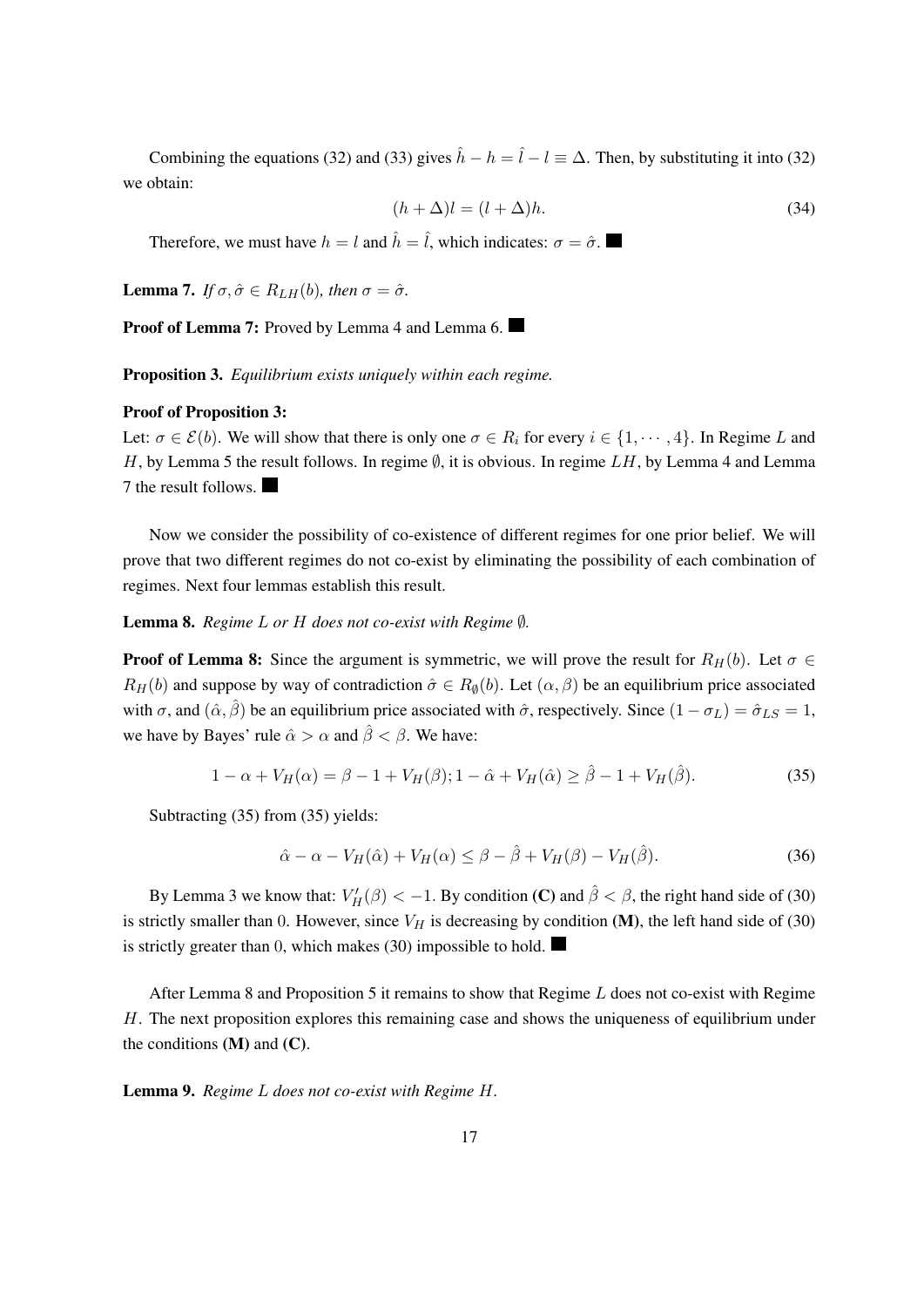Combining the equations (32) and (33) gives $\hat{h} - h = \hat{l} - l \equiv \Delta$. Then, by substituting it into (32) we obtain:

$$(h + \Delta)l = (l + \Delta)h. \tag{34}$$

Therefore, we must have $h = l$ and $\hat{h} = \hat{l}$, which indicates: $\sigma = \hat{\sigma}$. ■

**Lemma 7.** *If $\sigma, \hat{\sigma} \in R_{LH}(b)$, then $\sigma = \hat{\sigma}$.*

**Proof of Lemma 7:** Proved by Lemma 4 and Lemma 6. ■

**Proposition 3.** *Equilibrium exists uniquely within each regime.*

**Proof of Proposition 3:**
Let: $\sigma \in \mathcal{E}(b)$. We will show that there is only one $\sigma \in R_i$ for every $i \in \{1, \cdots, 4\}$. In Regime $L$ and $H$, by Lemma 5 the result follows. In regime $\emptyset$, it is obvious. In regime $LH$, by Lemma 4 and Lemma 7 the result follows. ■

Now we consider the possibility of co-existence of different regimes for one prior belief. We will prove that two different regimes do not co-exist by eliminating the possibility of each combination of regimes. Next four lemmas establish this result.

**Lemma 8.** *Regime $L$ or $H$ does not co-exist with Regime $\emptyset$.*

**Proof of Lemma 8:** Since the argument is symmetric, we will prove the result for $R_H(b)$. Let $\sigma \in R_H(b)$ and suppose by way of contradiction $\hat{\sigma} \in R_\emptyset(b)$. Let $(\alpha, \beta)$ be an equilibrium price associated with $\sigma$, and $(\hat{\alpha}, \hat{\beta})$ be an equilibrium price associated with $\hat{\sigma}$, respectively. Since $(1 - \sigma_L) = \hat{\sigma}_{LS} = 1$, we have by Bayes' rule $\hat{\alpha} > \alpha$ and $\hat{\beta} < \beta$. We have:

$$1 - \alpha + V_H(\alpha) = \beta - 1 + V_H(\beta); 1 - \hat{\alpha} + V_H(\hat{\alpha}) \geq \hat{\beta} - 1 + V_H(\hat{\beta}). \tag{35}$$

Subtracting (35) from (35) yields:

$$\hat{\alpha} - \alpha - V_H(\hat{\alpha}) + V_H(\alpha) \leq \beta - \hat{\beta} + V_H(\beta) - V_H(\hat{\beta}). \tag{36}$$

By Lemma 3 we know that: $V_H'(\beta) < -1$. By condition **(C)** and $\hat{\beta} < \beta$, the right hand side of (30) is strictly smaller than 0. However, since $V_H$ is decreasing by condition **(M)**, the left hand side of (30) is strictly greater than 0, which makes (30) impossible to hold. ■

After Lemma 8 and Proposition 5 it remains to show that Regime $L$ does not co-exist with Regime $H$. The next proposition explores this remaining case and shows the uniqueness of equilibrium under the conditions **(M)** and **(C)**.

**Lemma 9.** *Regime $L$ does not co-exist with Regime $H$.*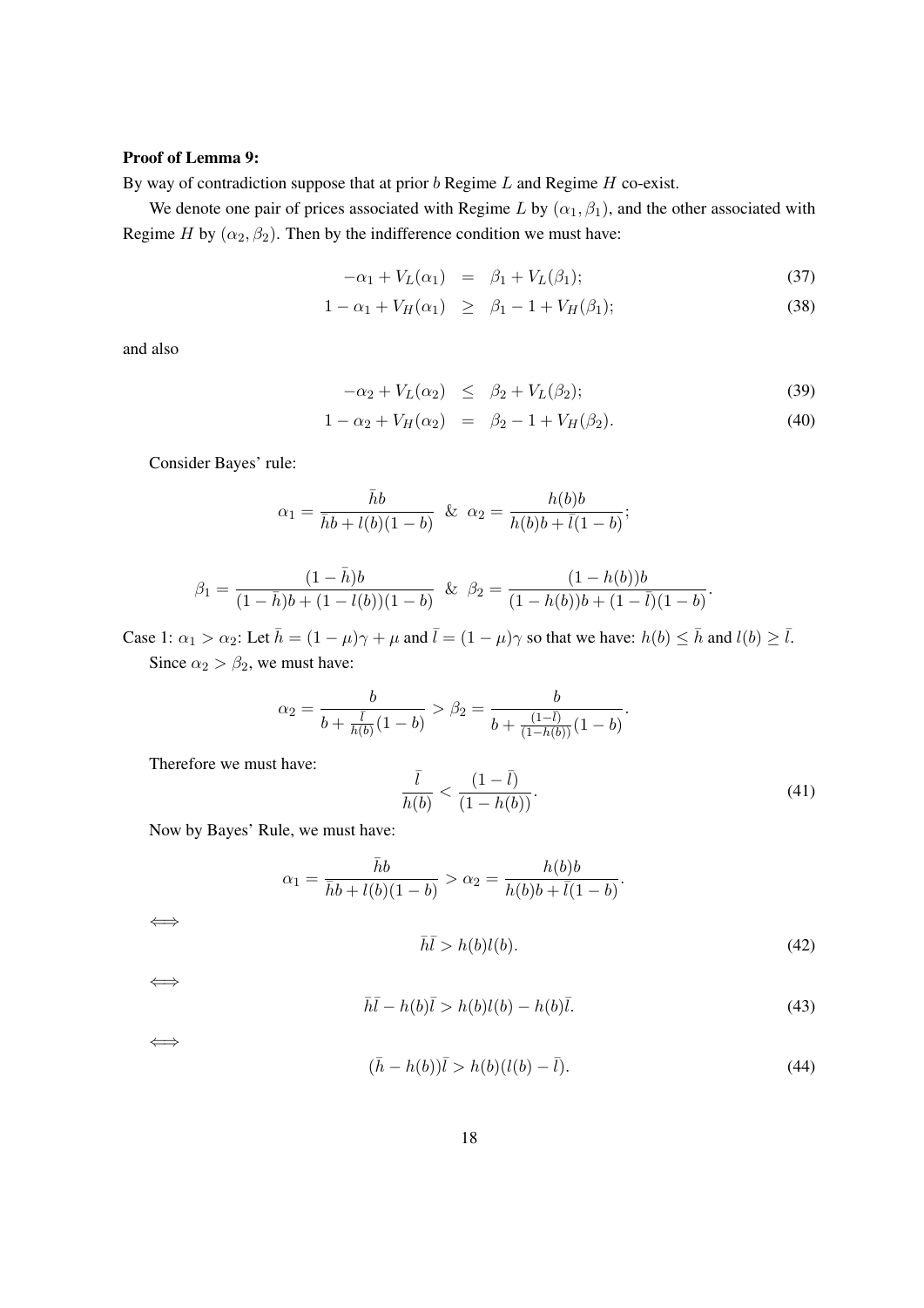**Proof of Lemma 9:**

By way of contradiction suppose that at prior $b$ Regime $L$ and Regime $H$ co-exist.

We denote one pair of prices associated with Regime $L$ by $(\alpha_1, \beta_1)$, and the other associated with Regime $H$ by $(\alpha_2, \beta_2)$. Then by the indifference condition we must have:

$$
\begin{aligned}
-\alpha_1 + V_L(\alpha_1) &= \beta_1 + V_L(\beta_1); &(37)\\
1 - \alpha_1 + V_H(\alpha_1) &\geq \beta_1 - 1 + V_H(\beta_1); &(38)
\end{aligned}
$$

and also

$$
\begin{aligned}
-\alpha_2 + V_L(\alpha_2) &\leq \beta_2 + V_L(\beta_2); &(39)\\
1 - \alpha_2 + V_H(\alpha_2) &= \beta_2 - 1 + V_H(\beta_2). &(40)
\end{aligned}
$$

Consider Bayes' rule:

$$
\alpha_1 = \frac{\bar{h}b}{\bar{h}b + l(b)(1-b)} \;\;\&\;\; \alpha_2 = \frac{h(b)b}{h(b)b + \bar{l}(1-b)};
$$

$$
\beta_1 = \frac{(1-\bar{h})b}{(1-\bar{h})b + (1-l(b))(1-b)} \;\;\&\;\; \beta_2 = \frac{(1-h(b))b}{(1-h(b))b + (1-\bar{l})(1-b)}.
$$

Case 1: $\alpha_1 > \alpha_2$: Let $\bar{h} = (1-\mu)\gamma + \mu$ and $\bar{l} = (1-\mu)\gamma$ so that we have: $h(b) \leq \bar{h}$ and $l(b) \geq \bar{l}$.

Since $\alpha_2 > \beta_2$, we must have:

$$
\alpha_2 = \frac{b}{b + \frac{\bar{l}}{h(b)}(1-b)} > \beta_2 = \frac{b}{b + \frac{(1-\bar{l})}{(1-h(b))}(1-b)}.
$$

Therefore we must have:

$$
\frac{\bar{l}}{h(b)} < \frac{(1-\bar{l})}{(1-h(b))}. \tag{41}
$$

Now by Bayes' Rule, we must have:

$$
\alpha_1 = \frac{\bar{h}b}{\bar{h}b + l(b)(1-b)} > \alpha_2 = \frac{h(b)b}{h(b)b + \bar{l}(1-b)}.
$$

$\iff$

$$
\bar{h}\bar{l} > h(b)l(b). \tag{42}
$$

$\iff$

$$
\bar{h}\bar{l} - h(b)\bar{l} > h(b)l(b) - h(b)\bar{l}. \tag{43}
$$

$\iff$

$$
(\bar{h} - h(b))\bar{l} > h(b)(l(b) - \bar{l}). \tag{44}
$$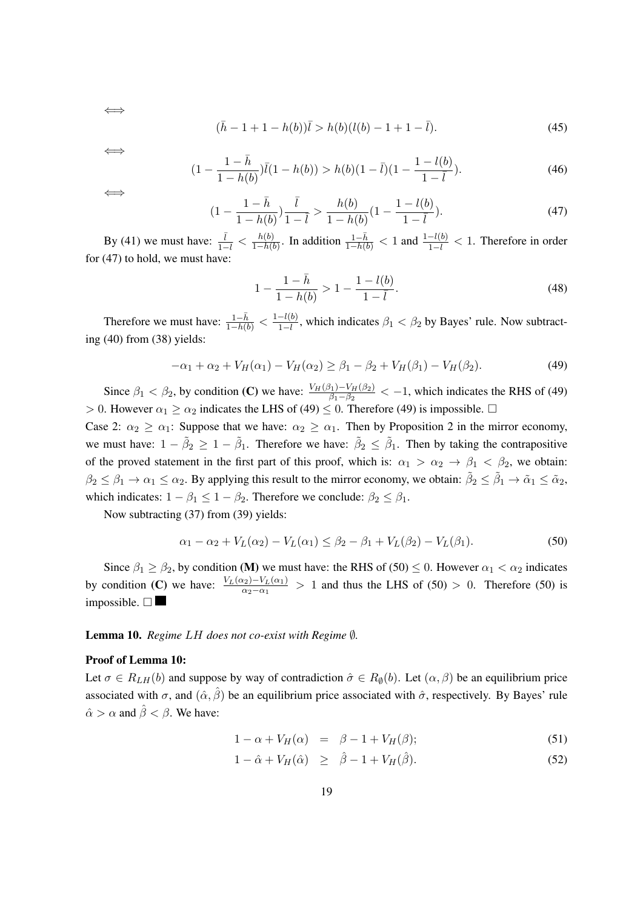$\iff$

$$(\bar{h} - 1 + 1 - h(b))\bar{l} > h(b)(l(b) - 1 + 1 - \bar{l}). \tag{45}$$

$\iff$

$$(1 - \frac{1 - \bar{h}}{1 - h(b)})\bar{l}(1 - h(b)) > h(b)(1 - \bar{l})(1 - \frac{1 - l(b)}{1 - \bar{l}}). \tag{46}$$

$\iff$

$$(1 - \frac{1 - \bar{h}}{1 - h(b)})\frac{\bar{l}}{1 - \bar{l}} > \frac{h(b)}{1 - h(b)}(1 - \frac{1 - l(b)}{1 - \bar{l}}). \tag{47}$$

By (41) we must have: $\frac{\bar{l}}{1-\bar{l}} < \frac{h(b)}{1-h(b)}$. In addition $\frac{1-\bar{h}}{1-h(b)} < 1$ and $\frac{1-l(b)}{1-\bar{l}} < 1$. Therefore in order for (47) to hold, we must have:

$$1 - \frac{1 - \bar{h}}{1 - h(b)} > 1 - \frac{1 - l(b)}{1 - \bar{l}}. \tag{48}$$

Therefore we must have: $\frac{1-\bar{h}}{1-h(b)} < \frac{1-l(b)}{1-\bar{l}}$, which indicates $\beta_1 < \beta_2$ by Bayes' rule. Now subtracting (40) from (38) yields:

$$-\alpha_1 + \alpha_2 + V_H(\alpha_1) - V_H(\alpha_2) \geq \beta_1 - \beta_2 + V_H(\beta_1) - V_H(\beta_2). \tag{49}$$

Since $\beta_1 < \beta_2$, by condition **(C)** we have: $\frac{V_H(\beta_1)-V_H(\beta_2)}{\beta_1-\beta_2} < -1$, which indicates the RHS of (49) $> 0$. However $\alpha_1 \geq \alpha_2$ indicates the LHS of (49) $\leq 0$. Therefore (49) is impossible. $\square$

Case 2: $\alpha_2 \geq \alpha_1$: Suppose that we have: $\alpha_2 \geq \alpha_1$. Then by Proposition 2 in the mirror economy, we must have: $1 - \tilde{\beta}_2 \geq 1 - \tilde{\beta}_1$. Therefore we have: $\tilde{\beta}_2 \leq \tilde{\beta}_1$. Then by taking the contrapositive of the proved statement in the first part of this proof, which is: $\alpha_1 > \alpha_2 \to \beta_1 < \beta_2$, we obtain: $\beta_2 \leq \beta_1 \to \alpha_1 \leq \alpha_2$. By applying this result to the mirror economy, we obtain: $\tilde{\beta}_2 \leq \tilde{\beta}_1 \to \tilde{\alpha}_1 \leq \tilde{\alpha}_2$, which indicates: $1 - \beta_1 \leq 1 - \beta_2$. Therefore we conclude: $\beta_2 \leq \beta_1$.

Now subtracting (37) from (39) yields:

$$\alpha_1 - \alpha_2 + V_L(\alpha_2) - V_L(\alpha_1) \leq \beta_2 - \beta_1 + V_L(\beta_2) - V_L(\beta_1). \tag{50}$$

Since $\beta_1 \geq \beta_2$, by condition **(M)** we must have: the RHS of (50) $\leq 0$. However $\alpha_1 < \alpha_2$ indicates by condition **(C)** we have: $\frac{V_L(\alpha_2)-V_L(\alpha_1)}{\alpha_2-\alpha_1} > 1$ and thus the LHS of (50) $> 0$. Therefore (50) is impossible. $\square$ ■

**Lemma 10.** *Regime $LH$ does not co-exist with Regime $\emptyset$.*

**Proof of Lemma 10:**

Let $\sigma \in R_{LH}(b)$ and suppose by way of contradiction $\hat{\sigma} \in R_{\emptyset}(b)$. Let $(\alpha, \beta)$ be an equilibrium price associated with $\sigma$, and $(\hat{\alpha}, \hat{\beta})$ be an equilibrium price associated with $\hat{\sigma}$, respectively. By Bayes' rule $\hat{\alpha} > \alpha$ and $\hat{\beta} < \beta$. We have:

$$1 - \alpha + V_H(\alpha) = \beta - 1 + V_H(\beta); \tag{51}$$

$$1 - \hat{\alpha} + V_H(\hat{\alpha}) \geq \hat{\beta} - 1 + V_H(\hat{\beta}). \tag{52}$$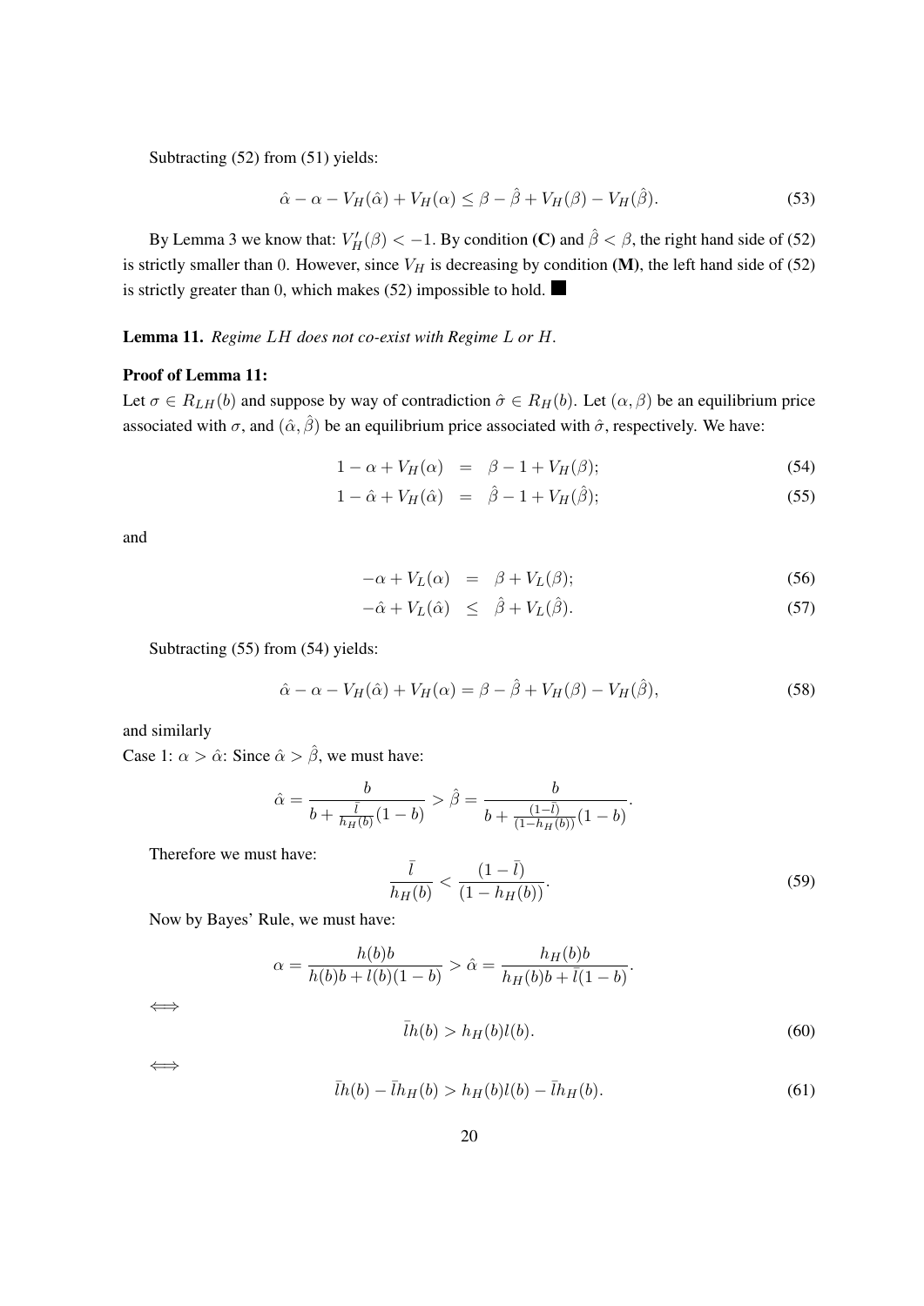Subtracting (52) from (51) yields:

$$\hat{\alpha} - \alpha - V_H(\hat{\alpha}) + V_H(\alpha) \leq \beta - \hat{\beta} + V_H(\beta) - V_H(\hat{\beta}). \tag{53}$$

By Lemma 3 we know that: $V_H'(\beta) < -1$. By condition **(C)** and $\hat{\beta} < \beta$, the right hand side of (52) is strictly smaller than 0. However, since $V_H$ is decreasing by condition **(M)**, the left hand side of (52) is strictly greater than 0, which makes (52) impossible to hold. ■

**Lemma 11.** *Regime $LH$ does not co-exist with Regime $L$ or $H$.*

**Proof of Lemma 11:**

Let $\sigma \in R_{LH}(b)$ and suppose by way of contradiction $\hat{\sigma} \in R_H(b)$. Let $(\alpha, \beta)$ be an equilibrium price associated with $\sigma$, and $(\hat{\alpha}, \hat{\beta})$ be an equilibrium price associated with $\hat{\sigma}$, respectively. We have:

$$\begin{aligned} 1 - \alpha + V_H(\alpha) &= \beta - 1 + V_H(\beta); & (54) \\ 1 - \hat{\alpha} + V_H(\hat{\alpha}) &= \hat{\beta} - 1 + V_H(\hat{\beta}); & (55) \end{aligned}$$

and

$$\begin{aligned} -\alpha + V_L(\alpha) &= \beta + V_L(\beta); & (56) \\ -\hat{\alpha} + V_L(\hat{\alpha}) &\leq \hat{\beta} + V_L(\hat{\beta}). & (57) \end{aligned}$$

Subtracting (55) from (54) yields:

$$\hat{\alpha} - \alpha - V_H(\hat{\alpha}) + V_H(\alpha) = \beta - \hat{\beta} + V_H(\beta) - V_H(\hat{\beta}), \tag{58}$$

and similarly

Case 1: $\alpha > \hat{\alpha}$: Since $\hat{\alpha} > \hat{\beta}$, we must have:

$$\hat{\alpha} = \frac{b}{b + \frac{\bar{l}}{h_H(b)}(1-b)} > \hat{\beta} = \frac{b}{b + \frac{(1-\bar{l})}{(1-h_H(b))}(1-b)}.$$

Therefore we must have:

$$\frac{\bar{l}}{h_H(b)} < \frac{(1-\bar{l})}{(1-h_H(b))}. \tag{59}$$

Now by Bayes' Rule, we must have:

$$\alpha = \frac{h(b)b}{h(b)b + l(b)(1-b)} > \hat{\alpha} = \frac{h_H(b)b}{h_H(b)b + \bar{l}(1-b)}.$$

$\iff$

$$\bar{l}h(b) > h_H(b)l(b). \tag{60}$$

$\iff$

$$\bar{l}h(b) - \bar{l}h_H(b) > h_H(b)l(b) - \bar{l}h_H(b). \tag{61}$$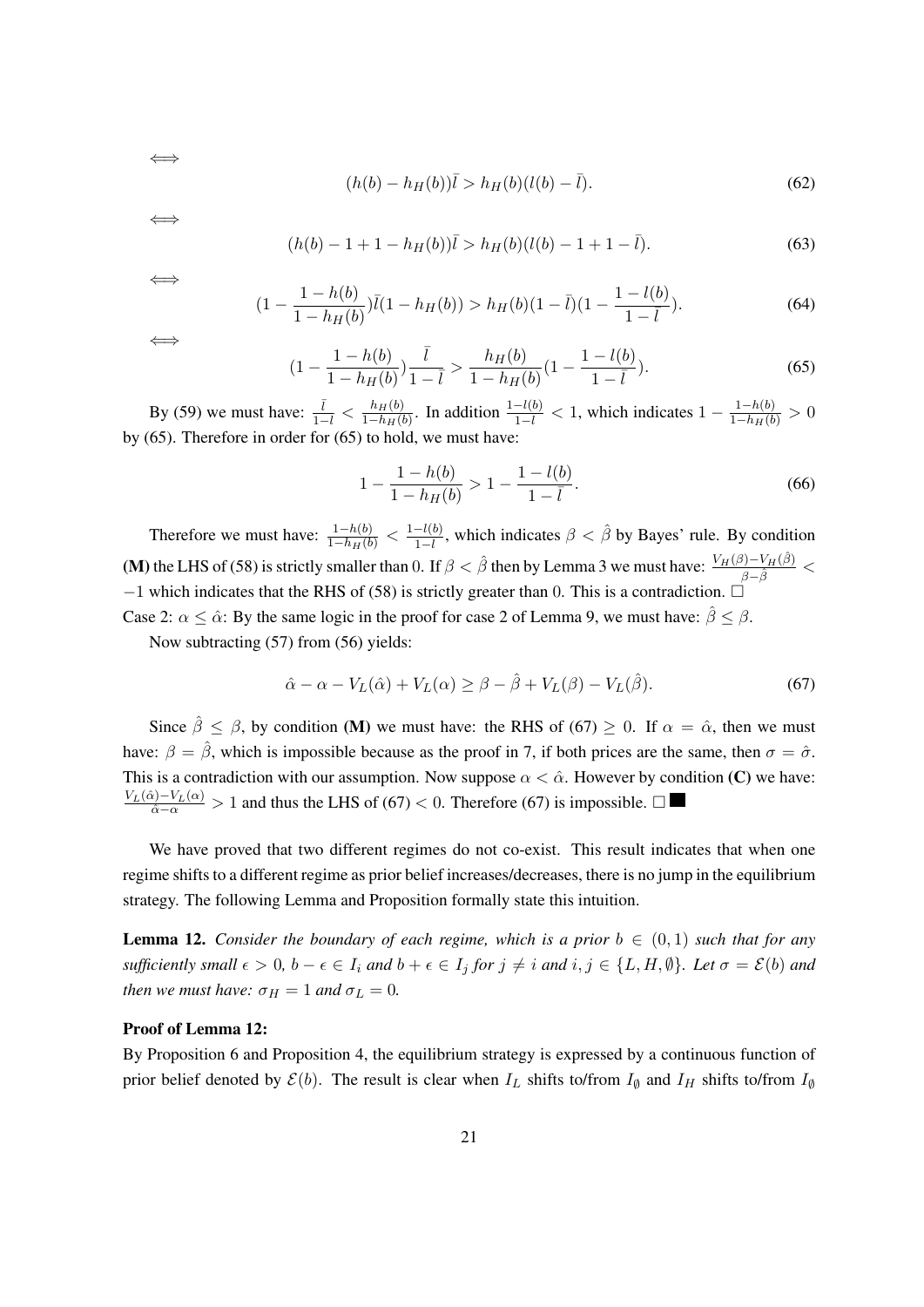$\iff$

$$(h(b) - h_H(b))\bar{l} > h_H(b)(l(b) - \bar{l}). \tag{62}$$

$\iff$

$$(h(b) - 1 + 1 - h_H(b))\bar{l} > h_H(b)(l(b) - 1 + 1 - \bar{l}). \tag{63}$$

$\iff$

$$(1 - \frac{1 - h(b)}{1 - h_H(b)})\bar{l}(1 - h_H(b)) > h_H(b)(1 - \bar{l})(1 - \frac{1 - l(b)}{1 - \bar{l}}). \tag{64}$$

$\iff$

$$(1 - \frac{1 - h(b)}{1 - h_H(b)})\frac{\bar{l}}{1 - \bar{l}} > \frac{h_H(b)}{1 - h_H(b)}(1 - \frac{1 - l(b)}{1 - \bar{l}}). \tag{65}$$

By (59) we must have: $\frac{\bar{l}}{1-\bar{l}} < \frac{h_H(b)}{1-h_H(b)}$. In addition $\frac{1-l(b)}{1-\bar{l}} < 1$, which indicates $1 - \frac{1-h(b)}{1-h_H(b)} > 0$ by (65). Therefore in order for (65) to hold, we must have:

$$1 - \frac{1 - h(b)}{1 - h_H(b)} > 1 - \frac{1 - l(b)}{1 - \bar{l}}. \tag{66}$$

Therefore we must have: $\frac{1-h(b)}{1-h_H(b)} < \frac{1-l(b)}{1-\bar{l}}$, which indicates $\beta < \hat{\beta}$ by Bayes' rule. By condition **(M)** the LHS of (58) is strictly smaller than 0. If $\beta < \hat{\beta}$ then by Lemma 3 we must have: $\frac{V_H(\beta)-V_H(\hat{\beta})}{\beta-\hat{\beta}} < -1$ which indicates that the RHS of (58) is strictly greater than 0. This is a contradiction. $\square$

Case 2: $\alpha \leq \hat{\alpha}$: By the same logic in the proof for case 2 of Lemma 9, we must have: $\hat{\beta} \leq \beta$.

Now subtracting (57) from (56) yields:

$$\hat{\alpha} - \alpha - V_L(\hat{\alpha}) + V_L(\alpha) \geq \beta - \hat{\beta} + V_L(\beta) - V_L(\hat{\beta}). \tag{67}$$

Since $\hat{\beta} \leq \beta$, by condition **(M)** we must have: the RHS of (67) $\geq 0$. If $\alpha = \hat{\alpha}$, then we must have: $\beta = \hat{\beta}$, which is impossible because as the proof in 7, if both prices are the same, then $\sigma = \hat{\sigma}$. This is a contradiction with our assumption. Now suppose $\alpha < \hat{\alpha}$. However by condition **(C)** we have: $\frac{V_L(\hat{\alpha})-V_L(\alpha)}{\hat{\alpha}-\alpha} > 1$ and thus the LHS of (67) $< 0$. Therefore (67) is impossible. $\square$ ■

We have proved that two different regimes do not co-exist. This result indicates that when one regime shifts to a different regime as prior belief increases/decreases, there is no jump in the equilibrium strategy. The following Lemma and Proposition formally state this intuition.

**Lemma 12.** *Consider the boundary of each regime, which is a prior $b \in (0, 1)$ such that for any sufficiently small $\epsilon > 0$, $b - \epsilon \in I_i$ and $b + \epsilon \in I_j$ for $j \neq i$ and $i, j \in \{L, H, \emptyset\}$. Let $\sigma = \mathcal{E}(b)$ and then we must have: $\sigma_H = 1$ and $\sigma_L = 0$.*

**Proof of Lemma 12:**

By Proposition 6 and Proposition 4, the equilibrium strategy is expressed by a continuous function of prior belief denoted by $\mathcal{E}(b)$. The result is clear when $I_L$ shifts to/from $I_\emptyset$ and $I_H$ shifts to/from $I_\emptyset$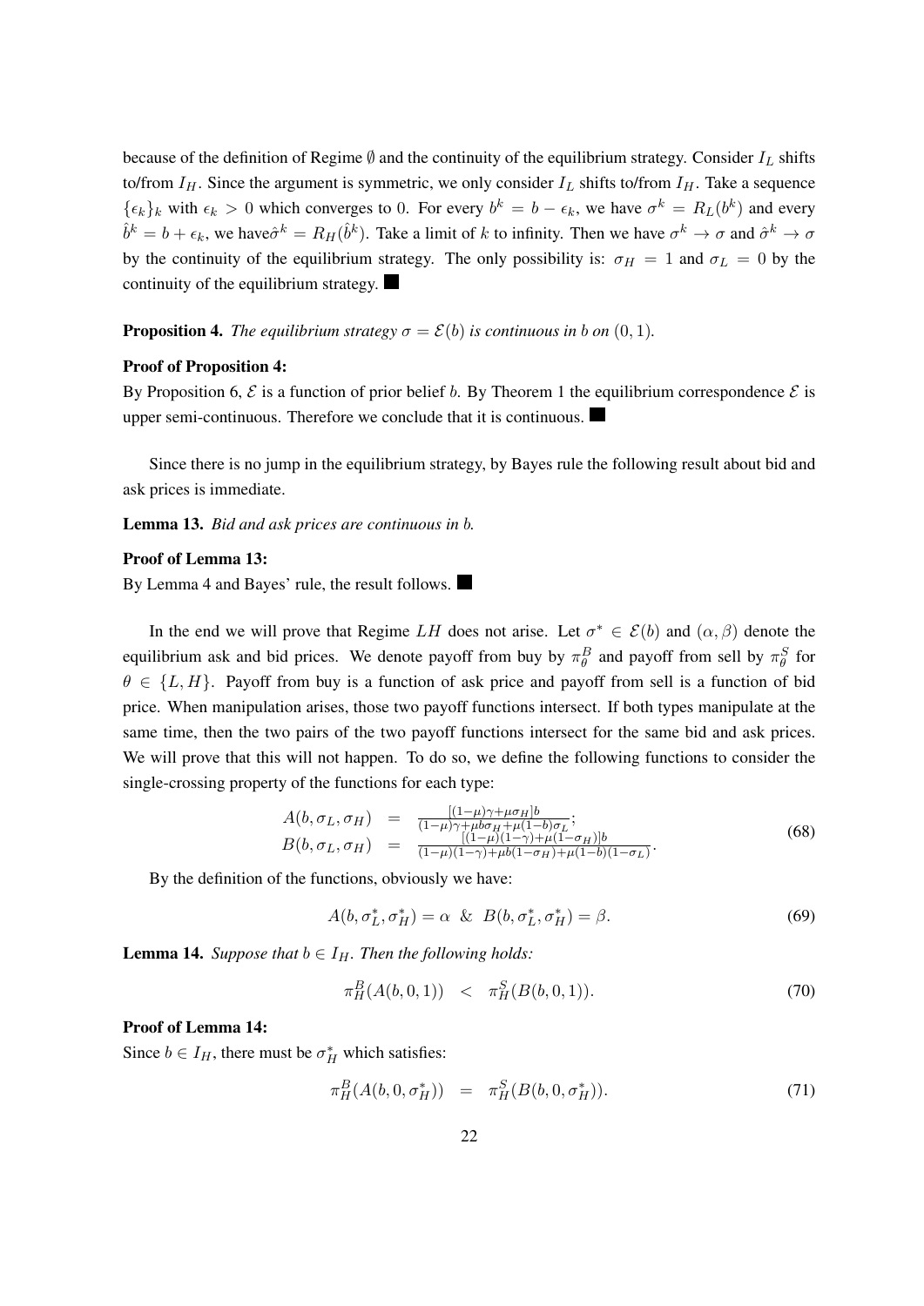because of the definition of Regime $\emptyset$ and the continuity of the equilibrium strategy. Consider $I_L$ shifts to/from $I_H$. Since the argument is symmetric, we only consider $I_L$ shifts to/from $I_H$. Take a sequence $\{\epsilon_k\}_k$ with $\epsilon_k > 0$ which converges to 0. For every $b^k = b - \epsilon_k$, we have $\sigma^k = R_L(b^k)$ and every $\hat{b}^k = b + \epsilon_k$, we have $\hat{\sigma}^k = R_H(\hat{b}^k)$. Take a limit of $k$ to infinity. Then we have $\sigma^k \to \sigma$ and $\hat{\sigma}^k \to \sigma$ by the continuity of the equilibrium strategy. The only possibility is: $\sigma_H = 1$ and $\sigma_L = 0$ by the continuity of the equilibrium strategy. ■

**Proposition 4.** *The equilibrium strategy $\sigma = \mathcal{E}(b)$ is continuous in $b$ on $(0, 1)$.*

**Proof of Proposition 4:**

By Proposition 6, $\mathcal{E}$ is a function of prior belief $b$. By Theorem 1 the equilibrium correspondence $\mathcal{E}$ is upper semi-continuous. Therefore we conclude that it is continuous. ■

Since there is no jump in the equilibrium strategy, by Bayes rule the following result about bid and ask prices is immediate.

**Lemma 13.** *Bid and ask prices are continuous in $b$.*

**Proof of Lemma 13:**

By Lemma 4 and Bayes' rule, the result follows. ■

In the end we will prove that Regime $LH$ does not arise. Let $\sigma^* \in \mathcal{E}(b)$ and $(\alpha, \beta)$ denote the equilibrium ask and bid prices. We denote payoff from buy by $\pi^B_\theta$ and payoff from sell by $\pi^S_\theta$ for $\theta \in \{L, H\}$. Payoff from buy is a function of ask price and payoff from sell is a function of bid price. When manipulation arises, those two payoff functions intersect. If both types manipulate at the same time, then the two pairs of the two payoff functions intersect for the same bid and ask prices. We will prove that this will not happen. To do so, we define the following functions to consider the single-crossing property of the functions for each type:

$$
\begin{aligned}
A(b, \sigma_L, \sigma_H) &= \frac{[(1-\mu)\gamma + \mu\sigma_H]b}{(1-\mu)\gamma + \mu b\sigma_H + \mu(1-b)\sigma_L}; \\
B(b, \sigma_L, \sigma_H) &= \frac{[(1-\mu)(1-\gamma) + \mu(1-\sigma_H)]b}{(1-\mu)(1-\gamma) + \mu b(1-\sigma_H) + \mu(1-b)(1-\sigma_L)}.
\end{aligned}
\tag{68}
$$

By the definition of the functions, obviously we have:

$$
A(b, \sigma^*_L, \sigma^*_H) = \alpha \;\;\&\;\; B(b, \sigma^*_L, \sigma^*_H) = \beta. \tag{69}
$$

**Lemma 14.** *Suppose that $b \in I_H$. Then the following holds:*

$$
\pi^B_H(A(b, 0, 1)) \;\; < \;\; \pi^S_H(B(b, 0, 1)). \tag{70}
$$

**Proof of Lemma 14:**

Since $b \in I_H$, there must be $\sigma^*_H$ which satisfies:

$$
\pi^B_H(A(b, 0, \sigma^*_H)) \;\; = \;\; \pi^S_H(B(b, 0, \sigma^*_H)). \tag{71}
$$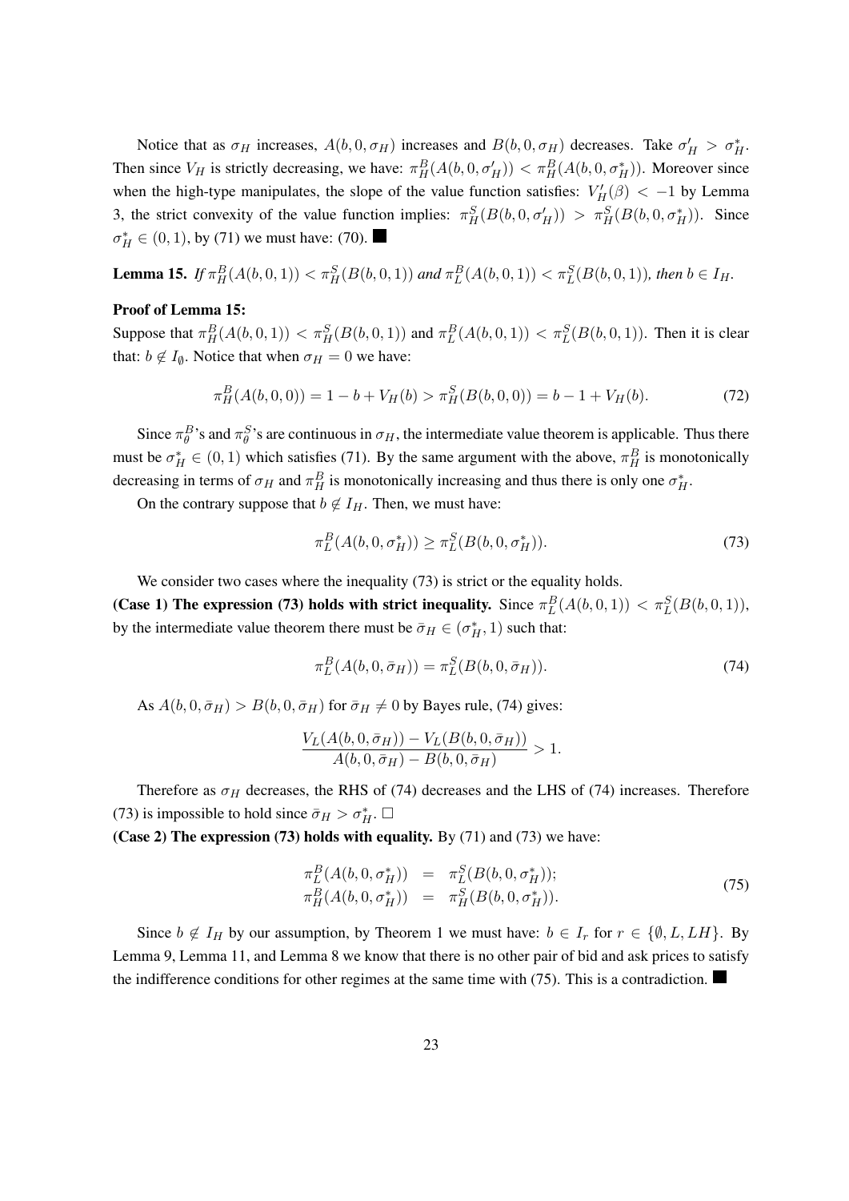Notice that as $\sigma_H$ increases, $A(b, 0, \sigma_H)$ increases and $B(b, 0, \sigma_H)$ decreases. Take $\sigma_H' > \sigma_H^*$. Then since $V_H$ is strictly decreasing, we have: $\pi_H^B(A(b, 0, \sigma_H')) < \pi_H^B(A(b, 0, \sigma_H^*))$. Moreover since when the high-type manipulates, the slope of the value function satisfies: $V_H'(\beta) < -1$ by Lemma 3, the strict convexity of the value function implies: $\pi_H^S(B(b, 0, \sigma_H')) > \pi_H^S(B(b, 0, \sigma_H^*))$. Since $\sigma_H^* \in (0, 1)$, by (71) we must have: (70). ■

**Lemma 15.** *If $\pi_H^B(A(b, 0, 1)) < \pi_H^S(B(b, 0, 1))$ and $\pi_L^B(A(b, 0, 1)) < \pi_L^S(B(b, 0, 1))$, then $b \in I_H$.*

**Proof of Lemma 15:**

Suppose that $\pi_H^B(A(b, 0, 1)) < \pi_H^S(B(b, 0, 1))$ and $\pi_L^B(A(b, 0, 1)) < \pi_L^S(B(b, 0, 1))$. Then it is clear that: $b \notin I_\emptyset$. Notice that when $\sigma_H = 0$ we have:

$$\pi_H^B(A(b, 0, 0)) = 1 - b + V_H(b) > \pi_H^S(B(b, 0, 0)) = b - 1 + V_H(b). \tag{72}$$

Since $\pi_\theta^B$'s and $\pi_\theta^S$'s are continuous in $\sigma_H$, the intermediate value theorem is applicable. Thus there must be $\sigma_H^* \in (0, 1)$ which satisfies (71). By the same argument with the above, $\pi_H^B$ is monotonically decreasing in terms of $\sigma_H$ and $\pi_H^B$ is monotonically increasing and thus there is only one $\sigma_H^*$.

On the contrary suppose that $b \notin I_H$. Then, we must have:

$$\pi_L^B(A(b, 0, \sigma_H^*)) \geq \pi_L^S(B(b, 0, \sigma_H^*)). \tag{73}$$

We consider two cases where the inequality (73) is strict or the equality holds.

**(Case 1) The expression (73) holds with strict inequality.** Since $\pi_L^B(A(b, 0, 1)) < \pi_L^S(B(b, 0, 1))$, by the intermediate value theorem there must be $\bar{\sigma}_H \in (\sigma_H^*, 1)$ such that:

$$\pi_L^B(A(b, 0, \bar{\sigma}_H)) = \pi_L^S(B(b, 0, \bar{\sigma}_H)). \tag{74}$$

As $A(b, 0, \bar{\sigma}_H) > B(b, 0, \bar{\sigma}_H)$ for $\bar{\sigma}_H \neq 0$ by Bayes rule, (74) gives:

$$\frac{V_L(A(b, 0, \bar{\sigma}_H)) - V_L(B(b, 0, \bar{\sigma}_H))}{A(b, 0, \bar{\sigma}_H) - B(b, 0, \bar{\sigma}_H)} > 1.$$

Therefore as $\sigma_H$ decreases, the RHS of (74) decreases and the LHS of (74) increases. Therefore (73) is impossible to hold since $\bar{\sigma}_H > \sigma_H^*$. □

**(Case 2) The expression (73) holds with equality.** By (71) and (73) we have:

$$\begin{aligned} \pi_L^B(A(b, 0, \sigma_H^*)) &= \pi_L^S(B(b, 0, \sigma_H^*)); \\ \pi_H^B(A(b, 0, \sigma_H^*)) &= \pi_H^S(B(b, 0, \sigma_H^*)). \end{aligned} \tag{75}$$

Since $b \notin I_H$ by our assumption, by Theorem 1 we must have: $b \in I_r$ for $r \in \{\emptyset, L, LH\}$. By Lemma 9, Lemma 11, and Lemma 8 we know that there is no other pair of bid and ask prices to satisfy the indifference conditions for other regimes at the same time with (75). This is a contradiction. ■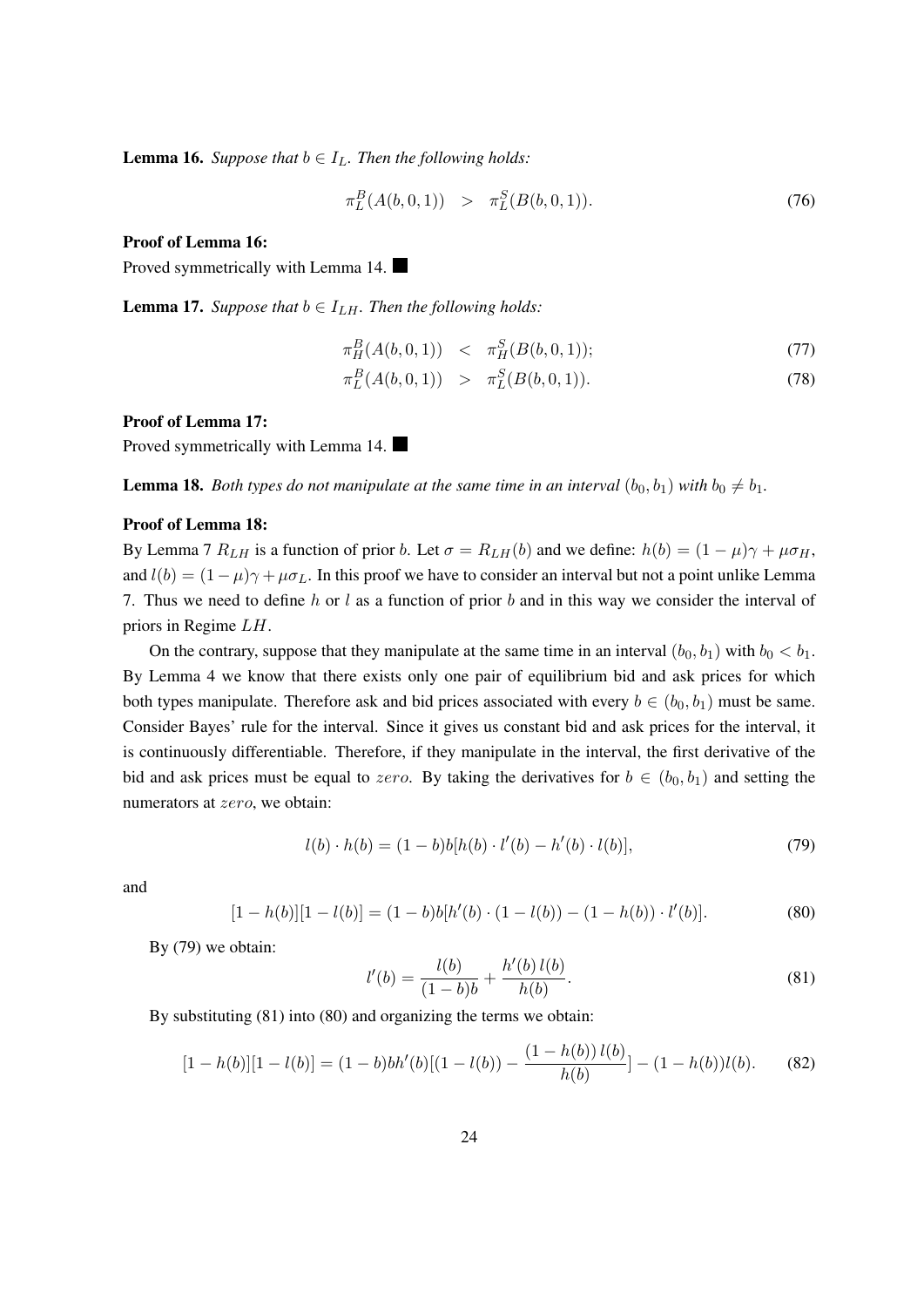**Lemma 16.** *Suppose that $b \in I_L$. Then the following holds:*

$$\pi_L^B(A(b,0,1)) \quad > \quad \pi_L^S(B(b,0,1)). \tag{76}$$

**Proof of Lemma 16:**

Proved symmetrically with Lemma 14. ■

**Lemma 17.** *Suppose that $b \in I_{LH}$. Then the following holds:*

$$\pi_H^B(A(b,0,1)) \quad < \quad \pi_H^S(B(b,0,1)); \tag{77}$$

$$\pi_L^B(A(b,0,1)) \quad > \quad \pi_L^S(B(b,0,1)). \tag{78}$$

**Proof of Lemma 17:**

Proved symmetrically with Lemma 14. ■

**Lemma 18.** *Both types do not manipulate at the same time in an interval $(b_0, b_1)$ with $b_0 \neq b_1$.*

**Proof of Lemma 18:**

By Lemma 7 $R_{LH}$ is a function of prior $b$. Let $\sigma = R_{LH}(b)$ and we define: $h(b) = (1-\mu)\gamma + \mu\sigma_H$, and $l(b) = (1-\mu)\gamma + \mu\sigma_L$. In this proof we have to consider an interval but not a point unlike Lemma 7. Thus we need to define $h$ or $l$ as a function of prior $b$ and in this way we consider the interval of priors in Regime $LH$.

On the contrary, suppose that they manipulate at the same time in an interval $(b_0, b_1)$ with $b_0 < b_1$. By Lemma 4 we know that there exists only one pair of equilibrium bid and ask prices for which both types manipulate. Therefore ask and bid prices associated with every $b \in (b_0, b_1)$ must be same. Consider Bayes' rule for the interval. Since it gives us constant bid and ask prices for the interval, it is continuously differentiable. Therefore, if they manipulate in the interval, the first derivative of the bid and ask prices must be equal to $zero$. By taking the derivatives for $b \in (b_0, b_1)$ and setting the numerators at $zero$, we obtain:

$$l(b) \cdot h(b) = (1-b)b[h(b) \cdot l'(b) - h'(b) \cdot l(b)], \tag{79}$$

and

$$[1-h(b)][1-l(b)] = (1-b)b[h'(b) \cdot (1-l(b)) - (1-h(b)) \cdot l'(b)]. \tag{80}$$

By (79) we obtain:

$$l'(b) = \frac{l(b)}{(1-b)b} + \frac{h'(b)\, l(b)}{h(b)}. \tag{81}$$

By substituting (81) into (80) and organizing the terms we obtain:

$$[1-h(b)][1-l(b)] = (1-b)bh'(b)[(1-l(b)) - \frac{(1-h(b))\, l(b)}{h(b)}] - (1-h(b))l(b). \tag{82}$$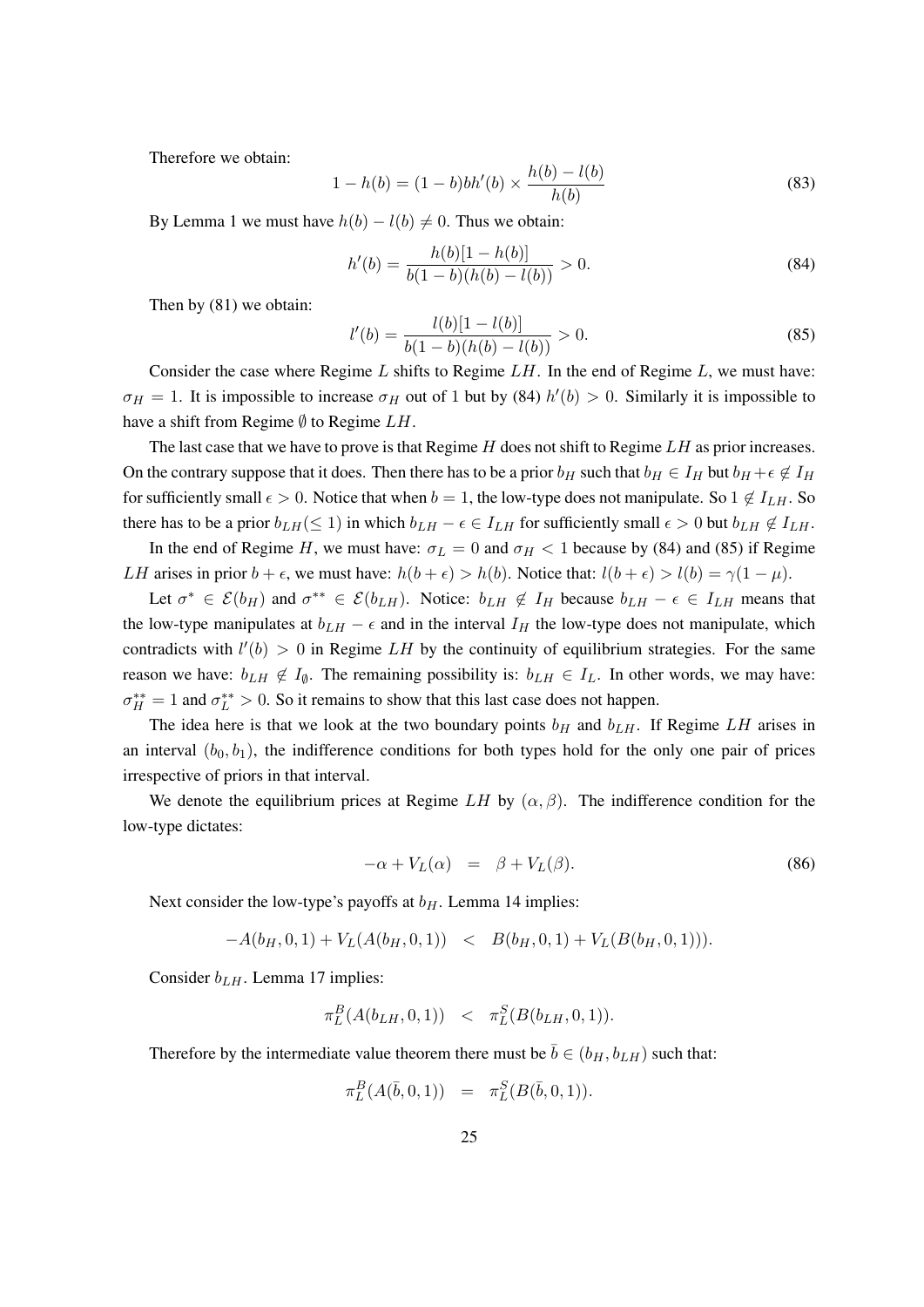Therefore we obtain:

$$1 - h(b) = (1 - b)bh'(b) \times \frac{h(b) - l(b)}{h(b)} \tag{83}$$

By Lemma 1 we must have $h(b) - l(b) \neq 0$. Thus we obtain:

$$h'(b) = \frac{h(b)[1 - h(b)]}{b(1 - b)(h(b) - l(b))} > 0. \tag{84}$$

Then by (81) we obtain:

$$l'(b) = \frac{l(b)[1 - l(b)]}{b(1 - b)(h(b) - l(b))} > 0. \tag{85}$$

Consider the case where Regime $L$ shifts to Regime $LH$. In the end of Regime $L$, we must have: $\sigma_H = 1$. It is impossible to increase $\sigma_H$ out of 1 but by (84) $h'(b) > 0$. Similarly it is impossible to have a shift from Regime $\emptyset$ to Regime $LH$.

The last case that we have to prove is that Regime $H$ does not shift to Regime $LH$ as prior increases. On the contrary suppose that it does. Then there has to be a prior $b_H$ such that $b_H \in I_H$ but $b_H + \epsilon \notin I_H$ for sufficiently small $\epsilon > 0$. Notice that when $b = 1$, the low-type does not manipulate. So $1 \notin I_{LH}$. So there has to be a prior $b_{LH} (\leq 1)$ in which $b_{LH} - \epsilon \in I_{LH}$ for sufficiently small $\epsilon > 0$ but $b_{LH} \notin I_{LH}$.

In the end of Regime $H$, we must have: $\sigma_L = 0$ and $\sigma_H < 1$ because by (84) and (85) if Regime $LH$ arises in prior $b + \epsilon$, we must have: $h(b + \epsilon) > h(b)$. Notice that: $l(b + \epsilon) > l(b) = \gamma(1 - \mu)$.

Let $\sigma^* \in \mathcal{E}(b_H)$ and $\sigma^{**} \in \mathcal{E}(b_{LH})$. Notice: $b_{LH} \notin I_H$ because $b_{LH} - \epsilon \in I_{LH}$ means that the low-type manipulates at $b_{LH} - \epsilon$ and in the interval $I_H$ the low-type does not manipulate, which contradicts with $l'(b) > 0$ in Regime $LH$ by the continuity of equilibrium strategies. For the same reason we have: $b_{LH} \notin I_\emptyset$. The remaining possibility is: $b_{LH} \in I_L$. In other words, we may have: $\sigma_H^{**} = 1$ and $\sigma_L^{**} > 0$. So it remains to show that this last case does not happen.

The idea here is that we look at the two boundary points $b_H$ and $b_{LH}$. If Regime $LH$ arises in an interval $(b_0, b_1)$, the indifference conditions for both types hold for the only one pair of prices irrespective of priors in that interval.

We denote the equilibrium prices at Regime $LH$ by $(\alpha, \beta)$. The indifference condition for the low-type dictates:

$$-\alpha + V_L(\alpha) = \beta + V_L(\beta). \tag{86}$$

Next consider the low-type's payoffs at $b_H$. Lemma 14 implies:

$$-A(b_H, 0, 1) + V_L(A(b_H, 0, 1)) < B(b_H, 0, 1) + V_L(B(b_H, 0, 1))).$$

Consider $b_{LH}$. Lemma 17 implies:

$$\pi_L^B(A(b_{LH}, 0, 1)) < \pi_L^S(B(b_{LH}, 0, 1)).$$

Therefore by the intermediate value theorem there must be $\bar{b} \in (b_H, b_{LH})$ such that:

$$\pi_L^B(A(\bar{b}, 0, 1)) = \pi_L^S(B(\bar{b}, 0, 1)).$$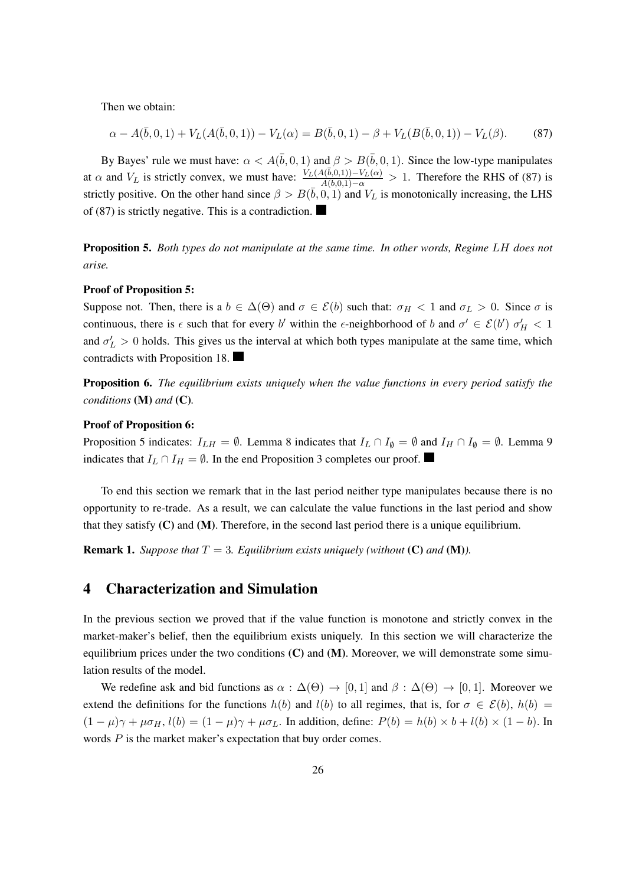Then we obtain:

$$\alpha - A(\bar{b}, 0, 1) + V_L(A(\bar{b}, 0, 1)) - V_L(\alpha) = B(\bar{b}, 0, 1) - \beta + V_L(B(\bar{b}, 0, 1)) - V_L(\beta). \tag{87}$$

By Bayes' rule we must have: $\alpha < A(\bar{b}, 0, 1)$ and $\beta > B(\bar{b}, 0, 1)$. Since the low-type manipulates at $\alpha$ and $V_L$ is strictly convex, we must have: $\frac{V_L(A(\bar{b},0,1)) - V_L(\alpha)}{A(\bar{b},0,1) - \alpha} > 1$. Therefore the RHS of (87) is strictly positive. On the other hand since $\beta > B(\bar{b}, 0, 1)$ and $V_L$ is monotonically increasing, the LHS of (87) is strictly negative. This is a contradiction. ■

**Proposition 5.** *Both types do not manipulate at the same time. In other words, Regime $LH$ does not arise.*

**Proof of Proposition 5:**

Suppose not. Then, there is a $b \in \Delta(\Theta)$ and $\sigma \in \mathcal{E}(b)$ such that: $\sigma_H < 1$ and $\sigma_L > 0$. Since $\sigma$ is continuous, there is $\epsilon$ such that for every $b'$ within the $\epsilon$-neighborhood of $b$ and $\sigma' \in \mathcal{E}(b')$ $\sigma'_H < 1$ and $\sigma'_L > 0$ holds. This gives us the interval at which both types manipulate at the same time, which contradicts with Proposition 18. ■

**Proposition 6.** *The equilibrium exists uniquely when the value functions in every period satisfy the conditions* **(M)** *and* **(C)***.*

**Proof of Proposition 6:**

Proposition 5 indicates: $I_{LH} = \emptyset$. Lemma 8 indicates that $I_L \cap I_\emptyset = \emptyset$ and $I_H \cap I_\emptyset = \emptyset$. Lemma 9 indicates that $I_L \cap I_H = \emptyset$. In the end Proposition 3 completes our proof. ■

To end this section we remark that in the last period neither type manipulates because there is no opportunity to re-trade. As a result, we can calculate the value functions in the last period and show that they satisfy **(C)** and **(M)**. Therefore, in the second last period there is a unique equilibrium.

**Remark 1.** *Suppose that $T = 3$. Equilibrium exists uniquely (without* **(C)** *and* **(M)***).*

## 4 Characterization and Simulation

In the previous section we proved that if the value function is monotone and strictly convex in the market-maker's belief, then the equilibrium exists uniquely. In this section we will characterize the equilibrium prices under the two conditions **(C)** and **(M)**. Moreover, we will demonstrate some simulation results of the model.

We redefine ask and bid functions as $\alpha : \Delta(\Theta) \to [0, 1]$ and $\beta : \Delta(\Theta) \to [0, 1]$. Moreover we extend the definitions for the functions $h(b)$ and $l(b)$ to all regimes, that is, for $\sigma \in \mathcal{E}(b)$, $h(b) = (1 - \mu)\gamma + \mu\sigma_H$, $l(b) = (1 - \mu)\gamma + \mu\sigma_L$. In addition, define: $P(b) = h(b) \times b + l(b) \times (1 - b)$. In words $P$ is the market maker's expectation that buy order comes.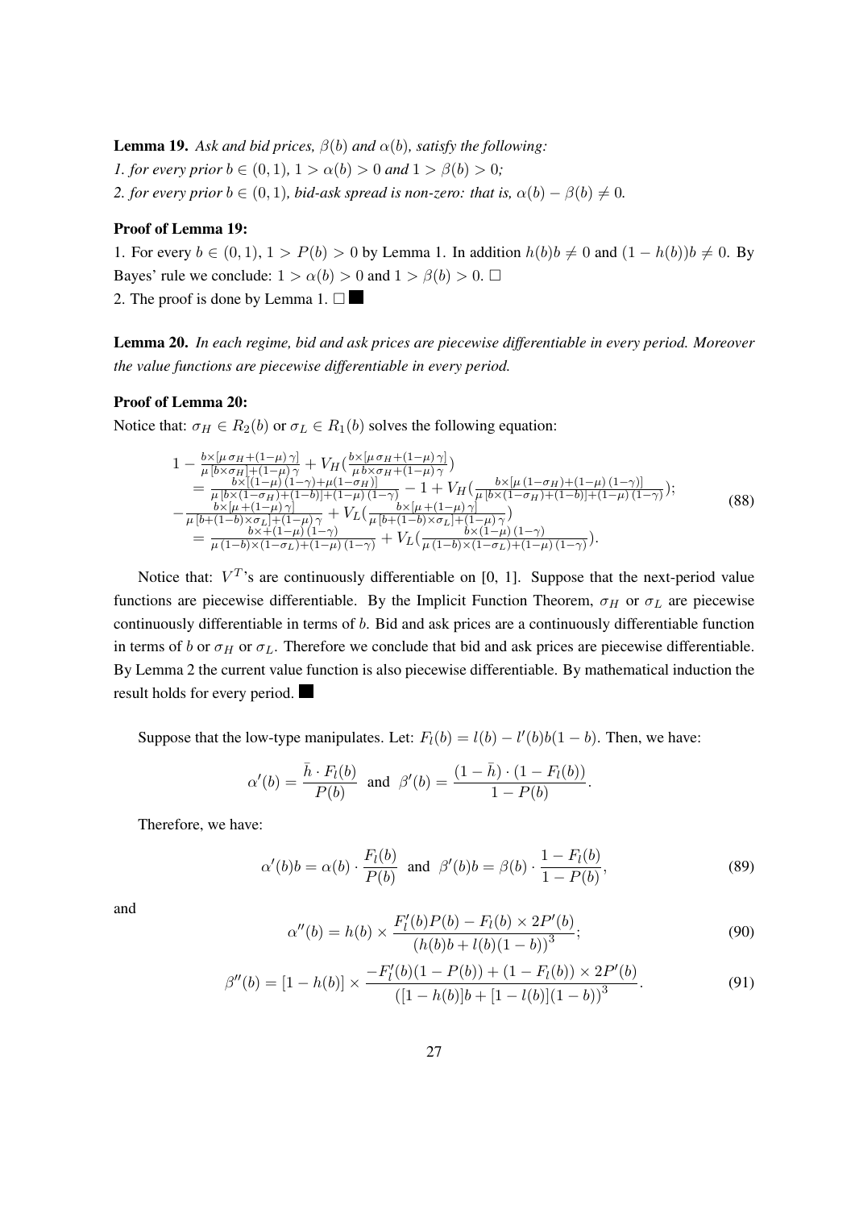**Lemma 19.** *Ask and bid prices, $\beta(b)$ and $\alpha(b)$, satisfy the following:*
*1. for every prior $b \in (0,1)$, $1 > \alpha(b) > 0$ and $1 > \beta(b) > 0$;*
*2. for every prior $b \in (0,1)$, bid-ask spread is non-zero: that is, $\alpha(b) - \beta(b) \neq 0$.*

**Proof of Lemma 19:**

1. For every $b \in (0,1)$, $1 > P(b) > 0$ by Lemma 1. In addition $h(b)b \neq 0$ and $(1-h(b))b \neq 0$. By Bayes' rule we conclude: $1 > \alpha(b) > 0$ and $1 > \beta(b) > 0$. $\square$
2. The proof is done by Lemma 1. $\square$ ■

**Lemma 20.** *In each regime, bid and ask prices are piecewise differentiable in every period. Moreover the value functions are piecewise differentiable in every period.*

**Proof of Lemma 20:**

Notice that: $\sigma_H \in R_2(b)$ or $\sigma_L \in R_1(b)$ solves the following equation:

$$
\begin{array}{l}
1 - \frac{b\times[\mu\,\sigma_H + (1-\mu)\,\gamma]}{\mu\,[b\times\sigma_H] + (1-\mu)\,\gamma} + V_H\left(\frac{b\times[\mu\,\sigma_H + (1-\mu)\,\gamma]}{\mu\,b\times\sigma_H + (1-\mu)\,\gamma}\right) \\
\quad = \frac{b\times[(1-\mu)\,(1-\gamma) + \mu(1-\sigma_H)]}{\mu\,[b\times(1-\sigma_H) + (1-b)] + (1-\mu)\,(1-\gamma)} - 1 + V_H\left(\frac{b\times[\mu\,(1-\sigma_H) + (1-\mu)\,(1-\gamma)]}{\mu\,[b\times(1-\sigma_H) + (1-b)] + (1-\mu)\,(1-\gamma)}\right); \\
-\frac{b\times[\mu + (1-\mu)\,\gamma]}{\mu\,[b + (1-b)\times\sigma_L] + (1-\mu)\,\gamma} + V_L\left(\frac{b\times[\mu + (1-\mu)\,\gamma]}{\mu\,[b + (1-b)\times\sigma_L] + (1-\mu)\,\gamma}\right) \\
\quad = \frac{b\times + (1-\mu)\,(1-\gamma)}{\mu\,(1-b)\times(1-\sigma_L) + (1-\mu)\,(1-\gamma)} + V_L\left(\frac{b\times(1-\mu)\,(1-\gamma)}{\mu\,(1-b)\times(1-\sigma_L) + (1-\mu)\,(1-\gamma)}\right).
\end{array}
\tag{88}
$$

Notice that: $V^T$'s are continuously differentiable on [0, 1]. Suppose that the next-period value functions are piecewise differentiable. By the Implicit Function Theorem, $\sigma_H$ or $\sigma_L$ are piecewise continuously differentiable in terms of $b$. Bid and ask prices are a continuously differentiable function in terms of $b$ or $\sigma_H$ or $\sigma_L$. Therefore we conclude that bid and ask prices are piecewise differentiable. By Lemma 2 the current value function is also piecewise differentiable. By mathematical induction the result holds for every period. ■

Suppose that the low-type manipulates. Let: $F_l(b) = l(b) - l'(b)b(1-b)$. Then, we have:

$$
\alpha'(b) = \frac{\bar{h}\cdot F_l(b)}{P(b)} \;\text{ and }\; \beta'(b) = \frac{(1-\bar{h})\cdot(1-F_l(b))}{1-P(b)}.
$$

Therefore, we have:

$$
\alpha'(b)b = \alpha(b)\cdot\frac{F_l(b)}{P(b)} \;\text{ and }\; \beta'(b)b = \beta(b)\cdot\frac{1-F_l(b)}{1-P(b)},
\tag{89}
$$

and

$$
\alpha''(b) = h(b)\times\frac{F_l'(b)P(b) - F_l(b)\times 2P'(b)}{\left(h(b)b + l(b)(1-b)\right)^3};
\tag{90}
$$

$$
\beta''(b) = [1-h(b)]\times\frac{-F_l'(b)(1-P(b)) + (1-F_l(b))\times 2P'(b)}{\left([1-h(b)]b + [1-l(b)](1-b)\right)^3}.
\tag{91}
$$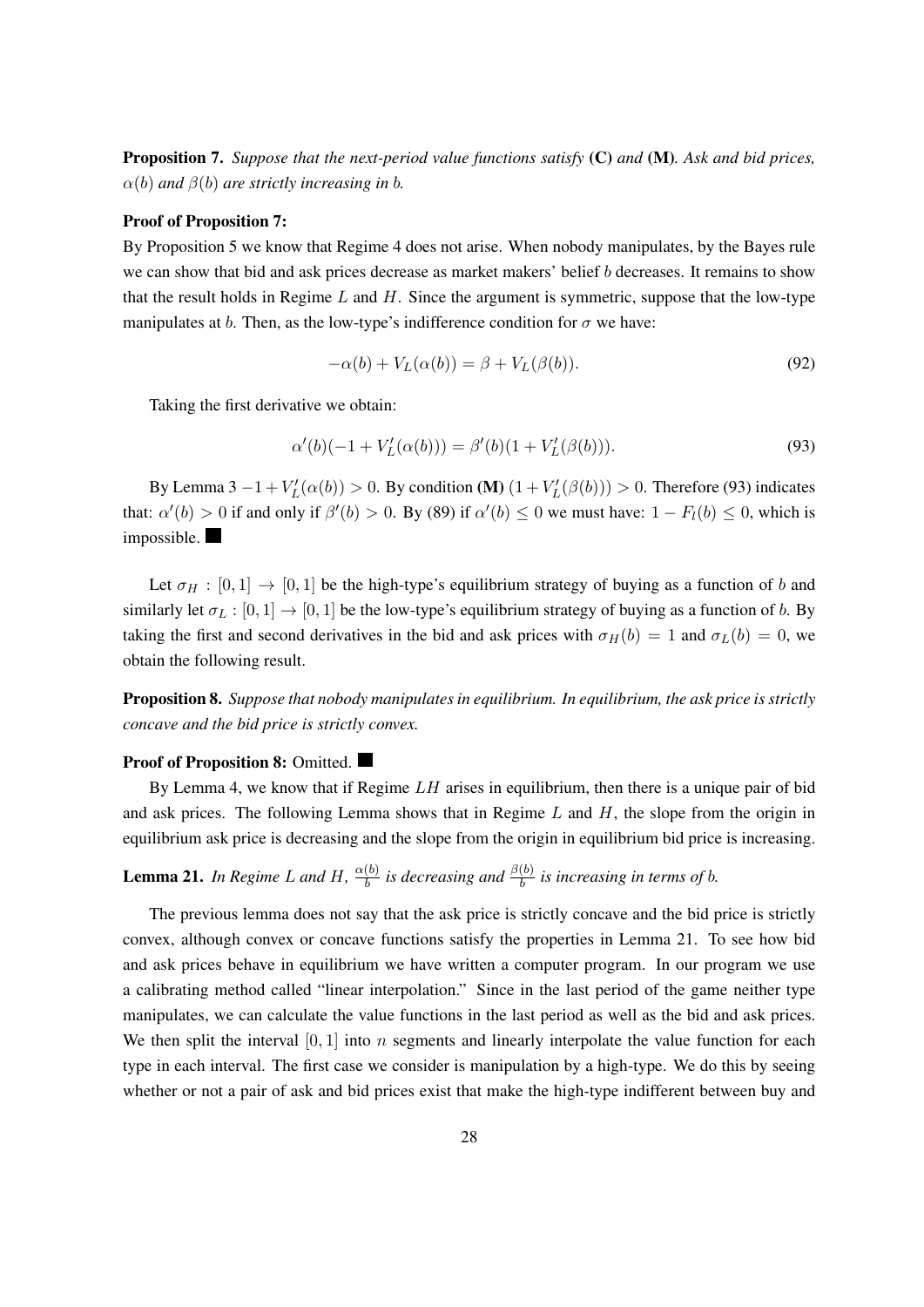**Proposition 7.** *Suppose that the next-period value functions satisfy* **(C)** *and* **(M)***. Ask and bid prices, $\alpha(b)$ and $\beta(b)$ are strictly increasing in $b$.*

**Proof of Proposition 7:**

By Proposition 5 we know that Regime 4 does not arise. When nobody manipulates, by the Bayes rule we can show that bid and ask prices decrease as market makers' belief $b$ decreases. It remains to show that the result holds in Regime $L$ and $H$. Since the argument is symmetric, suppose that the low-type manipulates at $b$. Then, as the low-type's indifference condition for $\sigma$ we have:

$$-\alpha(b) + V_L(\alpha(b)) = \beta + V_L(\beta(b)). \tag{92}$$

Taking the first derivative we obtain:

$$\alpha'(b)(-1 + V_L'(\alpha(b))) = \beta'(b)(1 + V_L'(\beta(b))). \tag{93}$$

By Lemma 3 $-1 + V_L'(\alpha(b)) > 0$. By condition **(M)** $(1 + V_L'(\beta(b))) > 0$. Therefore (93) indicates that: $\alpha'(b) > 0$ if and only if $\beta'(b) > 0$. By (89) if $\alpha'(b) \leq 0$ we must have: $1 - F_l(b) \leq 0$, which is impossible. ■

Let $\sigma_H : [0,1] \to [0,1]$ be the high-type's equilibrium strategy of buying as a function of $b$ and similarly let $\sigma_L : [0,1] \to [0,1]$ be the low-type's equilibrium strategy of buying as a function of $b$. By taking the first and second derivatives in the bid and ask prices with $\sigma_H(b) = 1$ and $\sigma_L(b) = 0$, we obtain the following result.

**Proposition 8.** *Suppose that nobody manipulates in equilibrium. In equilibrium, the ask price is strictly concave and the bid price is strictly convex.*

**Proof of Proposition 8:** Omitted. ■

By Lemma 4, we know that if Regime $LH$ arises in equilibrium, then there is a unique pair of bid and ask prices. The following Lemma shows that in Regime $L$ and $H$, the slope from the origin in equilibrium ask price is decreasing and the slope from the origin in equilibrium bid price is increasing.

**Lemma 21.** *In Regime $L$ and $H$, $\frac{\alpha(b)}{b}$ is decreasing and $\frac{\beta(b)}{b}$ is increasing in terms of $b$.*

The previous lemma does not say that the ask price is strictly concave and the bid price is strictly convex, although convex or concave functions satisfy the properties in Lemma 21. To see how bid and ask prices behave in equilibrium we have written a computer program. In our program we use a calibrating method called "linear interpolation." Since in the last period of the game neither type manipulates, we can calculate the value functions in the last period as well as the bid and ask prices. We then split the interval $[0,1]$ into $n$ segments and linearly interpolate the value function for each type in each interval. The first case we consider is manipulation by a high-type. We do this by seeing whether or not a pair of ask and bid prices exist that make the high-type indifferent between buy and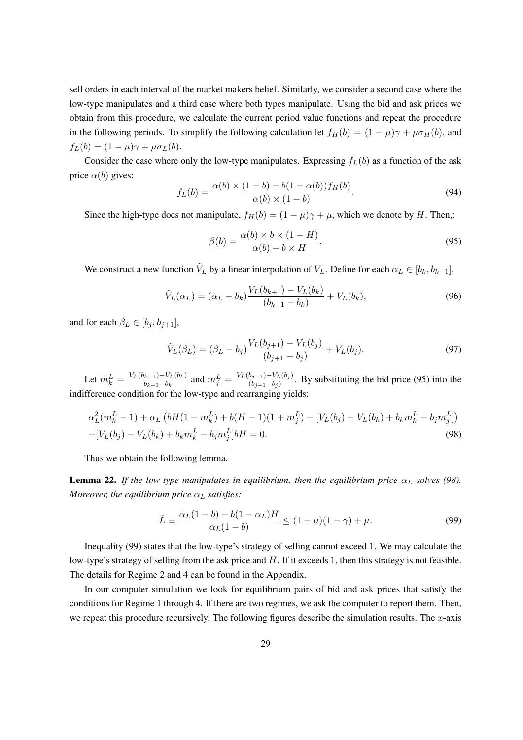sell orders in each interval of the market makers belief. Similarly, we consider a second case where the low-type manipulates and a third case where both types manipulate. Using the bid and ask prices we obtain from this procedure, we calculate the current period value functions and repeat the procedure in the following periods. To simplify the following calculation let $f_H(b) = (1-\mu)\gamma + \mu\sigma_H(b)$, and $f_L(b) = (1-\mu)\gamma + \mu\sigma_L(b)$.

Consider the case where only the low-type manipulates. Expressing $f_L(b)$ as a function of the ask price $\alpha(b)$ gives:

$$f_L(b) = \frac{\alpha(b) \times (1-b) - b(1-\alpha(b))f_H(b)}{\alpha(b) \times (1-b)}. \tag{94}$$

Since the high-type does not manipulate, $f_H(b) = (1-\mu)\gamma + \mu$, which we denote by $H$. Then,:

$$\beta(b) = \frac{\alpha(b) \times b \times (1-H)}{\alpha(b) - b \times H}. \tag{95}$$

We construct a new function $\tilde{V}_L$ by a linear interpolation of $V_L$. Define for each $\alpha_L \in [b_k, b_{k+1}]$,

$$\tilde{V}_L(\alpha_L) = (\alpha_L - b_k)\frac{V_L(b_{k+1}) - V_L(b_k)}{(b_{k+1} - b_k)} + V_L(b_k), \tag{96}$$

and for each $\beta_L \in [b_j, b_{j+1}]$,

$$\tilde{V}_L(\beta_L) = (\beta_L - b_j)\frac{V_L(b_{j+1}) - V_L(b_j)}{(b_{j+1} - b_j)} + V_L(b_j). \tag{97}$$

Let $m_k^L = \frac{V_L(b_{k+1}) - V_L(b_k)}{b_{k+1} - b_k}$ and $m_j^L = \frac{V_L(b_{j+1}) - V_L(b_j)}{(b_{j+1} - b_j)}$. By substituting the bid price (95) into the indifference condition for the low-type and rearranging yields:

$$\begin{aligned}
&\alpha_L^2(m_k^L - 1) + \alpha_L\left(bH(1-m_k^L) + b(H-1)(1+m_j^L) - [V_L(b_j) - V_L(b_k) + b_k m_k^L - b_j m_j^L]\right) \\
&+[V_L(b_j) - V_L(b_k) + b_k m_k^L - b_j m_j^L]bH = 0.
\end{aligned} \tag{98}$$

Thus we obtain the following lemma.

**Lemma 22.** *If the low-type manipulates in equilibrium, then the equilibrium price $\alpha_L$ solves (98). Moreover, the equilibrium price $\alpha_L$ satisfies:*

$$\tilde{L} \equiv \frac{\alpha_L(1-b) - b(1-\alpha_L)H}{\alpha_L(1-b)} \leq (1-\mu)(1-\gamma) + \mu. \tag{99}$$

Inequality (99) states that the low-type's strategy of selling cannot exceed 1. We may calculate the low-type's strategy of selling from the ask price and $H$. If it exceeds 1, then this strategy is not feasible. The details for Regime 2 and 4 can be found in the Appendix.

In our computer simulation we look for equilibrium pairs of bid and ask prices that satisfy the conditions for Regime 1 through 4. If there are two regimes, we ask the computer to report them. Then, we repeat this procedure recursively. The following figures describe the simulation results. The $x$-axis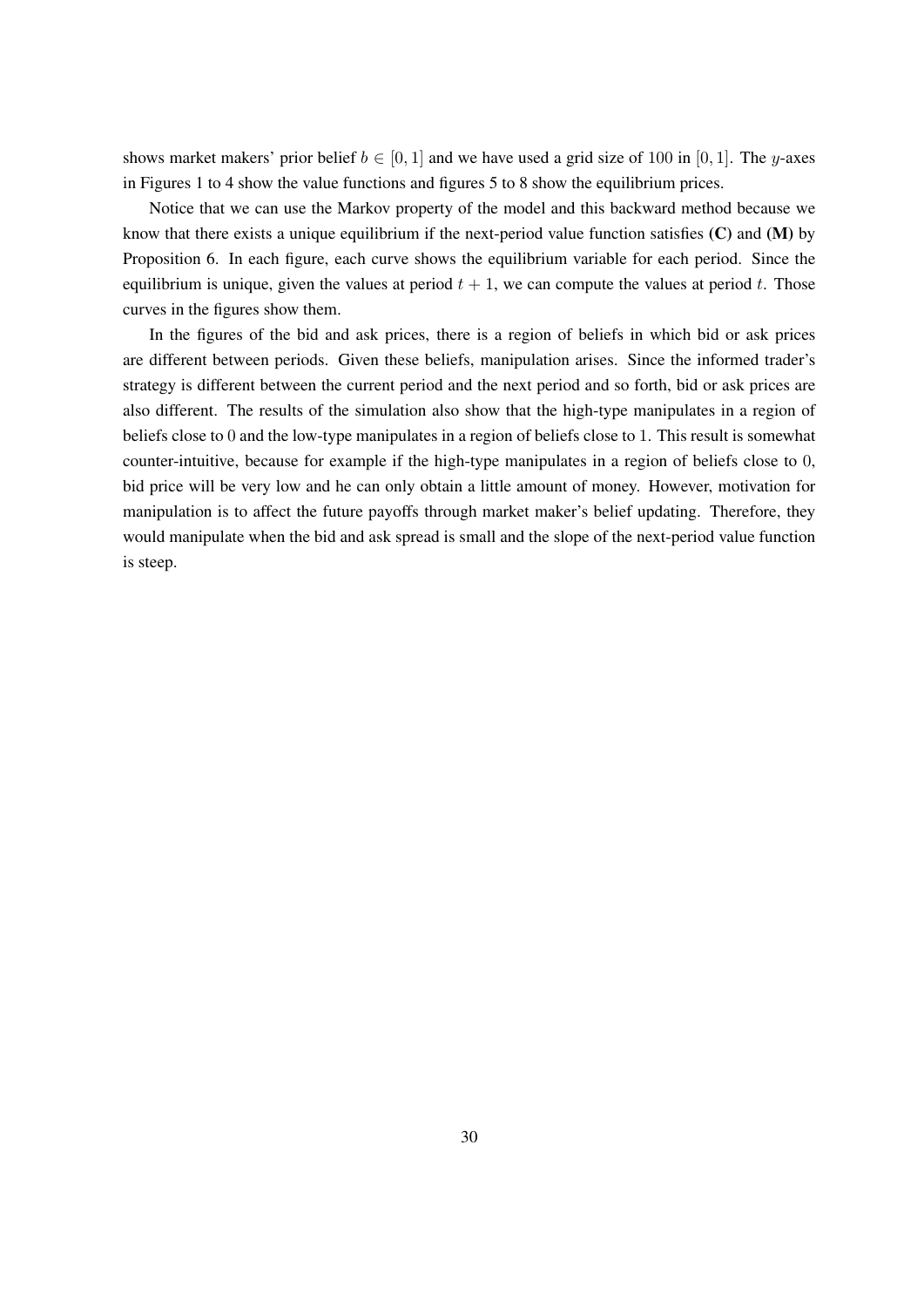shows market makers' prior belief $b \in [0, 1]$ and we have used a grid size of 100 in $[0, 1]$. The $y$-axes in Figures 1 to 4 show the value functions and figures 5 to 8 show the equilibrium prices.

Notice that we can use the Markov property of the model and this backward method because we know that there exists a unique equilibrium if the next-period value function satisfies **(C)** and **(M)** by Proposition 6. In each figure, each curve shows the equilibrium variable for each period. Since the equilibrium is unique, given the values at period $t + 1$, we can compute the values at period $t$. Those curves in the figures show them.

In the figures of the bid and ask prices, there is a region of beliefs in which bid or ask prices are different between periods. Given these beliefs, manipulation arises. Since the informed trader's strategy is different between the current period and the next period and so forth, bid or ask prices are also different. The results of the simulation also show that the high-type manipulates in a region of beliefs close to 0 and the low-type manipulates in a region of beliefs close to 1. This result is somewhat counter-intuitive, because for example if the high-type manipulates in a region of beliefs close to 0, bid price will be very low and he can only obtain a little amount of money. However, motivation for manipulation is to affect the future payoffs through market maker's belief updating. Therefore, they would manipulate when the bid and ask spread is small and the slope of the next-period value function is steep.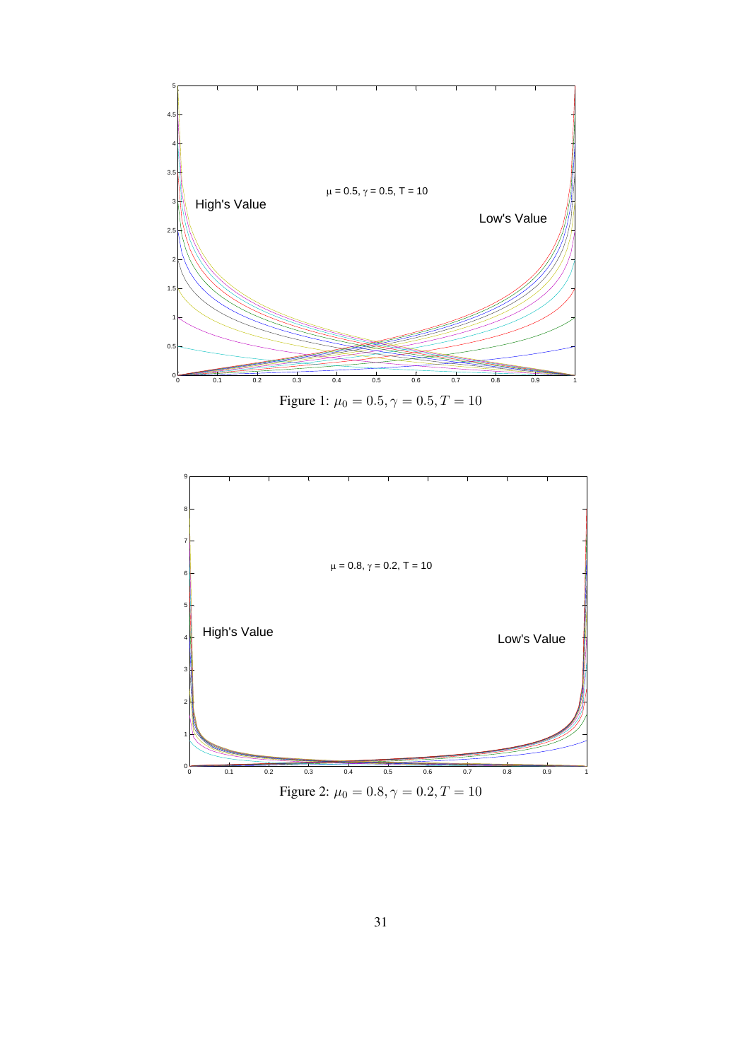Figure 1: $\mu_0 = 0.5, \gamma = 0.5, T = 10$

Figure 2: $\mu_0 = 0.8, \gamma = 0.2, T = 10$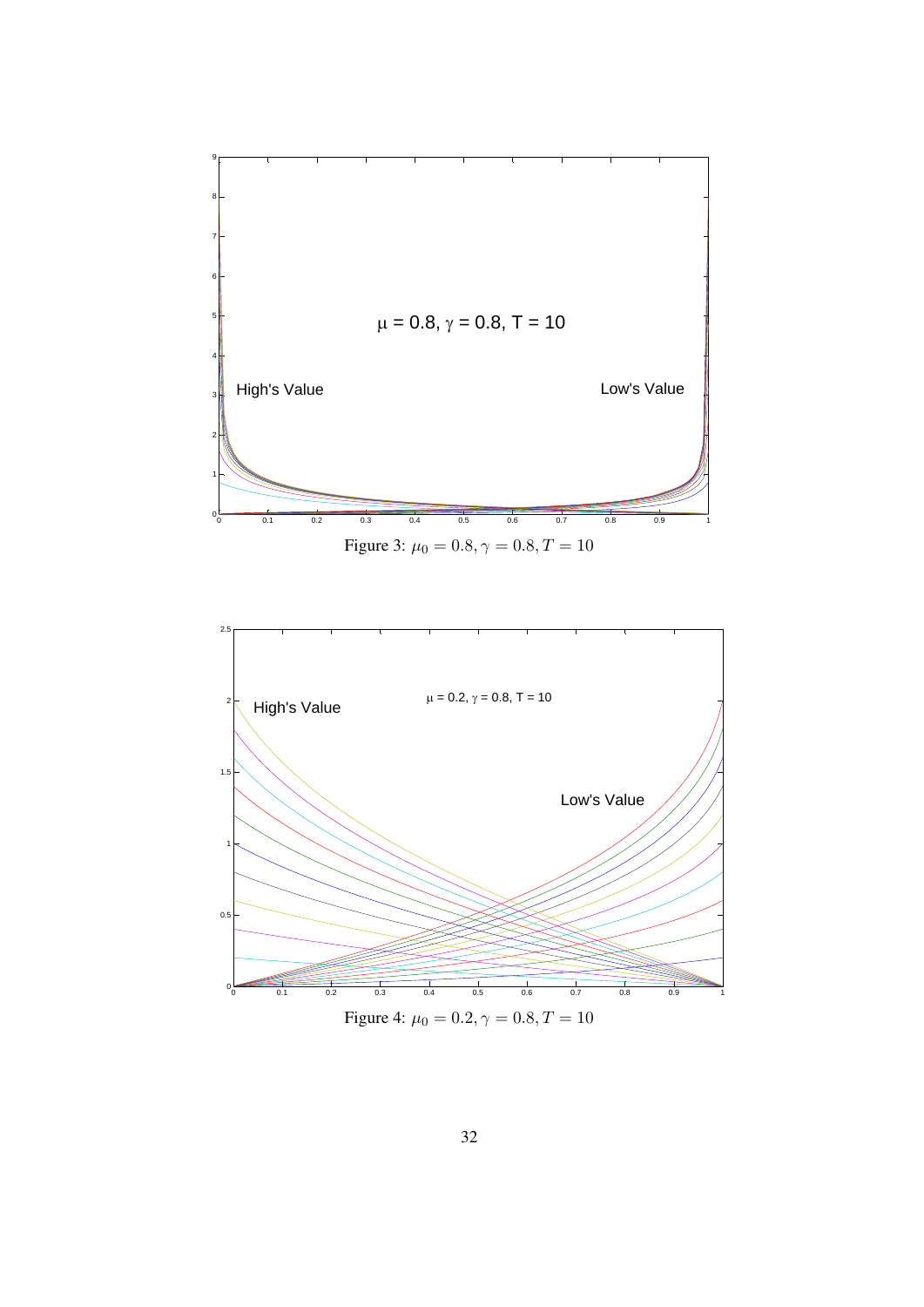Figure 3: $\mu_0 = 0.8, \gamma = 0.8, T = 10$

Figure 4: $\mu_0 = 0.2, \gamma = 0.8, T = 10$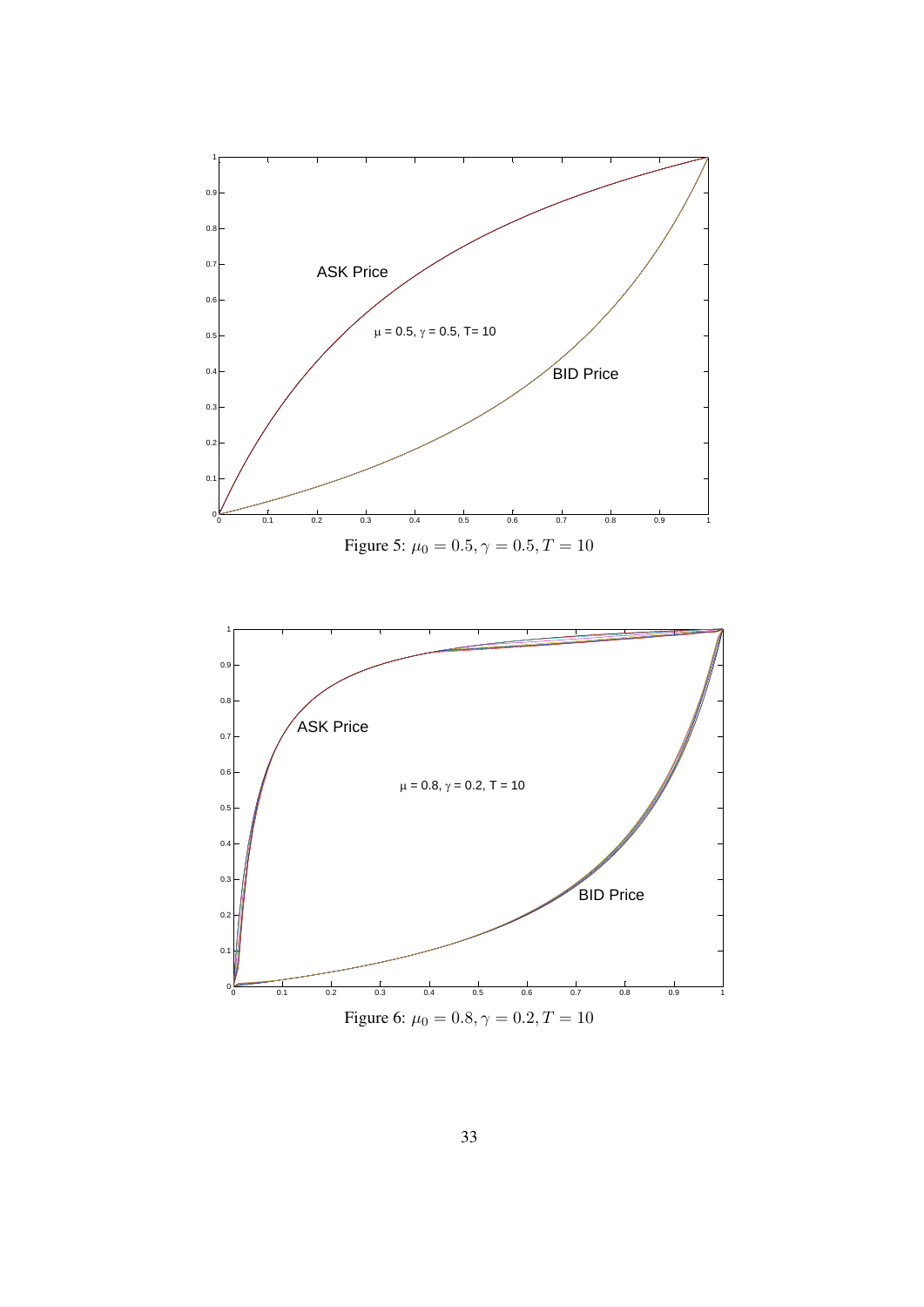Figure 5: $\mu_0 = 0.5, \gamma = 0.5, T = 10$

Figure 6: $\mu_0 = 0.8, \gamma = 0.2, T = 10$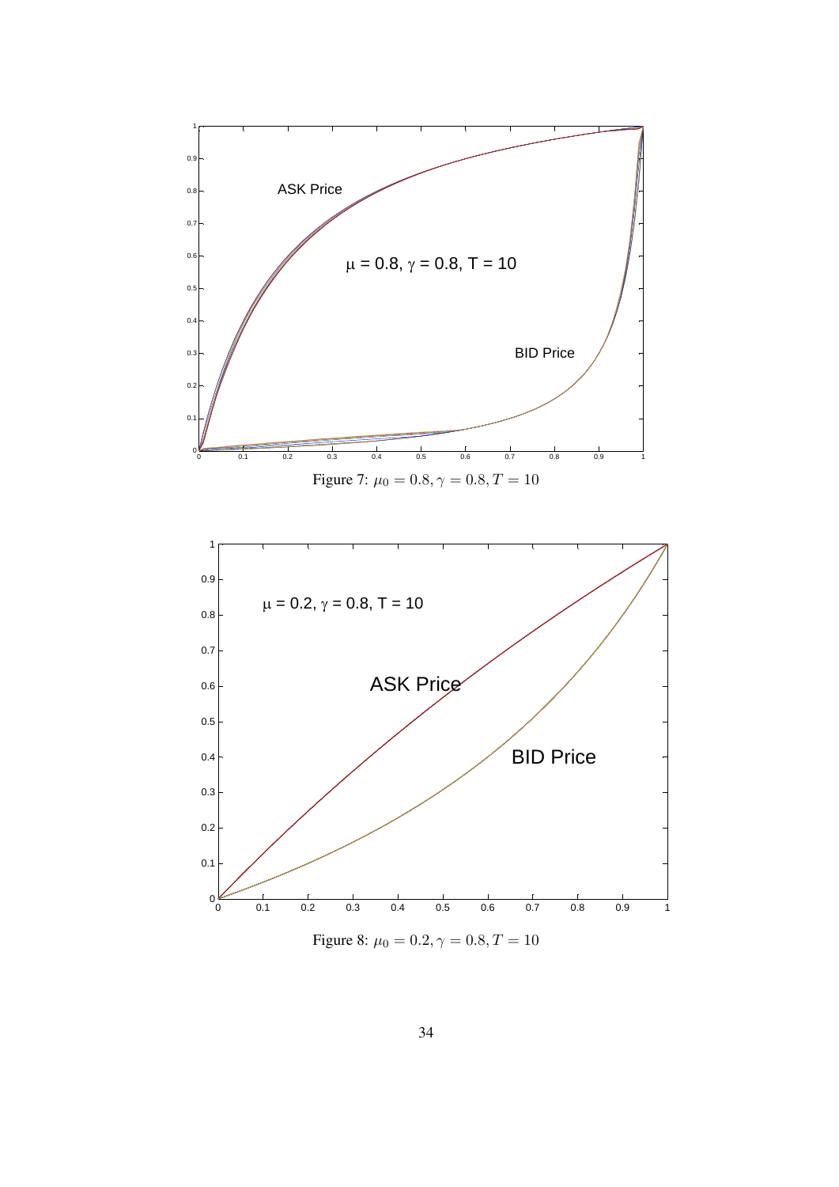Figure 7: $\mu_0 = 0.8, \gamma = 0.8, T = 10$

Figure 8: $\mu_0 = 0.2, \gamma = 0.8, T = 10$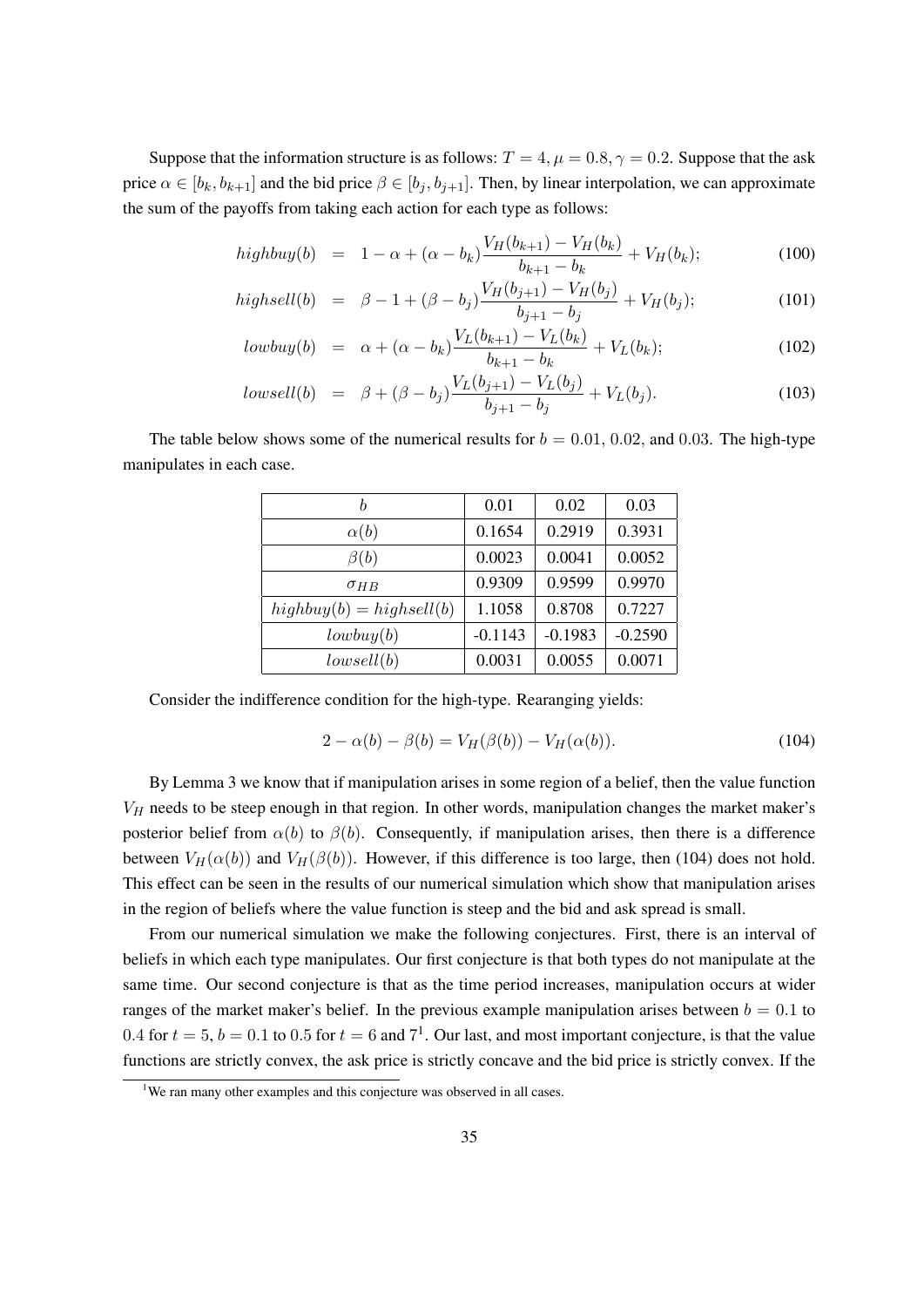Suppose that the information structure is as follows: $T = 4, \mu = 0.8, \gamma = 0.2$. Suppose that the ask price $\alpha \in [b_k, b_{k+1}]$ and the bid price $\beta \in [b_j, b_{j+1}]$. Then, by linear interpolation, we can approximate the sum of the payoffs from taking each action for each type as follows:

$$highbuy(b) = 1 - \alpha + (\alpha - b_k)\frac{V_H(b_{k+1}) - V_H(b_k)}{b_{k+1} - b_k} + V_H(b_k); \tag{100}$$

$$highsell(b) = \beta - 1 + (\beta - b_j)\frac{V_H(b_{j+1}) - V_H(b_j)}{b_{j+1} - b_j} + V_H(b_j); \tag{101}$$

$$lowbuy(b) = \alpha + (\alpha - b_k)\frac{V_L(b_{k+1}) - V_L(b_k)}{b_{k+1} - b_k} + V_L(b_k); \tag{102}$$

$$lowsell(b) = \beta + (\beta - b_j)\frac{V_L(b_{j+1}) - V_L(b_j)}{b_{j+1} - b_j} + V_L(b_j). \tag{103}$$

The table below shows some of the numerical results for $b = 0.01$, $0.02$, and $0.03$. The high-type manipulates in each case.

| $b$ | 0.01 | 0.02 | 0.03 |
|---|---|---|---|
| $\alpha(b)$ | 0.1654 | 0.2919 | 0.3931 |
| $\beta(b)$ | 0.0023 | 0.0041 | 0.0052 |
| $\sigma_{HB}$ | 0.9309 | 0.9599 | 0.9970 |
| $highbuy(b) = highsell(b)$ | 1.1058 | 0.8708 | 0.7227 |
| $lowbuy(b)$ | -0.1143 | -0.1983 | -0.2590 |
| $lowsell(b)$ | 0.0031 | 0.0055 | 0.0071 |

Consider the indifference condition for the high-type. Rearanging yields:

$$2 - \alpha(b) - \beta(b) = V_H(\beta(b)) - V_H(\alpha(b)). \tag{104}$$

By Lemma 3 we know that if manipulation arises in some region of a belief, then the value function $V_H$ needs to be steep enough in that region. In other words, manipulation changes the market maker's posterior belief from $\alpha(b)$ to $\beta(b)$. Consequently, if manipulation arises, then there is a difference between $V_H(\alpha(b))$ and $V_H(\beta(b))$. However, if this difference is too large, then (104) does not hold. This effect can be seen in the results of our numerical simulation which show that manipulation arises in the region of beliefs where the value function is steep and the bid and ask spread is small.

From our numerical simulation we make the following conjectures. First, there is an interval of beliefs in which each type manipulates. Our first conjecture is that both types do not manipulate at the same time. Our second conjecture is that as the time period increases, manipulation occurs at wider ranges of the market maker's belief. In the previous example manipulation arises between $b = 0.1$ to $0.4$ for $t = 5$, $b = 0.1$ to $0.5$ for $t = 6$ and 7[1]. Our last, and most important conjecture, is that the value functions are strictly convex, the ask price is strictly concave and the bid price is strictly convex. If the

[1]We ran many other examples and this conjecture was observed in all cases.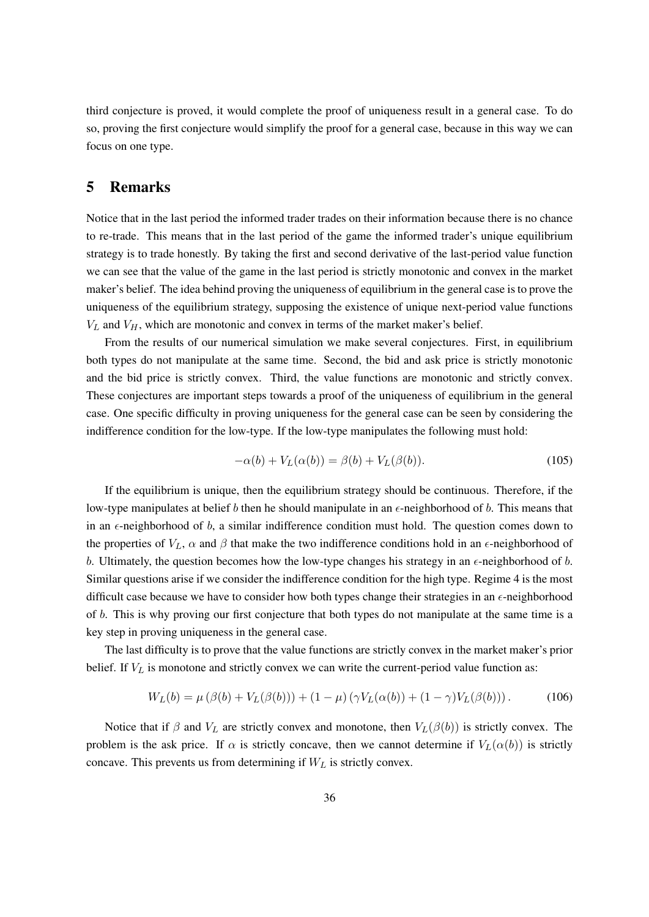third conjecture is proved, it would complete the proof of uniqueness result in a general case. To do so, proving the first conjecture would simplify the proof for a general case, because in this way we can focus on one type.

# 5 Remarks

Notice that in the last period the informed trader trades on their information because there is no chance to re-trade. This means that in the last period of the game the informed trader's unique equilibrium strategy is to trade honestly. By taking the first and second derivative of the last-period value function we can see that the value of the game in the last period is strictly monotonic and convex in the market maker's belief. The idea behind proving the uniqueness of equilibrium in the general case is to prove the uniqueness of the equilibrium strategy, supposing the existence of unique next-period value functions $V_L$ and $V_H$, which are monotonic and convex in terms of the market maker's belief.

From the results of our numerical simulation we make several conjectures. First, in equilibrium both types do not manipulate at the same time. Second, the bid and ask price is strictly monotonic and the bid price is strictly convex. Third, the value functions are monotonic and strictly convex. These conjectures are important steps towards a proof of the uniqueness of equilibrium in the general case. One specific difficulty in proving uniqueness for the general case can be seen by considering the indifference condition for the low-type. If the low-type manipulates the following must hold:

$$-\alpha(b) + V_L(\alpha(b)) = \beta(b) + V_L(\beta(b)). \tag{105}$$

If the equilibrium is unique, then the equilibrium strategy should be continuous. Therefore, if the low-type manipulates at belief $b$ then he should manipulate in an $\epsilon$-neighborhood of $b$. This means that in an $\epsilon$-neighborhood of $b$, a similar indifference condition must hold. The question comes down to the properties of $V_L$, $\alpha$ and $\beta$ that make the two indifference conditions hold in an $\epsilon$-neighborhood of $b$. Ultimately, the question becomes how the low-type changes his strategy in an $\epsilon$-neighborhood of $b$. Similar questions arise if we consider the indifference condition for the high type. Regime 4 is the most difficult case because we have to consider how both types change their strategies in an $\epsilon$-neighborhood of $b$. This is why proving our first conjecture that both types do not manipulate at the same time is a key step in proving uniqueness in the general case.

The last difficulty is to prove that the value functions are strictly convex in the market maker's prior belief. If $V_L$ is monotone and strictly convex we can write the current-period value function as:

$$W_L(b) = \mu\left(\beta(b) + V_L(\beta(b))\right) + (1-\mu)\left(\gamma V_L(\alpha(b)) + (1-\gamma)V_L(\beta(b))\right). \tag{106}$$

Notice that if $\beta$ and $V_L$ are strictly convex and monotone, then $V_L(\beta(b))$ is strictly convex. The problem is the ask price. If $\alpha$ is strictly concave, then we cannot determine if $V_L(\alpha(b))$ is strictly concave. This prevents us from determining if $W_L$ is strictly convex.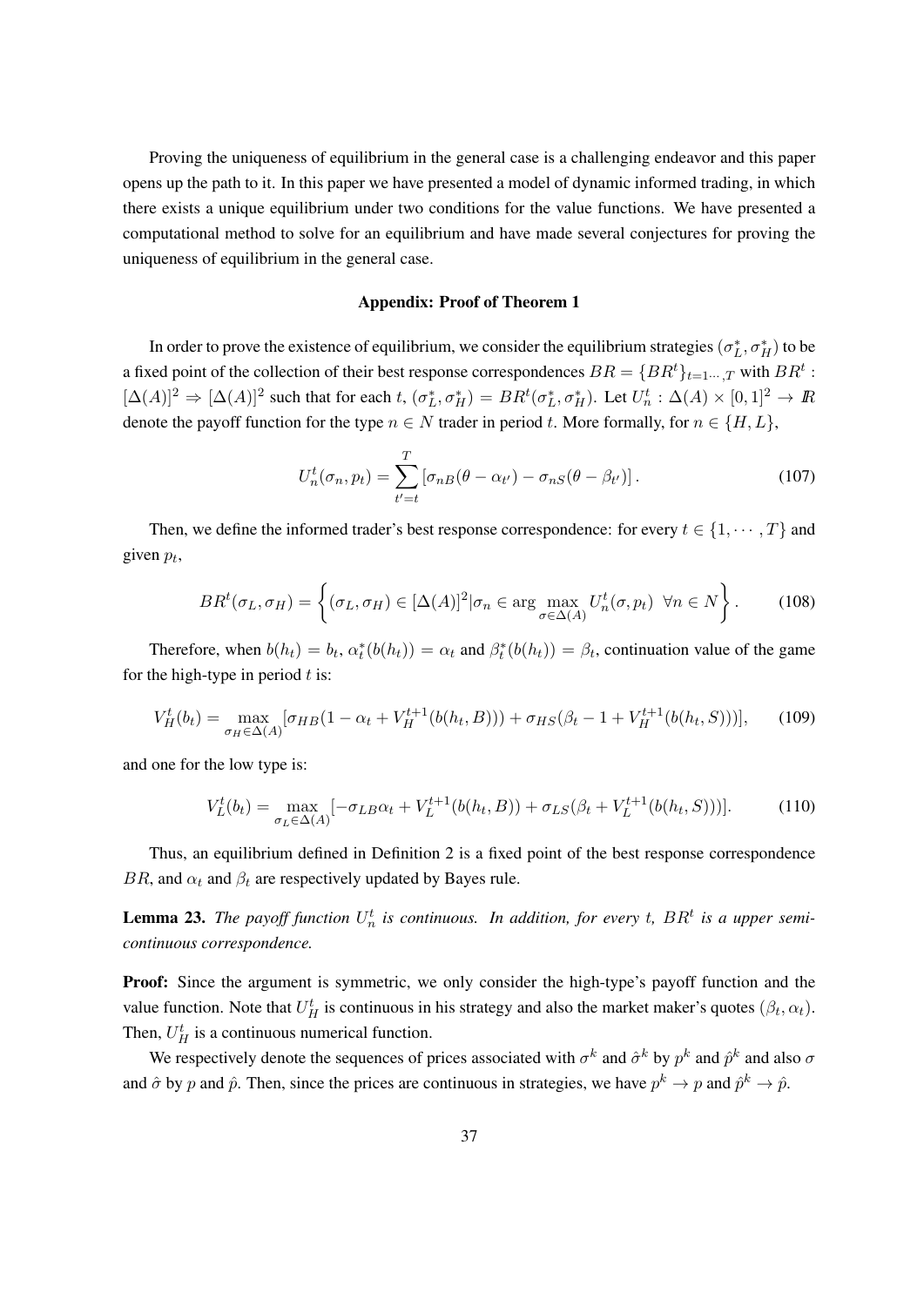Proving the uniqueness of equilibrium in the general case is a challenging endeavor and this paper opens up the path to it. In this paper we have presented a model of dynamic informed trading, in which there exists a unique equilibrium under two conditions for the value functions. We have presented a computational method to solve for an equilibrium and have made several conjectures for proving the uniqueness of equilibrium in the general case.

### Appendix: Proof of Theorem 1

In order to prove the existence of equilibrium, we consider the equilibrium strategies $(\sigma_L^*, \sigma_H^*)$ to be a fixed point of the collection of their best response correspondences $BR = \{BR^t\}_{t=1\cdots,T}$ with $BR^t : [\Delta(A)]^2 \rightrightarrows [\Delta(A)]^2$ such that for each $t$, $(\sigma_L^*, \sigma_H^*) = BR^t(\sigma_L^*, \sigma_H^*)$. Let $U_n^t : \Delta(A) \times [0,1]^2 \to I\!R$ denote the payoff function for the type $n \in N$ trader in period $t$. More formally, for $n \in \{H, L\}$,

$$U_n^t(\sigma_n, p_t) = \sum_{t'=t}^{T} \left[\sigma_{nB}(\theta - \alpha_{t'}) - \sigma_{nS}(\theta - \beta_{t'})\right]. \tag{107}$$

Then, we define the informed trader's best response correspondence: for every $t \in \{1, \cdots, T\}$ and given $p_t$,

$$BR^t(\sigma_L, \sigma_H) = \left\{(\sigma_L, \sigma_H) \in [\Delta(A)]^2 | \sigma_n \in \arg\max_{\sigma \in \Delta(A)} U_n^t(\sigma, p_t) \;\; \forall n \in N\right\}. \tag{108}$$

Therefore, when $b(h_t) = b_t$, $\alpha_t^*(b(h_t)) = \alpha_t$ and $\beta_t^*(b(h_t)) = \beta_t$, continuation value of the game for the high-type in period $t$ is:

$$V_H^t(b_t) = \max_{\sigma_H \in \Delta(A)} [\sigma_{HB}(1 - \alpha_t + V_H^{t+1}(b(h_t, B))) + \sigma_{HS}(\beta_t - 1 + V_H^{t+1}(b(h_t, S)))], \tag{109}$$

and one for the low type is:

$$V_L^t(b_t) = \max_{\sigma_L \in \Delta(A)} [-\sigma_{LB}\alpha_t + V_L^{t+1}(b(h_t, B)) + \sigma_{LS}(\beta_t + V_L^{t+1}(b(h_t, S)))]. \tag{110}$$

Thus, an equilibrium defined in Definition 2 is a fixed point of the best response correspondence $BR$, and $\alpha_t$ and $\beta_t$ are respectively updated by Bayes rule.

**Lemma 23.** *The payoff function $U_n^t$ is continuous. In addition, for every $t$, $BR^t$ is a upper semi-continuous correspondence.*

**Proof:** Since the argument is symmetric, we only consider the high-type's payoff function and the value function. Note that $U_H^t$ is continuous in his strategy and also the market maker's quotes $(\beta_t, \alpha_t)$. Then, $U_H^t$ is a continuous numerical function.

We respectively denote the sequences of prices associated with $\sigma^k$ and $\hat{\sigma}^k$ by $p^k$ and $\hat{p}^k$ and also $\sigma$ and $\hat{\sigma}$ by $p$ and $\hat{p}$. Then, since the prices are continuous in strategies, we have $p^k \to p$ and $\hat{p}^k \to \hat{p}$.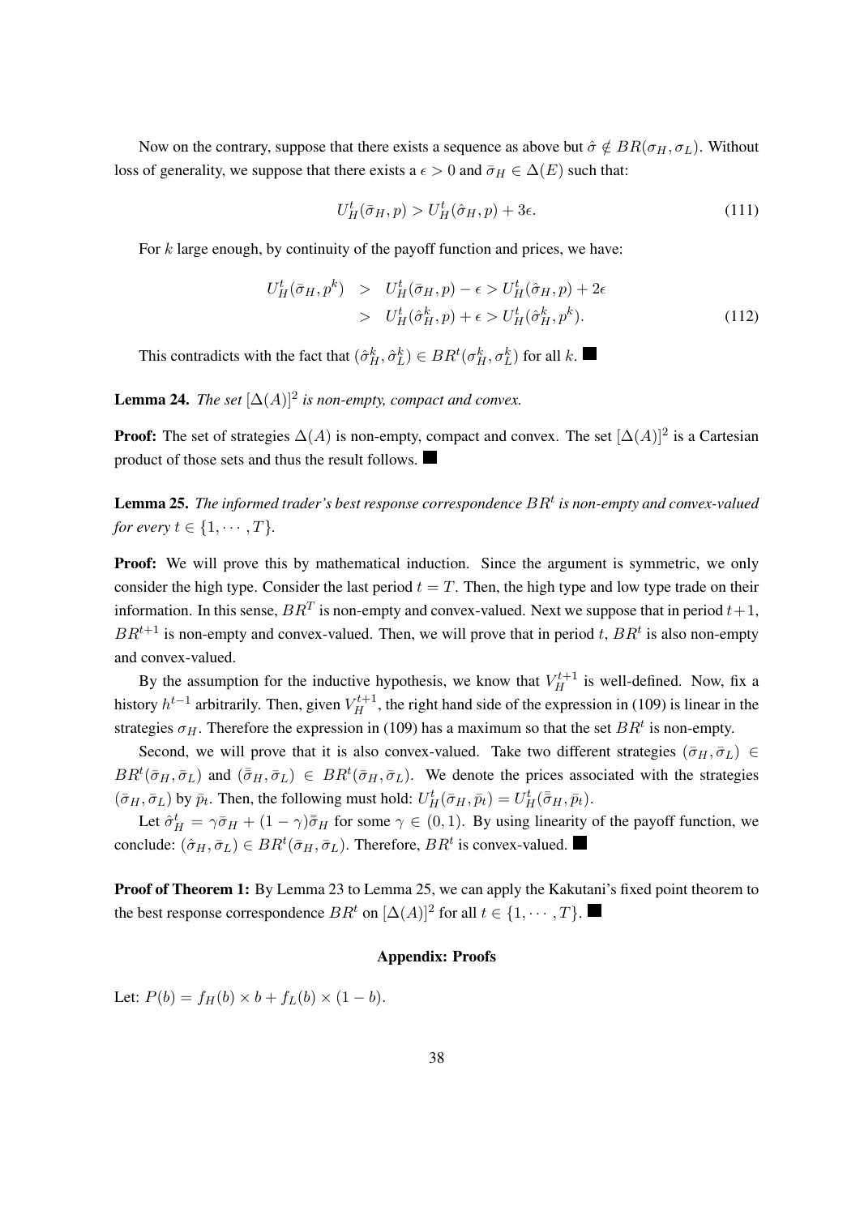Now on the contrary, suppose that there exists a sequence as above but $\hat{\sigma} \notin BR(\sigma_H, \sigma_L)$. Without loss of generality, we suppose that there exists a $\epsilon > 0$ and $\bar{\sigma}_H \in \Delta(E)$ such that:

$$U_H^t(\bar{\sigma}_H, p) > U_H^t(\hat{\sigma}_H, p) + 3\epsilon. \tag{111}$$

For $k$ large enough, by continuity of the payoff function and prices, we have:

$$\begin{aligned} U_H^t(\bar{\sigma}_H, p^k) &> U_H^t(\bar{\sigma}_H, p) - \epsilon > U_H^t(\hat{\sigma}_H, p) + 2\epsilon \\ &> U_H^t(\hat{\sigma}_H^k, p) + \epsilon > U_H^t(\hat{\sigma}_H^k, p^k). \end{aligned} \tag{112}$$

This contradicts with the fact that $(\hat{\sigma}_H^k, \hat{\sigma}_L^k) \in BR^t(\sigma_H^k, \sigma_L^k)$ for all $k$. ■

**Lemma 24.** *The set $[\Delta(A)]^2$ is non-empty, compact and convex.*

**Proof:** The set of strategies $\Delta(A)$ is non-empty, compact and convex. The set $[\Delta(A)]^2$ is a Cartesian product of those sets and thus the result follows. ■

**Lemma 25.** *The informed trader's best response correspondence $BR^t$ is non-empty and convex-valued for every $t \in \{1, \cdots, T\}$.*

**Proof:** We will prove this by mathematical induction. Since the argument is symmetric, we only consider the high type. Consider the last period $t = T$. Then, the high type and low type trade on their information. In this sense, $BR^T$ is non-empty and convex-valued. Next we suppose that in period $t+1$, $BR^{t+1}$ is non-empty and convex-valued. Then, we will prove that in period $t$, $BR^t$ is also non-empty and convex-valued.

By the assumption for the inductive hypothesis, we know that $V_H^{t+1}$ is well-defined. Now, fix a history $h^{t-1}$ arbitrarily. Then, given $V_H^{t+1}$, the right hand side of the expression in (109) is linear in the strategies $\sigma_H$. Therefore the expression in (109) has a maximum so that the set $BR^t$ is non-empty.

Second, we will prove that it is also convex-valued. Take two different strategies $(\bar{\sigma}_H, \bar{\sigma}_L) \in BR^t(\bar{\sigma}_H, \bar{\sigma}_L)$ and $(\bar{\bar{\sigma}}_H, \bar{\sigma}_L) \in BR^t(\bar{\sigma}_H, \bar{\sigma}_L)$. We denote the prices associated with the strategies $(\bar{\sigma}_H, \bar{\sigma}_L)$ by $\bar{p}_t$. Then, the following must hold: $U_H^t(\bar{\sigma}_H, \bar{p}_t) = U_H^t(\bar{\bar{\sigma}}_H, \bar{p}_t)$.

Let $\hat{\sigma}_H^t = \gamma\bar{\sigma}_H + (1-\gamma)\bar{\bar{\sigma}}_H$ for some $\gamma \in (0, 1)$. By using linearity of the payoff function, we conclude: $(\hat{\sigma}_H, \bar{\sigma}_L) \in BR^t(\bar{\sigma}_H, \bar{\sigma}_L)$. Therefore, $BR^t$ is convex-valued. ■

**Proof of Theorem 1:** By Lemma 23 to Lemma 25, we can apply the Kakutani's fixed point theorem to the best response correspondence $BR^t$ on $[\Delta(A)]^2$ for all $t \in \{1, \cdots, T\}$. ■

## Appendix: Proofs

Let: $P(b) = f_H(b) \times b + f_L(b) \times (1 - b)$.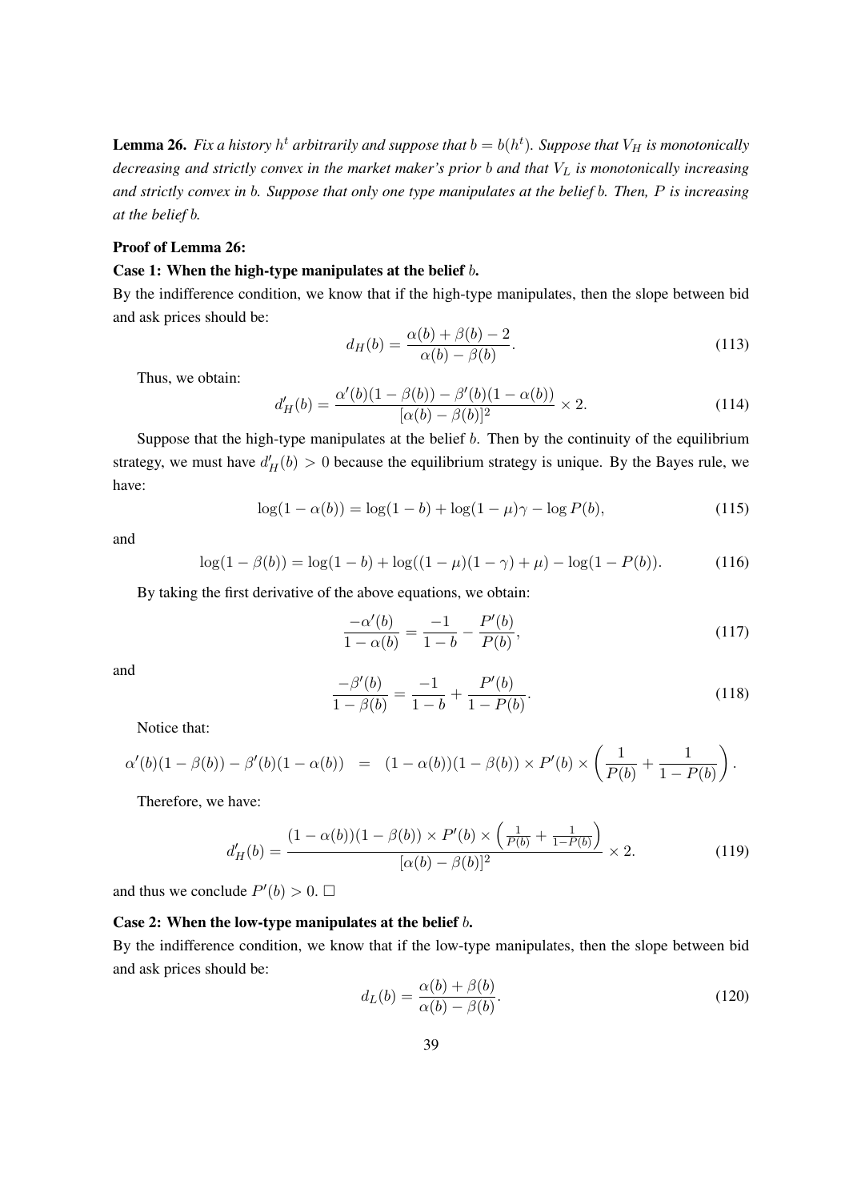**Lemma 26.** *Fix a history $h^t$ arbitrarily and suppose that $b = b(h^t)$. Suppose that $V_H$ is monotonically decreasing and strictly convex in the market maker's prior $b$ and that $V_L$ is monotonically increasing and strictly convex in $b$. Suppose that only one type manipulates at the belief $b$. Then, $P$ is increasing at the belief $b$.*

**Proof of Lemma 26:**

**Case 1: When the high-type manipulates at the belief $b$.**

By the indifference condition, we know that if the high-type manipulates, then the slope between bid and ask prices should be:

$$d_H(b) = \frac{\alpha(b) + \beta(b) - 2}{\alpha(b) - \beta(b)}. \tag{113}$$

Thus, we obtain:

$$d'_H(b) = \frac{\alpha'(b)(1 - \beta(b)) - \beta'(b)(1 - \alpha(b))}{[\alpha(b) - \beta(b)]^2} \times 2. \tag{114}$$

Suppose that the high-type manipulates at the belief $b$. Then by the continuity of the equilibrium strategy, we must have $d'_H(b) > 0$ because the equilibrium strategy is unique. By the Bayes rule, we have:

$$\log(1 - \alpha(b)) = \log(1 - b) + \log(1 - \mu)\gamma - \log P(b), \tag{115}$$

and

$$\log(1 - \beta(b)) = \log(1 - b) + \log((1 - \mu)(1 - \gamma) + \mu) - \log(1 - P(b)). \tag{116}$$

By taking the first derivative of the above equations, we obtain:

$$\frac{-\alpha'(b)}{1 - \alpha(b)} = \frac{-1}{1 - b} - \frac{P'(b)}{P(b)}, \tag{117}$$

and

$$\frac{-\beta'(b)}{1 - \beta(b)} = \frac{-1}{1 - b} + \frac{P'(b)}{1 - P(b)}. \tag{118}$$

Notice that:

$$\alpha'(b)(1 - \beta(b)) - \beta'(b)(1 - \alpha(b)) \quad = \quad (1 - \alpha(b))(1 - \beta(b)) \times P'(b) \times \left(\frac{1}{P(b)} + \frac{1}{1 - P(b)}\right).$$

Therefore, we have:

$$d'_H(b) = \frac{(1 - \alpha(b))(1 - \beta(b)) \times P'(b) \times \left(\frac{1}{P(b)} + \frac{1}{1 - P(b)}\right)}{[\alpha(b) - \beta(b)]^2} \times 2. \tag{119}$$

and thus we conclude $P'(b) > 0$. $\square$

**Case 2: When the low-type manipulates at the belief $b$.**

By the indifference condition, we know that if the low-type manipulates, then the slope between bid and ask prices should be:

$$d_L(b) = \frac{\alpha(b) + \beta(b)}{\alpha(b) - \beta(b)}. \tag{120}$$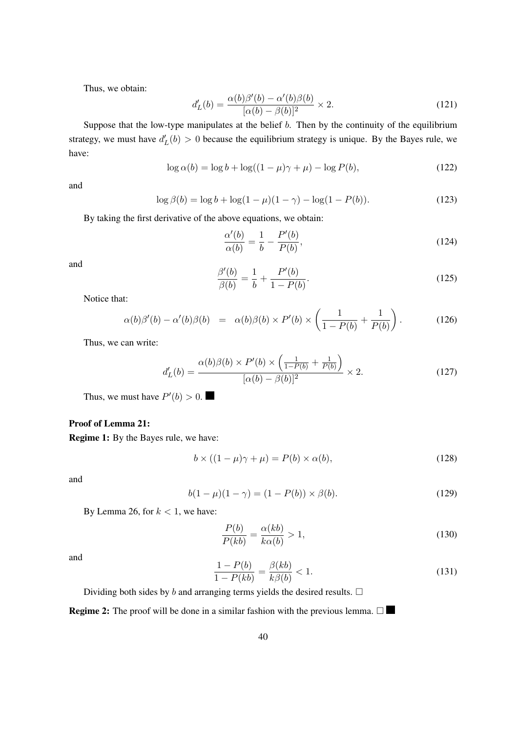Thus, we obtain:

$$d_L'(b) = \frac{\alpha(b)\beta'(b) - \alpha'(b)\beta(b)}{[\alpha(b) - \beta(b)]^2} \times 2. \tag{121}$$

Suppose that the low-type manipulates at the belief $b$. Then by the continuity of the equilibrium strategy, we must have $d_L'(b) > 0$ because the equilibrium strategy is unique. By the Bayes rule, we have:

$$\log \alpha(b) = \log b + \log((1-\mu)\gamma + \mu) - \log P(b), \tag{122}$$

and

$$\log \beta(b) = \log b + \log(1-\mu)(1-\gamma) - \log(1 - P(b)). \tag{123}$$

By taking the first derivative of the above equations, we obtain:

$$\frac{\alpha'(b)}{\alpha(b)} = \frac{1}{b} - \frac{P'(b)}{P(b)}, \tag{124}$$

and

$$\frac{\beta'(b)}{\beta(b)} = \frac{1}{b} + \frac{P'(b)}{1 - P(b)}. \tag{125}$$

Notice that:

$$\alpha(b)\beta'(b) - \alpha'(b)\beta(b) \;\; = \;\; \alpha(b)\beta(b) \times P'(b) \times \left( \frac{1}{1-P(b)} + \frac{1}{P(b)} \right). \tag{126}$$

Thus, we can write:

$$d_L'(b) = \frac{\alpha(b)\beta(b) \times P'(b) \times \left( \frac{1}{1-P(b)} + \frac{1}{P(b)} \right)}{[\alpha(b) - \beta(b)]^2} \times 2. \tag{127}$$

Thus, we must have $P'(b) > 0$. ■

**Proof of Lemma 21:**

**Regime 1:** By the Bayes rule, we have:

$$b \times ((1-\mu)\gamma + \mu) = P(b) \times \alpha(b), \tag{128}$$

and

$$b(1-\mu)(1-\gamma) = (1 - P(b)) \times \beta(b). \tag{129}$$

By Lemma 26, for $k < 1$, we have:

$$\frac{P(b)}{P(kb)} = \frac{\alpha(kb)}{k\alpha(b)} > 1, \tag{130}$$

and

$$\frac{1 - P(b)}{1 - P(kb)} = \frac{\beta(kb)}{k\beta(b)} < 1. \tag{131}$$

Dividing both sides by $b$ and arranging terms yields the desired results. □

**Regime 2:** The proof will be done in a similar fashion with the previous lemma. □ ■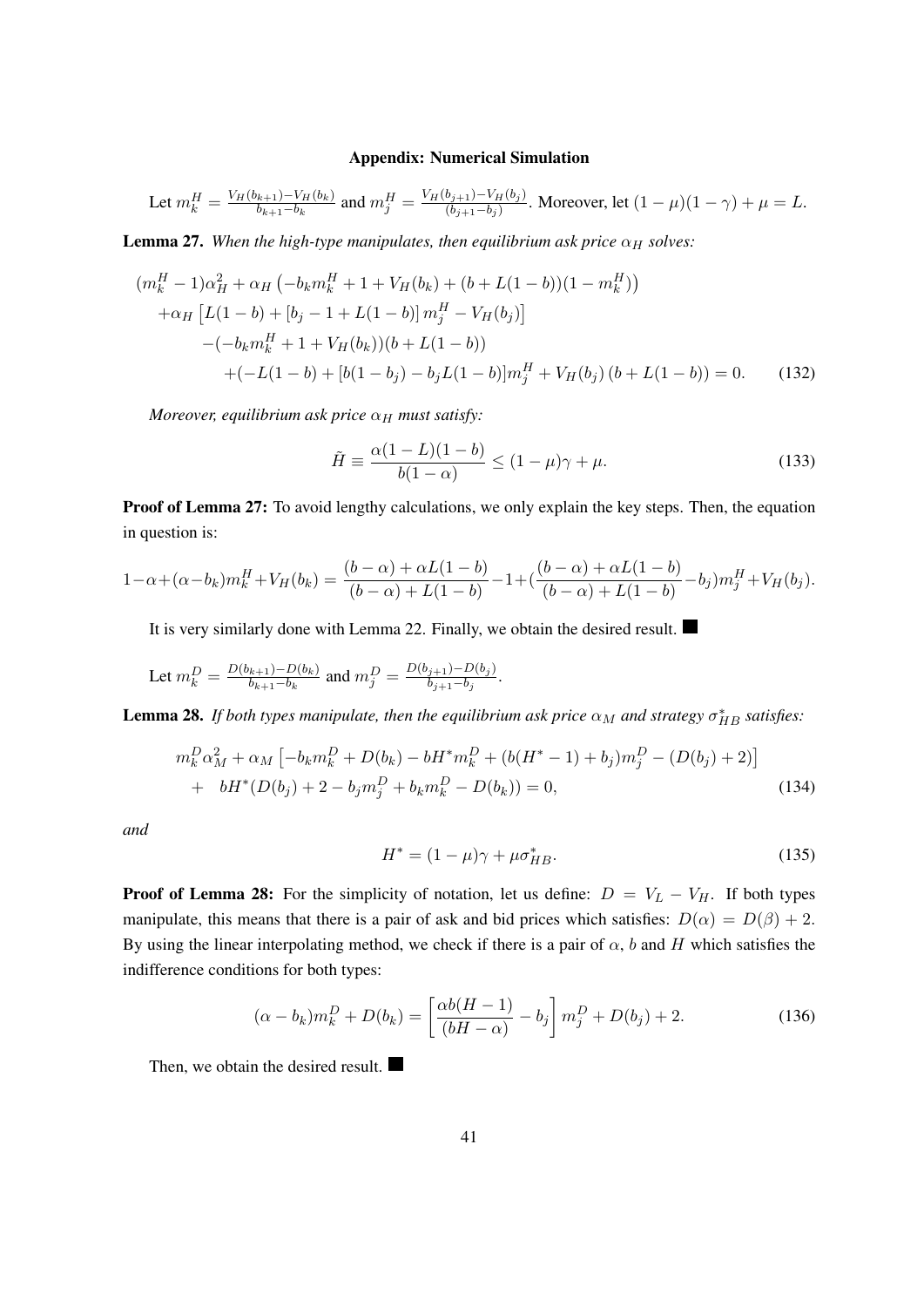## Appendix: Numerical Simulation

Let $m_k^H = \frac{V_H(b_{k+1}) - V_H(b_k)}{b_{k+1} - b_k}$ and $m_j^H = \frac{V_H(b_{j+1}) - V_H(b_j)}{(b_{j+1} - b_j)}$. Moreover, let $(1-\mu)(1-\gamma) + \mu = L$.

**Lemma 27.** *When the high-type manipulates, then equilibrium ask price $\alpha_H$ solves:*

$$
\begin{aligned}
&(m_k^H - 1)\alpha_H^2 + \alpha_H \left(-b_k m_k^H + 1 + V_H(b_k) + (b + L(1-b))(1 - m_k^H)\right) \\
&\quad + \alpha_H \left[L(1-b) + \left[b_j - 1 + L(1-b)\right] m_j^H - V_H(b_j)\right] \\
&\qquad - (-b_k m_k^H + 1 + V_H(b_k))(b + L(1-b)) \\
&\qquad\quad + (-L(1-b) + [b(1-b_j) - b_j L(1-b)] m_j^H + V_H(b_j)\,(b + L(1-b)) = 0. \qquad (132)
\end{aligned}
$$

*Moreover, equilibrium ask price $\alpha_H$ must satisfy:*

$$
\tilde{H} \equiv \frac{\alpha(1-L)(1-b)}{b(1-\alpha)} \leq (1-\mu)\gamma + \mu. \qquad (133)
$$

**Proof of Lemma 27:** To avoid lengthy calculations, we only explain the key steps. Then, the equation in question is:

$$
1-\alpha+(\alpha-b_k)m_k^H+V_H(b_k) = \frac{(b-\alpha)+\alpha L(1-b)}{(b-\alpha)+L(1-b)} - 1 + \left(\frac{(b-\alpha)+\alpha L(1-b)}{(b-\alpha)+L(1-b)} - b_j\right)m_j^H + V_H(b_j).
$$

It is very similarly done with Lemma 22. Finally, we obtain the desired result. ■

Let $m_k^D = \frac{D(b_{k+1}) - D(b_k)}{b_{k+1} - b_k}$ and $m_j^D = \frac{D(b_{j+1}) - D(b_j)}{b_{j+1} - b_j}$.

**Lemma 28.** *If both types manipulate, then the equilibrium ask price $\alpha_M$ and strategy $\sigma_{HB}^*$ satisfies:*

$$
\begin{aligned}
& m_k^D \alpha_M^2 + \alpha_M \left[-b_k m_k^D + D(b_k) - bH^* m_k^D + (b(H^*-1) + b_j) m_j^D - (D(b_j) + 2)\right] \\
& + \quad bH^*(D(b_j) + 2 - b_j m_j^D + b_k m_k^D - D(b_k)) = 0, \qquad (134)
\end{aligned}
$$

*and*

$$
H^* = (1-\mu)\gamma + \mu \sigma_{HB}^*. \qquad (135)
$$

**Proof of Lemma 28:** For the simplicity of notation, let us define: $D = V_L - V_H$. If both types manipulate, this means that there is a pair of ask and bid prices which satisfies: $D(\alpha) = D(\beta) + 2$. By using the linear interpolating method, we check if there is a pair of $\alpha$, $b$ and $H$ which satisfies the indifference conditions for both types:

$$
(\alpha - b_k) m_k^D + D(b_k) = \left[\frac{\alpha b(H-1)}{(bH-\alpha)} - b_j\right] m_j^D + D(b_j) + 2. \qquad (136)
$$

Then, we obtain the desired result. ■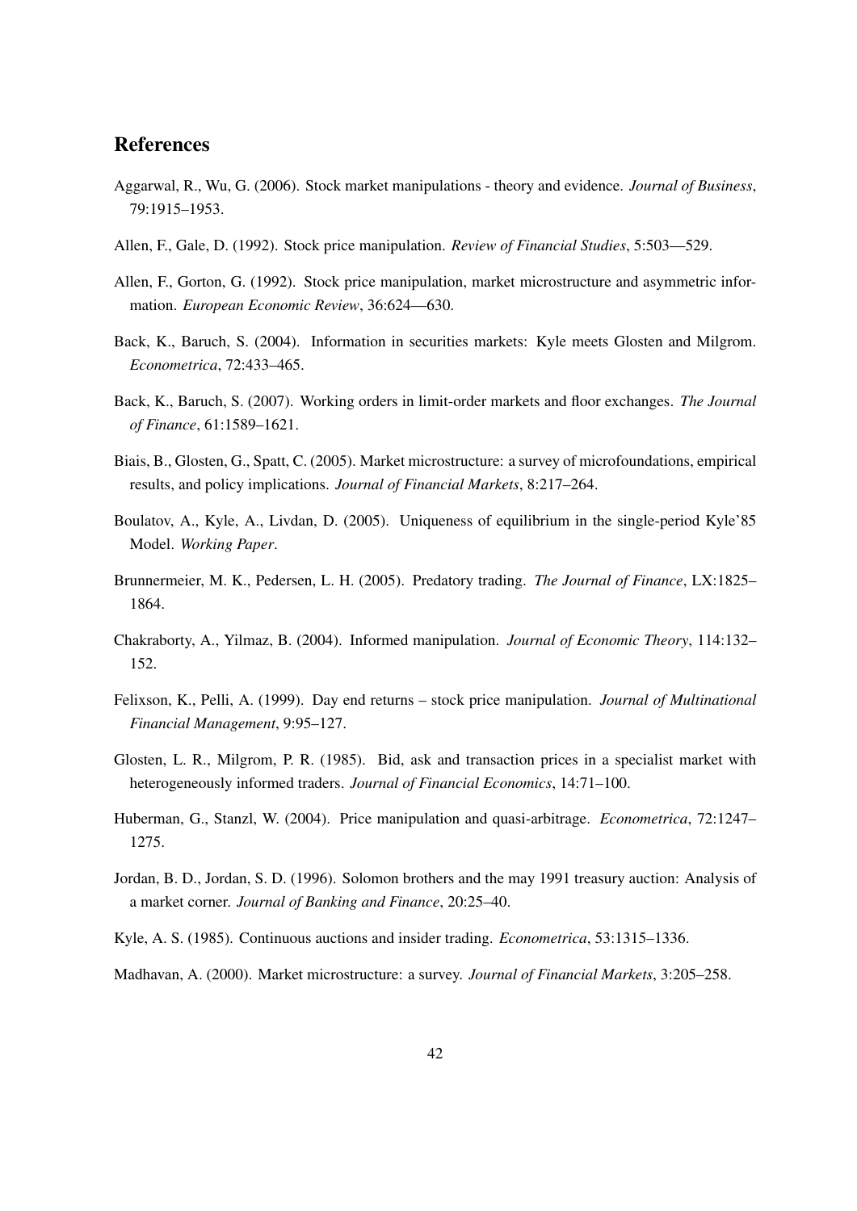## References

Aggarwal, R., Wu, G. (2006). Stock market manipulations - theory and evidence. *Journal of Business*, 79:1915–1953.

Allen, F., Gale, D. (1992). Stock price manipulation. *Review of Financial Studies*, 5:503—529.

Allen, F., Gorton, G. (1992). Stock price manipulation, market microstructure and asymmetric information. *European Economic Review*, 36:624—630.

Back, K., Baruch, S. (2004). Information in securities markets: Kyle meets Glosten and Milgrom. *Econometrica*, 72:433–465.

Back, K., Baruch, S. (2007). Working orders in limit-order markets and floor exchanges. *The Journal of Finance*, 61:1589–1621.

Biais, B., Glosten, G., Spatt, C. (2005). Market microstructure: a survey of microfoundations, empirical results, and policy implications. *Journal of Financial Markets*, 8:217–264.

Boulatov, A., Kyle, A., Livdan, D. (2005). Uniqueness of equilibrium in the single-period Kyle'85 Model. *Working Paper*.

Brunnermeier, M. K., Pedersen, L. H. (2005). Predatory trading. *The Journal of Finance*, LX:1825–1864.

Chakraborty, A., Yilmaz, B. (2004). Informed manipulation. *Journal of Economic Theory*, 114:132–152.

Felixson, K., Pelli, A. (1999). Day end returns – stock price manipulation. *Journal of Multinational Financial Management*, 9:95–127.

Glosten, L. R., Milgrom, P. R. (1985). Bid, ask and transaction prices in a specialist market with heterogeneously informed traders. *Journal of Financial Economics*, 14:71–100.

Huberman, G., Stanzl, W. (2004). Price manipulation and quasi-arbitrage. *Econometrica*, 72:1247–1275.

Jordan, B. D., Jordan, S. D. (1996). Solomon brothers and the may 1991 treasury auction: Analysis of a market corner. *Journal of Banking and Finance*, 20:25–40.

Kyle, A. S. (1985). Continuous auctions and insider trading. *Econometrica*, 53:1315–1336.

Madhavan, A. (2000). Market microstructure: a survey. *Journal of Financial Markets*, 3:205–258.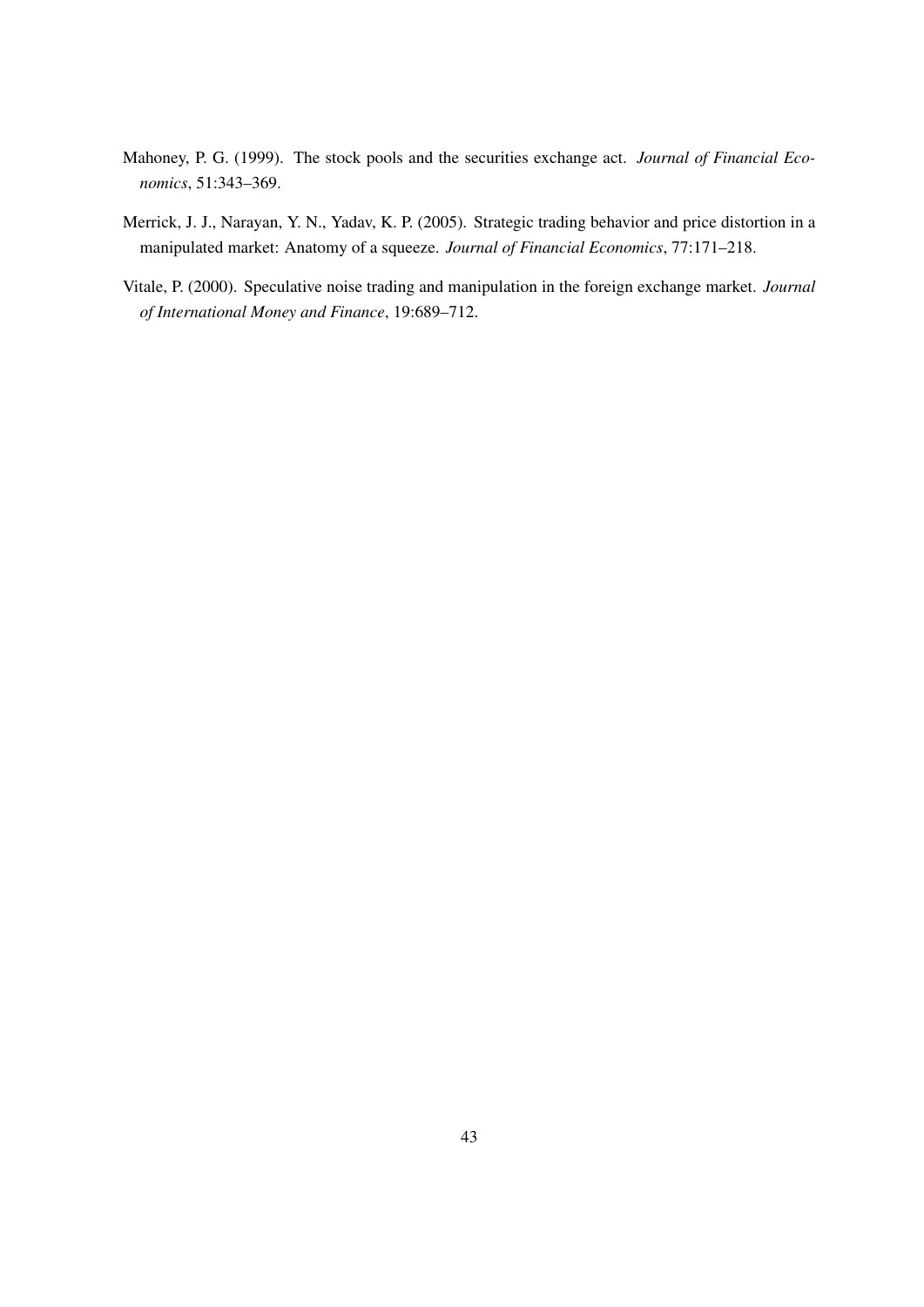Mahoney, P. G. (1999). The stock pools and the securities exchange act. *Journal of Financial Economics*, 51:343–369.

Merrick, J. J., Narayan, Y. N., Yadav, K. P. (2005). Strategic trading behavior and price distortion in a manipulated market: Anatomy of a squeeze. *Journal of Financial Economics*, 77:171–218.

Vitale, P. (2000). Speculative noise trading and manipulation in the foreign exchange market. *Journal of International Money and Finance*, 19:689–712.